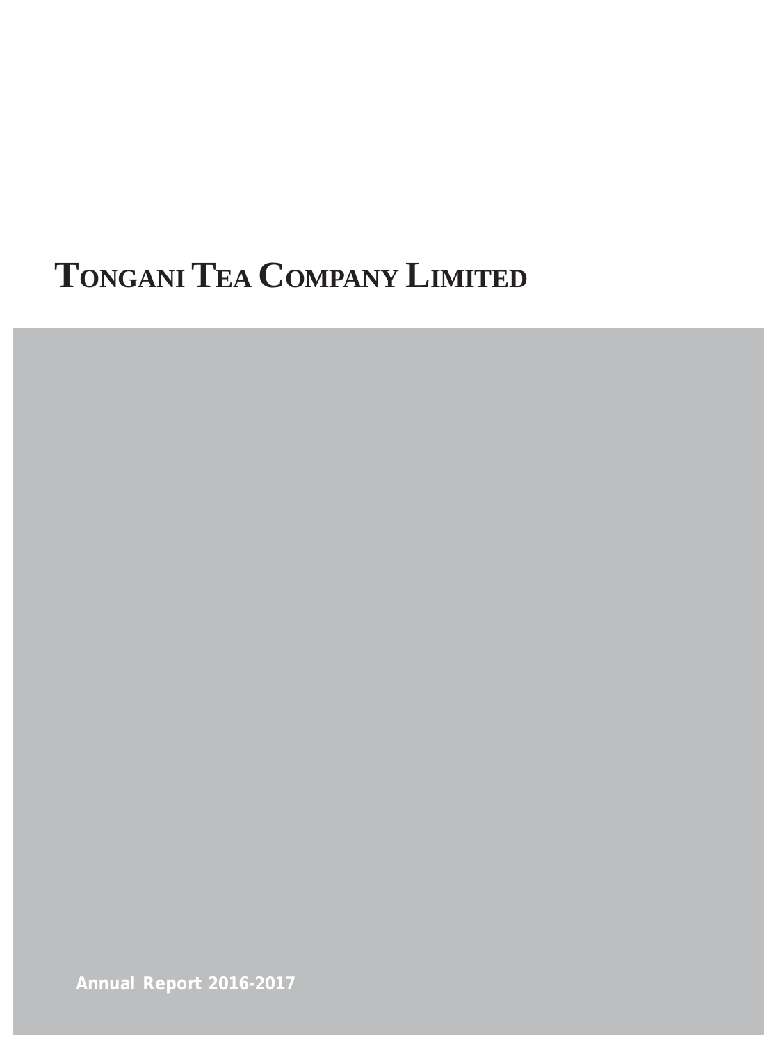# TONGANI TEA COMPANY LIMITED

**Annual Report 2016-2017**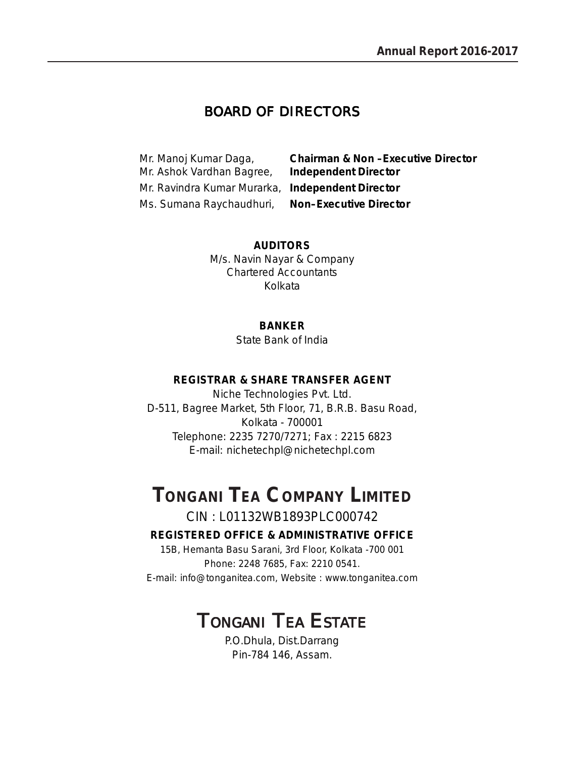# BOARD OF DIRECTORS

Mr. Manoj Kumar Daga, **Chairman & Non –Executive Director**
Mr. Ashok Vardhan Bagree, **Independent Director**
Mr. Ravindra Kumar Murarka, **Independent Director**
Ms. Sumana Raychaudhuri, **Non–Executive Director**

**AUDITORS**
M/s. Navin Nayar & Company
Chartered Accountants
Kolkata

**BANKER**
State Bank of India

**REGISTRAR & SHARE TRANSFER AGENT**
Niche Technologies Pvt. Ltd.
D-511, Bagree Market, 5th Floor, 71, B.R.B. Basu Road,
Kolkata - 700001
Telephone: 2235 7270/7271; Fax : 2215 6823
E-mail: nichetechpl@nichetechpl.com

# TONGANI TEA COMPANY LIMITED

CIN : L01132WB1893PLC000742

**REGISTERED OFFICE & ADMINISTRATIVE OFFICE**
15B, Hemanta Basu Sarani, 3rd Floor, Kolkata -700 001
Phone: 2248 7685, Fax: 2210 0541.
E-mail: info@tonganitea.com, Website : www.tonganitea.com

# TONGANI TEA ESTATE

P.O.Dhula, Dist.Darrang
Pin-784 146, Assam.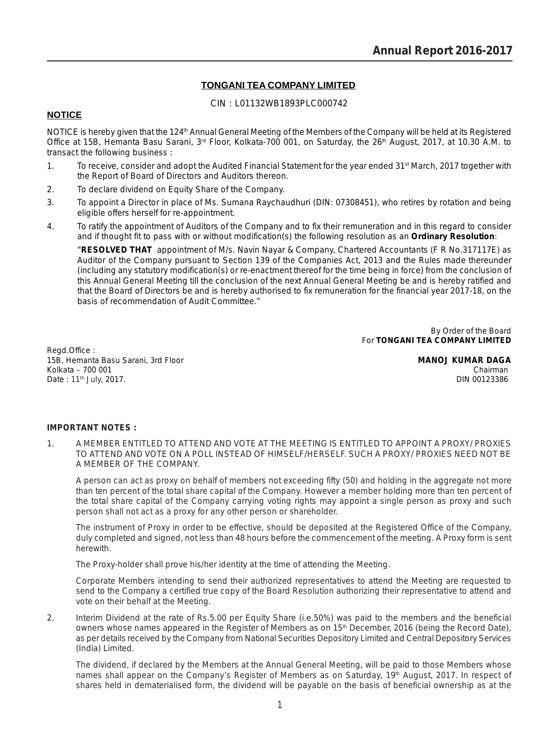# TONGANI TEA COMPANY LIMITED

CIN : L01132WB1893PLC000742

## NOTICE

NOTICE is hereby given that the 124th Annual General Meeting of the Members of the Company will be held at its Registered Office at 15B, Hemanta Basu Sarani, 3rd Floor, Kolkata-700 001, on Saturday, the 26th August, 2017, at 10.30 A.M. to transact the following business :

1. To receive, consider and adopt the Audited Financial Statement for the year ended 31st March, 2017 together with the Report of Board of Directors and Auditors thereon.
2. To declare dividend on Equity Share of the Company.
3. To appoint a Director in place of Ms. Sumana Raychaudhuri (DIN: 07308451), who retires by rotation and being eligible offers herself for re-appointment.
4. To ratify the appointment of Auditors of the Company and to fix their remuneration and in this regard to consider and if thought fit to pass with or without modification(s) the following resolution as an **Ordinary Resolution**:

   "**RESOLVED THAT** appointment of M/s. Navin Nayar & Company, Chartered Accountants (F R No.317117E) as Auditor of the Company pursuant to Section 139 of the Companies Act, 2013 and the Rules made thereunder (including any statutory modification(s) or re-enactment thereof for the time being in force) from the conclusion of this Annual General Meeting till the conclusion of the next Annual General Meeting be and is hereby ratified and that the Board of Directors be and is hereby authorised to fix remuneration for the financial year 2017-18, on the basis of recommendation of Audit Committee."

By Order of the Board
For **TONGANI TEA COMPANY LIMITED**

Regd.Office :
15B, Hemanta Basu Sarani, 3rd Floor
Kolkata – 700 001
Date : 11th July, 2017.

**MANOJ KUMAR DAGA**
Chairman
DIN 00123386

**IMPORTANT NOTES :**

1. A MEMBER ENTITLED TO ATTEND AND VOTE AT THE MEETING IS ENTITLED TO APPOINT A PROXY/ PROXIES TO ATTEND AND VOTE ON A POLL INSTEAD OF HIMSELF/HERSELF. SUCH A PROXY/ PROXIES NEED NOT BE A MEMBER OF THE COMPANY.

   A person can act as proxy on behalf of members not exceeding fifty (50) and holding in the aggregate not more than ten percent of the total share capital of the Company. However a member holding more than ten percent of the total share capital of the Company carrying voting rights may appoint a single person as proxy and such person shall not act as a proxy for any other person or shareholder.

   The instrument of Proxy in order to be effective, should be deposited at the Registered Office of the Company, duly completed and signed, not less than 48 hours before the commencement of the meeting. A Proxy form is sent herewith.

   The Proxy-holder shall prove his/her identity at the time of attending the Meeting.

   Corporate Members intending to send their authorized representatives to attend the Meeting are requested to send to the Company a certified true copy of the Board Resolution authorizing their representative to attend and vote on their behalf at the Meeting.

2. Interim Dividend at the rate of Rs.5.00 per Equity Share (i.e.50%) was paid to the members and the beneficial owners whose names appeared in the Register of Members as on 15th December, 2016 (being the Record Date), as per details received by the Company from National Securities Depository Limited and Central Depository Services (India) Limited.

   The dividend, if declared by the Members at the Annual General Meeting, will be paid to those Members whose names shall appear on the Company's Register of Members as on Saturday, 19th August, 2017. In respect of shares held in dematerialised form, the dividend will be payable on the basis of beneficial ownership as at the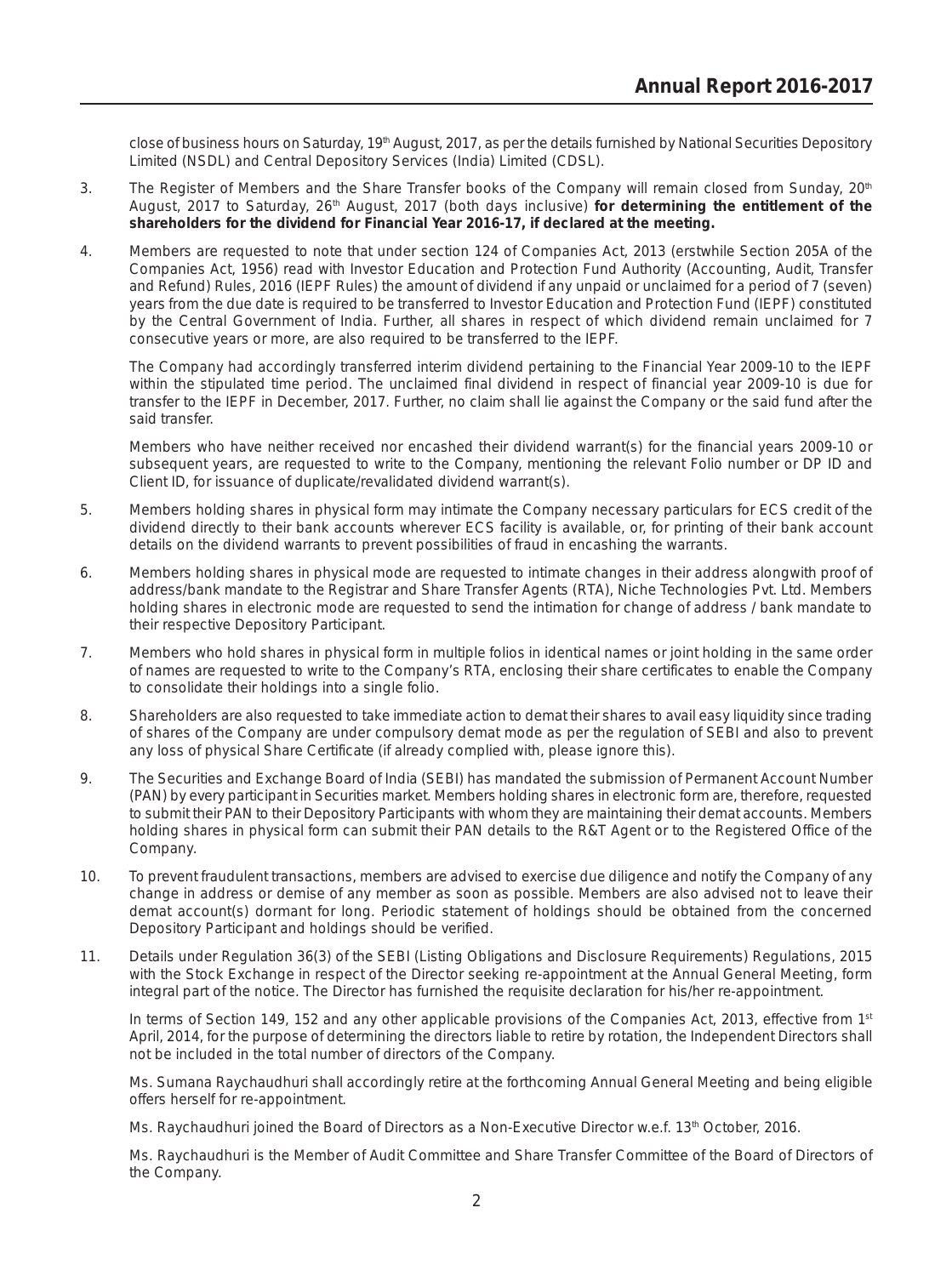close of business hours on Saturday, 19th August, 2017, as per the details furnished by National Securities Depository Limited (NSDL) and Central Depository Services (India) Limited (CDSL).

3. The Register of Members and the Share Transfer books of the Company will remain closed from Sunday, 20th August, 2017 to Saturday, 26th August, 2017 (both days inclusive) **for determining the entitlement of the shareholders for the dividend for Financial Year 2016-17, if declared at the meeting.**

4. Members are requested to note that under section 124 of Companies Act, 2013 (erstwhile Section 205A of the Companies Act, 1956) read with Investor Education and Protection Fund Authority (Accounting, Audit, Transfer and Refund) Rules, 2016 (IEPF Rules) the amount of dividend if any unpaid or unclaimed for a period of 7 (seven) years from the due date is required to be transferred to Investor Education and Protection Fund (IEPF) constituted by the Central Government of India. Further, all shares in respect of which dividend remain unclaimed for 7 consecutive years or more, are also required to be transferred to the IEPF.

   The Company had accordingly transferred interim dividend pertaining to the Financial Year 2009-10 to the IEPF within the stipulated time period. The unclaimed final dividend in respect of financial year 2009-10 is due for transfer to the IEPF in December, 2017. Further, no claim shall lie against the Company or the said fund after the said transfer.

   Members who have neither received nor encashed their dividend warrant(s) for the financial years 2009-10 or subsequent years, are requested to write to the Company, mentioning the relevant Folio number or DP ID and Client ID, for issuance of duplicate/revalidated dividend warrant(s).

5. Members holding shares in physical form may intimate the Company necessary particulars for ECS credit of the dividend directly to their bank accounts wherever ECS facility is available, or, for printing of their bank account details on the dividend warrants to prevent possibilities of fraud in encashing the warrants.

6. Members holding shares in physical mode are requested to intimate changes in their address alongwith proof of address/bank mandate to the Registrar and Share Transfer Agents (RTA), Niche Technologies Pvt. Ltd. Members holding shares in electronic mode are requested to send the intimation for change of address / bank mandate to their respective Depository Participant.

7. Members who hold shares in physical form in multiple folios in identical names or joint holding in the same order of names are requested to write to the Company's RTA, enclosing their share certificates to enable the Company to consolidate their holdings into a single folio.

8. Shareholders are also requested to take immediate action to demat their shares to avail easy liquidity since trading of shares of the Company are under compulsory demat mode as per the regulation of SEBI and also to prevent any loss of physical Share Certificate (if already complied with, please ignore this).

9. The Securities and Exchange Board of India (SEBI) has mandated the submission of Permanent Account Number (PAN) by every participant in Securities market. Members holding shares in electronic form are, therefore, requested to submit their PAN to their Depository Participants with whom they are maintaining their demat accounts. Members holding shares in physical form can submit their PAN details to the R&T Agent or to the Registered Office of the Company.

10. To prevent fraudulent transactions, members are advised to exercise due diligence and notify the Company of any change in address or demise of any member as soon as possible. Members are also advised not to leave their demat account(s) dormant for long. Periodic statement of holdings should be obtained from the concerned Depository Participant and holdings should be verified.

11. Details under Regulation 36(3) of the SEBI (Listing Obligations and Disclosure Requirements) Regulations, 2015 with the Stock Exchange in respect of the Director seeking re-appointment at the Annual General Meeting, form integral part of the notice. The Director has furnished the requisite declaration for his/her re-appointment.

    In terms of Section 149, 152 and any other applicable provisions of the Companies Act, 2013, effective from 1st April, 2014, for the purpose of determining the directors liable to retire by rotation, the Independent Directors shall not be included in the total number of directors of the Company.

    Ms. Sumana Raychaudhuri shall accordingly retire at the forthcoming Annual General Meeting and being eligible offers herself for re-appointment.

    Ms. Raychaudhuri joined the Board of Directors as a Non-Executive Director w.e.f. 13th October, 2016.

    Ms. Raychaudhuri is the Member of Audit Committee and Share Transfer Committee of the Board of Directors of the Company.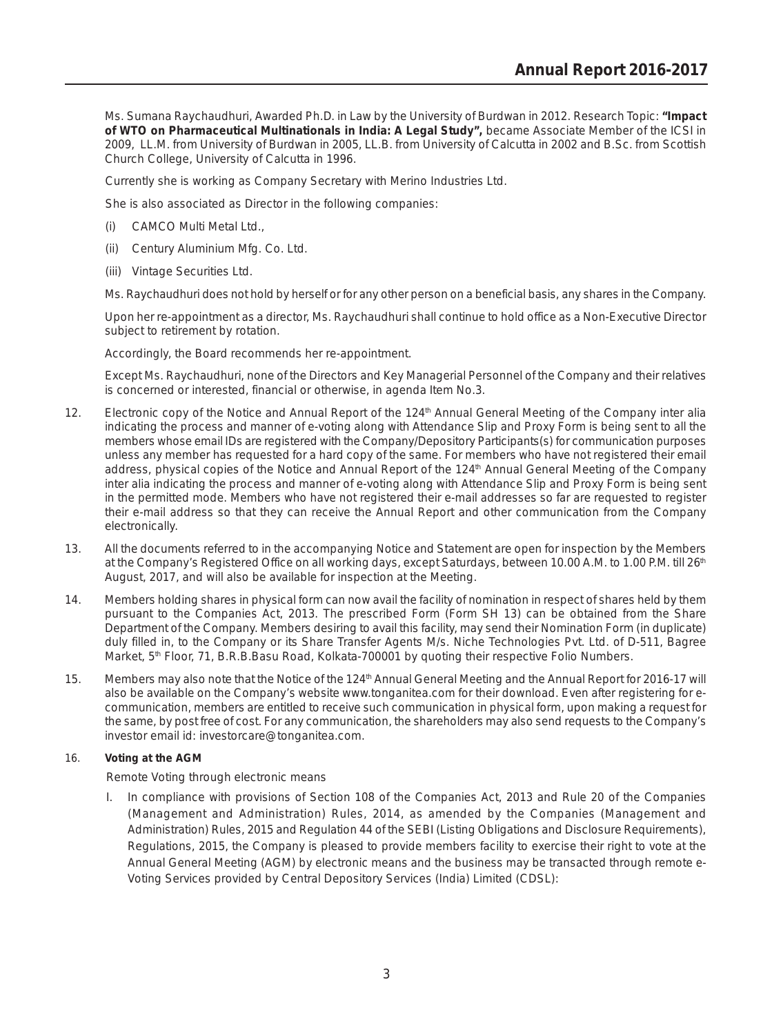Ms. Sumana Raychaudhuri, Awarded Ph.D. in Law by the University of Burdwan in 2012. Research Topic: **"Impact of WTO on Pharmaceutical Multinationals in India: A Legal Study",** became Associate Member of the ICSI in 2009, LL.M. from University of Burdwan in 2005, LL.B. from University of Calcutta in 2002 and B.Sc. from Scottish Church College, University of Calcutta in 1996.

Currently she is working as Company Secretary with Merino Industries Ltd.

She is also associated as Director in the following companies:

(i) CAMCO Multi Metal Ltd.,

(ii) Century Aluminium Mfg. Co. Ltd.

(iii) Vintage Securities Ltd.

Ms. Raychaudhuri does not hold by herself or for any other person on a beneficial basis, any shares in the Company.

Upon her re-appointment as a director, Ms. Raychaudhuri shall continue to hold office as a Non-Executive Director subject to retirement by rotation.

Accordingly, the Board recommends her re-appointment.

Except Ms. Raychaudhuri, none of the Directors and Key Managerial Personnel of the Company and their relatives is concerned or interested, financial or otherwise, in agenda Item No.3.

12. Electronic copy of the Notice and Annual Report of the 124th Annual General Meeting of the Company inter alia indicating the process and manner of e-voting along with Attendance Slip and Proxy Form is being sent to all the members whose email IDs are registered with the Company/Depository Participants(s) for communication purposes unless any member has requested for a hard copy of the same. For members who have not registered their email address, physical copies of the Notice and Annual Report of the 124th Annual General Meeting of the Company inter alia indicating the process and manner of e-voting along with Attendance Slip and Proxy Form is being sent in the permitted mode. Members who have not registered their e-mail addresses so far are requested to register their e-mail address so that they can receive the Annual Report and other communication from the Company electronically.

13. All the documents referred to in the accompanying Notice and Statement are open for inspection by the Members at the Company's Registered Office on all working days, except Saturdays, between 10.00 A.M. to 1.00 P.M. till 26th August, 2017, and will also be available for inspection at the Meeting.

14. Members holding shares in physical form can now avail the facility of nomination in respect of shares held by them pursuant to the Companies Act, 2013. The prescribed Form (Form SH 13) can be obtained from the Share Department of the Company. Members desiring to avail this facility, may send their Nomination Form (in duplicate) duly filled in, to the Company or its Share Transfer Agents M/s. Niche Technologies Pvt. Ltd. of D-511, Bagree Market, 5th Floor, 71, B.R.B.Basu Road, Kolkata-700001 by quoting their respective Folio Numbers.

15. Members may also note that the Notice of the 124th Annual General Meeting and the Annual Report for 2016-17 will also be available on the Company's website www.tonganitea.com for their download. Even after registering for e-communication, members are entitled to receive such communication in physical form, upon making a request for the same, by post free of cost. For any communication, the shareholders may also send requests to the Company's investor email id: investorcare@tonganitea.com.

16. **Voting at the AGM**

Remote Voting through electronic means

I. In compliance with provisions of Section 108 of the Companies Act, 2013 and Rule 20 of the Companies (Management and Administration) Rules, 2014, as amended by the Companies (Management and Administration) Rules, 2015 and Regulation 44 of the SEBI (Listing Obligations and Disclosure Requirements), Regulations, 2015, the Company is pleased to provide members facility to exercise their right to vote at the Annual General Meeting (AGM) by electronic means and the business may be transacted through remote e-Voting Services provided by Central Depository Services (India) Limited (CDSL):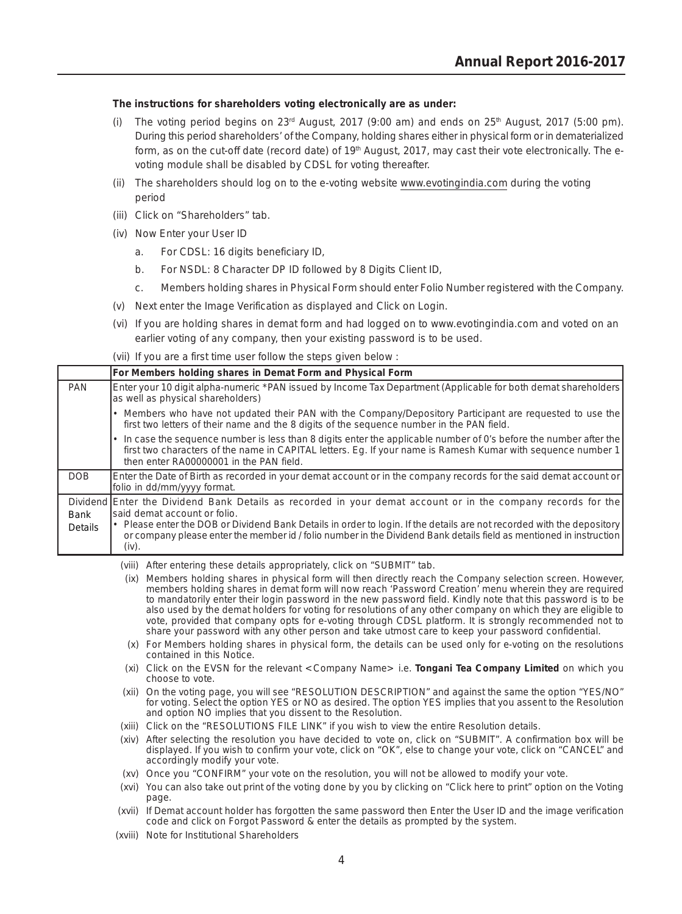**The instructions for shareholders voting electronically are as under:**

(i) The voting period begins on 23rd August, 2017 (9:00 am) and ends on 25th August, 2017 (5:00 pm). During this period shareholders' of the Company, holding shares either in physical form or in dematerialized form, as on the cut-off date (record date) of 19th August, 2017, may cast their vote electronically. The e-voting module shall be disabled by CDSL for voting thereafter.

(ii) The shareholders should log on to the e-voting website www.evotingindia.com during the voting period

(iii) Click on "Shareholders" tab.

(iv) Now Enter your User ID

  a. For CDSL: 16 digits beneficiary ID,

  b. For NSDL: 8 Character DP ID followed by 8 Digits Client ID,

  c. Members holding shares in Physical Form should enter Folio Number registered with the Company.

(v) Next enter the Image Verification as displayed and Click on Login.

(vi) If you are holding shares in demat form and had logged on to www.evotingindia.com and voted on an earlier voting of any company, then your existing password is to be used.

(vii) If you are a first time user follow the steps given below :

| | **For Members holding shares in Demat Form and Physical Form** |
|---|---|
| PAN | Enter your 10 digit alpha-numeric *PAN issued by Income Tax Department (Applicable for both demat shareholders as well as physical shareholders)<br>• Members who have not updated their PAN with the Company/Depository Participant are requested to use the first two letters of their name and the 8 digits of the sequence number in the PAN field.<br>• In case the sequence number is less than 8 digits enter the applicable number of 0's before the number after the first two characters of the name in CAPITAL letters. Eg. If your name is Ramesh Kumar with sequence number 1 then enter RA00000001 in the PAN field. |
| DOB | Enter the Date of Birth as recorded in your demat account or in the company records for the said demat account or folio in dd/mm/yyyy format. |
| Dividend Bank Details | Enter the Dividend Bank Details as recorded in your demat account or in the company records for the said demat account or folio.<br>• Please enter the DOB or Dividend Bank Details in order to login. If the details are not recorded with the depository or company please enter the member id / folio number in the Dividend Bank details field as mentioned in instruction (iv). |

(viii) After entering these details appropriately, click on "SUBMIT" tab.

(ix) Members holding shares in physical form will then directly reach the Company selection screen. However, members holding shares in demat form will now reach 'Password Creation' menu wherein they are required to mandatorily enter their login password in the new password field. Kindly note that this password is to be also used by the demat holders for voting for resolutions of any other company on which they are eligible to vote, provided that company opts for e-voting through CDSL platform. It is strongly recommended not to share your password with any other person and take utmost care to keep your password confidential.

(x) For Members holding shares in physical form, the details can be used only for e-voting on the resolutions contained in this Notice.

(xi) Click on the EVSN for the relevant <Company Name> i.e. **Tongani Tea Company Limited** on which you choose to vote.

(xii) On the voting page, you will see "RESOLUTION DESCRIPTION" and against the same the option "YES/NO" for voting. Select the option YES or NO as desired. The option YES implies that you assent to the Resolution and option NO implies that you dissent to the Resolution.

(xiii) Click on the "RESOLUTIONS FILE LINK" if you wish to view the entire Resolution details.

(xiv) After selecting the resolution you have decided to vote on, click on "SUBMIT". A confirmation box will be displayed. If you wish to confirm your vote, click on "OK", else to change your vote, click on "CANCEL" and accordingly modify your vote.

(xv) Once you "CONFIRM" your vote on the resolution, you will not be allowed to modify your vote.

(xvi) You can also take out print of the voting done by you by clicking on "Click here to print" option on the Voting page.

(xvii) If Demat account holder has forgotten the same password then Enter the User ID and the image verification code and click on Forgot Password & enter the details as prompted by the system.

(xviii) Note for Institutional Shareholders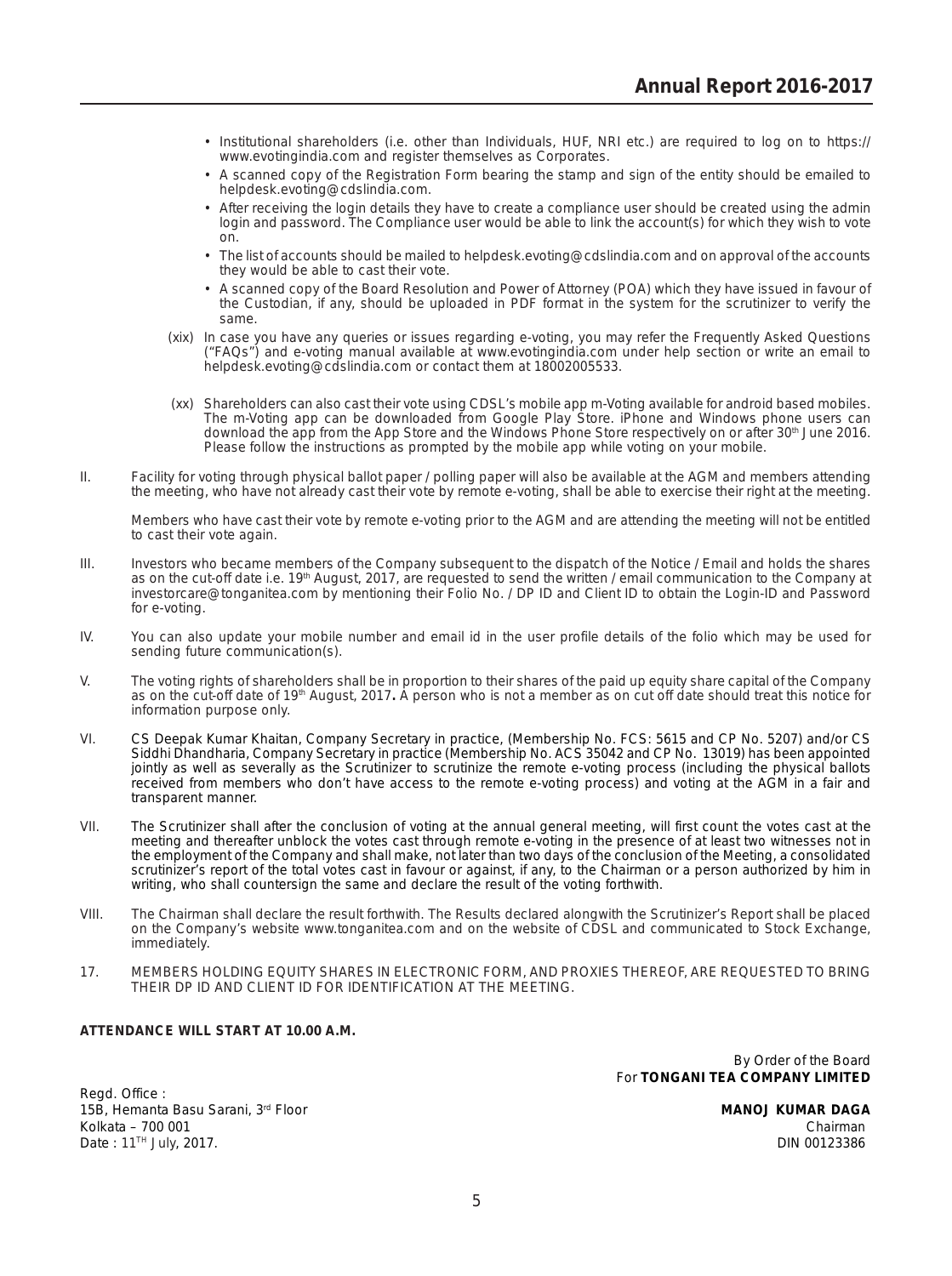- Institutional shareholders (i.e. other than Individuals, HUF, NRI etc.) are required to log on to https://www.evotingindia.com and register themselves as Corporates.
- A scanned copy of the Registration Form bearing the stamp and sign of the entity should be emailed to helpdesk.evoting@cdslindia.com.
- After receiving the login details they have to create a compliance user should be created using the admin login and password. The Compliance user would be able to link the account(s) for which they wish to vote on.
- The list of accounts should be mailed to helpdesk.evoting@cdslindia.com and on approval of the accounts they would be able to cast their vote.
- A scanned copy of the Board Resolution and Power of Attorney (POA) which they have issued in favour of the Custodian, if any, should be uploaded in PDF format in the system for the scrutinizer to verify the same.

(xix) In case you have any queries or issues regarding e-voting, you may refer the Frequently Asked Questions ("FAQs") and e-voting manual available at www.evotingindia.com under help section or write an email to helpdesk.evoting@cdslindia.com or contact them at 18002005533.

(xx) Shareholders can also cast their vote using CDSL's mobile app m-Voting available for android based mobiles. The m-Voting app can be downloaded from Google Play Store. iPhone and Windows phone users can download the app from the App Store and the Windows Phone Store respectively on or after 30th June 2016. Please follow the instructions as prompted by the mobile app while voting on your mobile.

II. Facility for voting through physical ballot paper / polling paper will also be available at the AGM and members attending the meeting, who have not already cast their vote by remote e-voting, shall be able to exercise their right at the meeting.

Members who have cast their vote by remote e-voting prior to the AGM and are attending the meeting will not be entitled to cast their vote again.

III. Investors who became members of the Company subsequent to the dispatch of the Notice / Email and holds the shares as on the cut-off date i.e. 19th August, 2017, are requested to send the written / email communication to the Company at investorcare@tonganitea.com by mentioning their Folio No. / DP ID and Client ID to obtain the Login-ID and Password for e-voting.

IV. You can also update your mobile number and email id in the user profile details of the folio which may be used for sending future communication(s).

V. The voting rights of shareholders shall be in proportion to their shares of the paid up equity share capital of the Company as on the cut-off date of 19th August, 2017**.** A person who is not a member as on cut off date should treat this notice for information purpose only.

VI. CS Deepak Kumar Khaitan, Company Secretary in practice, (Membership No. FCS: 5615 and CP No. 5207) and/or CS Siddhi Dhandharia, Company Secretary in practice (Membership No. ACS 35042 and CP No. 13019) has been appointed jointly as well as severally as the Scrutinizer to scrutinize the remote e-voting process (including the physical ballots received from members who don't have access to the remote e-voting process) and voting at the AGM in a fair and transparent manner.

VII. The Scrutinizer shall after the conclusion of voting at the annual general meeting, will first count the votes cast at the meeting and thereafter unblock the votes cast through remote e-voting in the presence of at least two witnesses not in the employment of the Company and shall make, not later than two days of the conclusion of the Meeting, a consolidated scrutinizer's report of the total votes cast in favour or against, if any, to the Chairman or a person authorized by him in writing, who shall countersign the same and declare the result of the voting forthwith.

VIII. The Chairman shall declare the result forthwith. The Results declared alongwith the Scrutinizer's Report shall be placed on the Company's website www.tonganitea.com and on the website of CDSL and communicated to Stock Exchange, immediately.

17. MEMBERS HOLDING EQUITY SHARES IN ELECTRONIC FORM, AND PROXIES THEREOF, ARE REQUESTED TO BRING THEIR DP ID AND CLIENT ID FOR IDENTIFICATION AT THE MEETING.

**ATTENDANCE WILL START AT 10.00 A.M.**

By Order of the Board
For **TONGANI TEA COMPANY LIMITED**

**MANOJ KUMAR DAGA**
Chairman
DIN 00123386

Regd. Office :
15B, Hemanta Basu Sarani, 3rd Floor
Kolkata – 700 001
Date : 11TH July, 2017.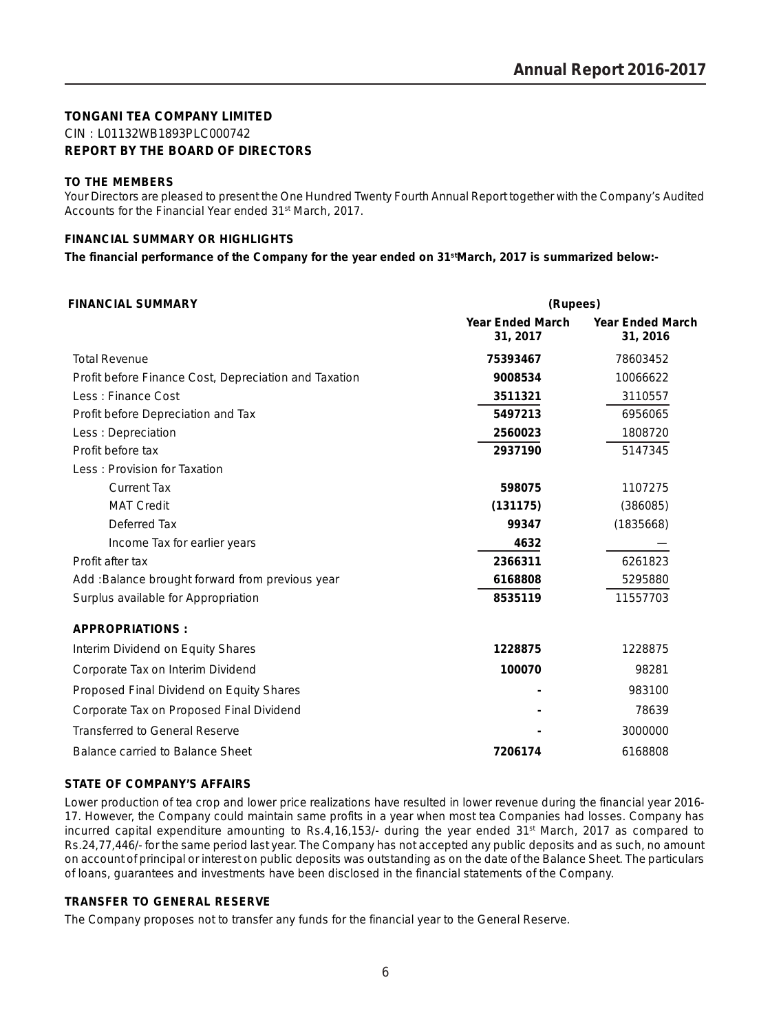**TONGANI TEA COMPANY LIMITED**

CIN : L01132WB1893PLC000742

**REPORT BY THE BOARD OF DIRECTORS**

**TO THE MEMBERS**

Your Directors are pleased to present the One Hundred Twenty Fourth Annual Report together with the Company's Audited Accounts for the Financial Year ended 31st March, 2017.

**FINANCIAL SUMMARY OR HIGHLIGHTS**

**The financial performance of the Company for the year ended on 31stMarch, 2017 is summarized below:-**

| FINANCIAL SUMMARY | (Rupees) | |
|---|---|---|
| | Year Ended March 31, 2017 | Year Ended March 31, 2016 |
| Total Revenue | **75393467** | 78603452 |
| Profit before Finance Cost, Depreciation and Taxation | **9008534** | 10066622 |
| Less : Finance Cost | **3511321** | 3110557 |
| Profit before Depreciation and Tax | **5497213** | 6956065 |
| Less : Depreciation | **2560023** | 1808720 |
| Profit before tax | **2937190** | 5147345 |
| Less : Provision for Taxation | | |
| Current Tax | **598075** | 1107275 |
| MAT Credit | **(131175)** | (386085) |
| Deferred Tax | **99347** | (1835668) |
| Income Tax for earlier years | **4632** | — |
| Profit after tax | **2366311** | 6261823 |
| Add :Balance brought forward from previous year | **6168808** | 5295880 |
| Surplus available for Appropriation | **8535119** | 11557703 |
| **APPROPRIATIONS :** | | |
| Interim Dividend on Equity Shares | **1228875** | 1228875 |
| Corporate Tax on Interim Dividend | **100070** | 98281 |
| Proposed Final Dividend on Equity Shares | **-** | 983100 |
| Corporate Tax on Proposed Final Dividend | **-** | 78639 |
| Transferred to General Reserve | **-** | 3000000 |
| Balance carried to Balance Sheet | **7206174** | 6168808 |

**STATE OF COMPANY'S AFFAIRS**

Lower production of tea crop and lower price realizations have resulted in lower revenue during the financial year 2016-17. However, the Company could maintain same profits in a year when most tea Companies had losses. Company has incurred capital expenditure amounting to Rs.4,16,153/- during the year ended 31st March, 2017 as compared to Rs.24,77,446/- for the same period last year. The Company has not accepted any public deposits and as such, no amount on account of principal or interest on public deposits was outstanding as on the date of the Balance Sheet. The particulars of loans, guarantees and investments have been disclosed in the financial statements of the Company.

**TRANSFER TO GENERAL RESERVE**

The Company proposes not to transfer any funds for the financial year to the General Reserve.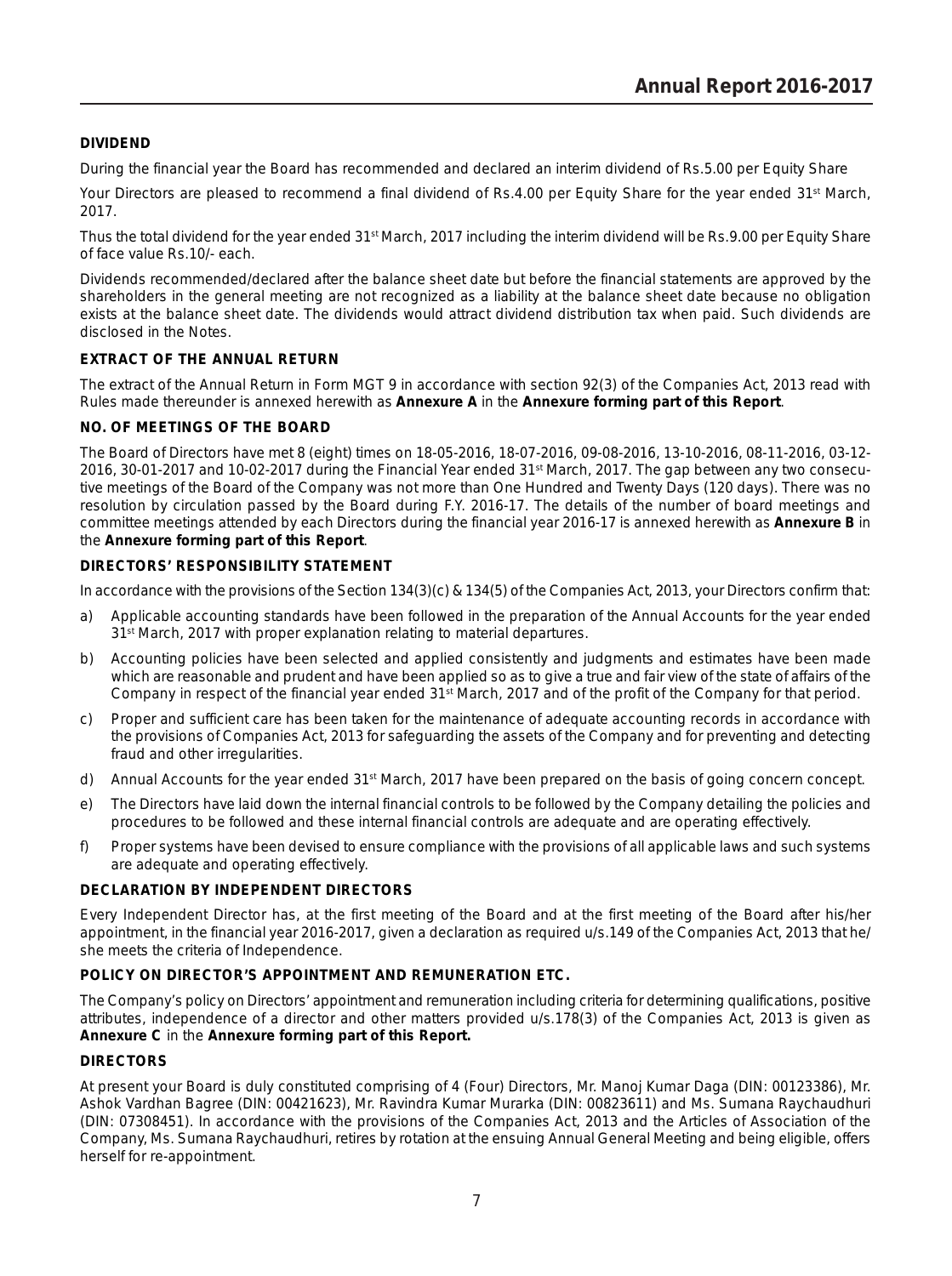## DIVIDEND

During the financial year the Board has recommended and declared an interim dividend of Rs.5.00 per Equity Share

Your Directors are pleased to recommend a final dividend of Rs.4.00 per Equity Share for the year ended 31st March, 2017.

Thus the total dividend for the year ended 31st March, 2017 including the interim dividend will be Rs.9.00 per Equity Share of face value Rs.10/- each.

Dividends recommended/declared after the balance sheet date but before the financial statements are approved by the shareholders in the general meeting are not recognized as a liability at the balance sheet date because no obligation exists at the balance sheet date. The dividends would attract dividend distribution tax when paid. Such dividends are disclosed in the Notes.

## EXTRACT OF THE ANNUAL RETURN

The extract of the Annual Return in Form MGT 9 in accordance with section 92(3) of the Companies Act, 2013 read with Rules made thereunder is annexed herewith as **Annexure A** in the **Annexure forming part of this Report**.

## NO. OF MEETINGS OF THE BOARD

The Board of Directors have met 8 (eight) times on 18-05-2016, 18-07-2016, 09-08-2016, 13-10-2016, 08-11-2016, 03-12-2016, 30-01-2017 and 10-02-2017 during the Financial Year ended 31st March, 2017. The gap between any two consecutive meetings of the Board of the Company was not more than One Hundred and Twenty Days (120 days). There was no resolution by circulation passed by the Board during F.Y. 2016-17. The details of the number of board meetings and committee meetings attended by each Directors during the financial year 2016-17 is annexed herewith as **Annexure B** in the **Annexure forming part of this Report**.

## DIRECTORS' RESPONSIBILITY STATEMENT

In accordance with the provisions of the Section 134(3)(c) & 134(5) of the Companies Act, 2013, your Directors confirm that:

a) Applicable accounting standards have been followed in the preparation of the Annual Accounts for the year ended 31st March, 2017 with proper explanation relating to material departures.

b) Accounting policies have been selected and applied consistently and judgments and estimates have been made which are reasonable and prudent and have been applied so as to give a true and fair view of the state of affairs of the Company in respect of the financial year ended 31st March, 2017 and of the profit of the Company for that period.

c) Proper and sufficient care has been taken for the maintenance of adequate accounting records in accordance with the provisions of Companies Act, 2013 for safeguarding the assets of the Company and for preventing and detecting fraud and other irregularities.

d) Annual Accounts for the year ended 31st March, 2017 have been prepared on the basis of going concern concept.

e) The Directors have laid down the internal financial controls to be followed by the Company detailing the policies and procedures to be followed and these internal financial controls are adequate and are operating effectively.

f) Proper systems have been devised to ensure compliance with the provisions of all applicable laws and such systems are adequate and operating effectively.

## DECLARATION BY INDEPENDENT DIRECTORS

Every Independent Director has, at the first meeting of the Board and at the first meeting of the Board after his/her appointment, in the financial year 2016-2017, given a declaration as required u/s.149 of the Companies Act, 2013 that he/she meets the criteria of Independence.

## POLICY ON DIRECTOR'S APPOINTMENT AND REMUNERATION ETC.

The Company's policy on Directors' appointment and remuneration including criteria for determining qualifications, positive attributes, independence of a director and other matters provided u/s.178(3) of the Companies Act, 2013 is given as **Annexure C** in the **Annexure forming part of this Report.**

## DIRECTORS

At present your Board is duly constituted comprising of 4 (Four) Directors, Mr. Manoj Kumar Daga (DIN: 00123386), Mr. Ashok Vardhan Bagree (DIN: 00421623), Mr. Ravindra Kumar Murarka (DIN: 00823611) and Ms. Sumana Raychaudhuri (DIN: 07308451). In accordance with the provisions of the Companies Act, 2013 and the Articles of Association of the Company, Ms. Sumana Raychaudhuri, retires by rotation at the ensuing Annual General Meeting and being eligible, offers herself for re-appointment.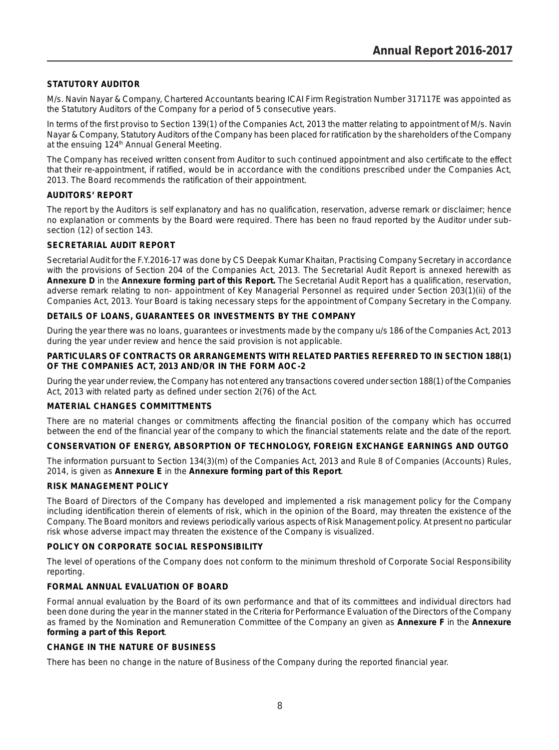### STATUTORY AUDITOR

M/s. Navin Nayar & Company, Chartered Accountants bearing ICAI Firm Registration Number 317117E was appointed as the Statutory Auditors of the Company for a period of 5 consecutive years.

In terms of the first proviso to Section 139(1) of the Companies Act, 2013 the matter relating to appointment of M/s. Navin Nayar & Company, Statutory Auditors of the Company has been placed for ratification by the shareholders of the Company at the ensuing 124th Annual General Meeting.

The Company has received written consent from Auditor to such continued appointment and also certificate to the effect that their re-appointment, if ratified, would be in accordance with the conditions prescribed under the Companies Act, 2013. The Board recommends the ratification of their appointment.

### AUDITORS' REPORT

The report by the Auditors is self explanatory and has no qualification, reservation, adverse remark or disclaimer; hence no explanation or comments by the Board were required. There has been no fraud reported by the Auditor under sub-section (12) of section 143.

### SECRETARIAL AUDIT REPORT

Secretarial Audit for the F.Y.2016-17 was done by CS Deepak Kumar Khaitan, Practising Company Secretary in accordance with the provisions of Section 204 of the Companies Act, 2013. The Secretarial Audit Report is annexed herewith as **Annexure D** in the **Annexure forming part of this Report.** The Secretarial Audit Report has a qualification, reservation, adverse remark relating to non- appointment of Key Managerial Personnel as required under Section 203(1)(ii) of the Companies Act, 2013. Your Board is taking necessary steps for the appointment of Company Secretary in the Company.

### DETAILS OF LOANS, GUARANTEES OR INVESTMENTS BY THE COMPANY

During the year there was no loans, guarantees or investments made by the company u/s 186 of the Companies Act, 2013 during the year under review and hence the said provision is not applicable.

### PARTICULARS OF CONTRACTS OR ARRANGEMENTS WITH RELATED PARTIES REFERRED TO IN SECTION 188(1) OF THE COMPANIES ACT, 2013 AND/OR IN THE FORM AOC-2

During the year under review, the Company has not entered any transactions covered under section 188(1) of the Companies Act, 2013 with related party as defined under section 2(76) of the Act.

### MATERIAL CHANGES COMMITTMENTS

There are no material changes or commitments affecting the financial position of the company which has occurred between the end of the financial year of the company to which the financial statements relate and the date of the report.

### CONSERVATION OF ENERGY, ABSORPTION OF TECHNOLOGY, FOREIGN EXCHANGE EARNINGS AND OUTGO

The information pursuant to Section 134(3)(m) of the Companies Act, 2013 and Rule 8 of Companies (Accounts) Rules, 2014, is given as **Annexure E** in the **Annexure forming part of this Report**.

### RISK MANAGEMENT POLICY

The Board of Directors of the Company has developed and implemented a risk management policy for the Company including identification therein of elements of risk, which in the opinion of the Board, may threaten the existence of the Company. The Board monitors and reviews periodically various aspects of Risk Management policy. At present no particular risk whose adverse impact may threaten the existence of the Company is visualized.

### POLICY ON CORPORATE SOCIAL RESPONSIBILITY

The level of operations of the Company does not conform to the minimum threshold of Corporate Social Responsibility reporting.

### FORMAL ANNUAL EVALUATION OF BOARD

Formal annual evaluation by the Board of its own performance and that of its committees and individual directors had been done during the year in the manner stated in the Criteria for Performance Evaluation of the Directors of the Company as framed by the Nomination and Remuneration Committee of the Company an given as **Annexure F** in the **Annexure forming a part of this Report**.

### CHANGE IN THE NATURE OF BUSINESS

There has been no change in the nature of Business of the Company during the reported financial year.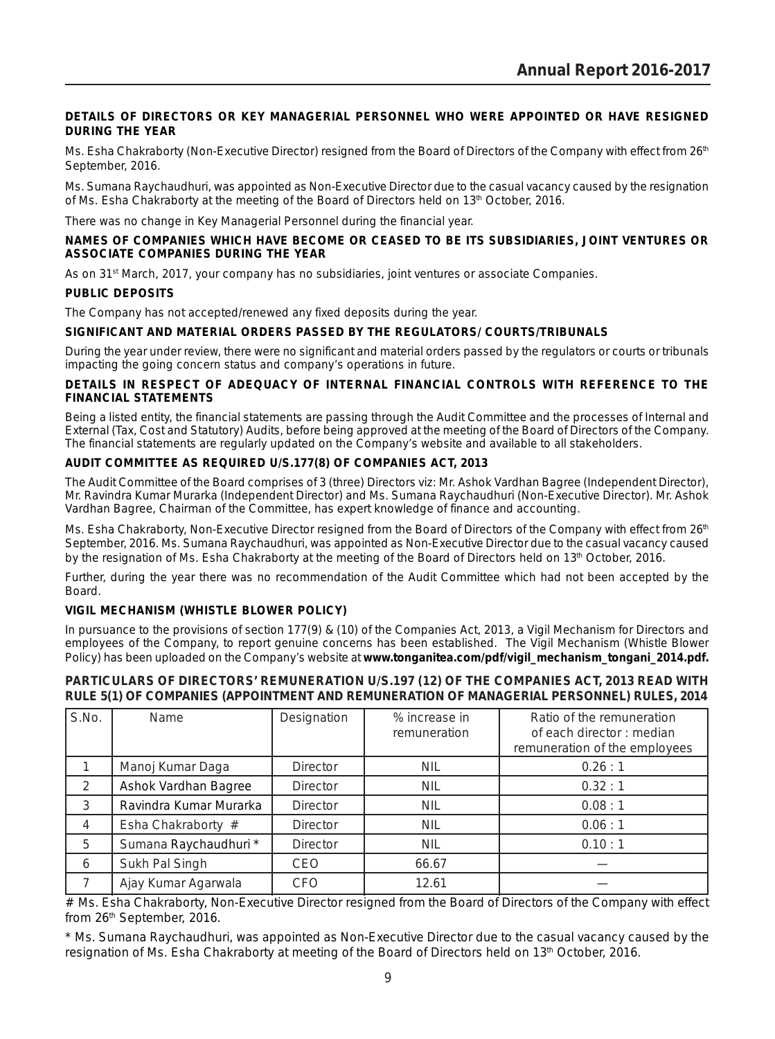**DETAILS OF DIRECTORS OR KEY MANAGERIAL PERSONNEL WHO WERE APPOINTED OR HAVE RESIGNED DURING THE YEAR**

Ms. Esha Chakraborty (Non-Executive Director) resigned from the Board of Directors of the Company with effect from 26th September, 2016.

Ms. Sumana Raychaudhuri, was appointed as Non-Executive Director due to the casual vacancy caused by the resignation of Ms. Esha Chakraborty at the meeting of the Board of Directors held on 13th October, 2016.

There was no change in Key Managerial Personnel during the financial year.

**NAMES OF COMPANIES WHICH HAVE BECOME OR CEASED TO BE ITS SUBSIDIARIES, JOINT VENTURES OR ASSOCIATE COMPANIES DURING THE YEAR**

As on 31st March, 2017, your company has no subsidiaries, joint ventures or associate Companies.

**PUBLIC DEPOSITS**

The Company has not accepted/renewed any fixed deposits during the year.

**SIGNIFICANT AND MATERIAL ORDERS PASSED BY THE REGULATORS/ COURTS/TRIBUNALS**

During the year under review, there were no significant and material orders passed by the regulators or courts or tribunals impacting the going concern status and company's operations in future.

**DETAILS IN RESPECT OF ADEQUACY OF INTERNAL FINANCIAL CONTROLS WITH REFERENCE TO THE FINANCIAL STATEMENTS**

Being a listed entity, the financial statements are passing through the Audit Committee and the processes of Internal and External (Tax, Cost and Statutory) Audits, before being approved at the meeting of the Board of Directors of the Company. The financial statements are regularly updated on the Company's website and available to all stakeholders.

**AUDIT COMMITTEE AS REQUIRED U/S.177(8) OF COMPANIES ACT, 2013**

The Audit Committee of the Board comprises of 3 (three) Directors viz: Mr. Ashok Vardhan Bagree (Independent Director), Mr. Ravindra Kumar Murarka (Independent Director) and Ms. Sumana Raychaudhuri (Non-Executive Director). Mr. Ashok Vardhan Bagree, Chairman of the Committee, has expert knowledge of finance and accounting.

Ms. Esha Chakraborty, Non-Executive Director resigned from the Board of Directors of the Company with effect from 26th September, 2016. Ms. Sumana Raychaudhuri, was appointed as Non-Executive Director due to the casual vacancy caused by the resignation of Ms. Esha Chakraborty at the meeting of the Board of Directors held on 13th October, 2016.

Further, during the year there was no recommendation of the Audit Committee which had not been accepted by the Board.

**VIGIL MECHANISM (WHISTLE BLOWER POLICY)**

In pursuance to the provisions of section 177(9) & (10) of the Companies Act, 2013, a Vigil Mechanism for Directors and employees of the Company, to report genuine concerns has been established. The Vigil Mechanism (Whistle Blower Policy) has been uploaded on the Company's website at **www.tonganitea.com/pdf/vigil_mechanism_tongani_2014.pdf.**

**PARTICULARS OF DIRECTORS' REMUNERATION U/S.197 (12) OF THE COMPANIES ACT, 2013 READ WITH RULE 5(1) OF COMPANIES (APPOINTMENT AND REMUNERATION OF MANAGERIAL PERSONNEL) RULES, 2014**

| S.No. | Name | Designation | % increase in remuneration | Ratio of the remuneration of each director : median remuneration of the employees |
|---|---|---|---|---|
| 1 | Manoj Kumar Daga | Director | NIL | 0.26 : 1 |
| 2 | Ashok Vardhan Bagree | Director | NIL | 0.32 : 1 |
| 3 | Ravindra Kumar Murarka | Director | NIL | 0.08 : 1 |
| 4 | Esha Chakraborty # | Director | NIL | 0.06 : 1 |
| 5 | Sumana Raychaudhuri * | Director | NIL | 0.10 : 1 |
| 6 | Sukh Pal Singh | CEO | 66.67 | — |
| 7 | Ajay Kumar Agarwala | CFO | 12.61 | — |

# Ms. Esha Chakraborty, Non-Executive Director resigned from the Board of Directors of the Company with effect from 26th September, 2016.

* Ms. Sumana Raychaudhuri, was appointed as Non-Executive Director due to the casual vacancy caused by the resignation of Ms. Esha Chakraborty at meeting of the Board of Directors held on 13th October, 2016.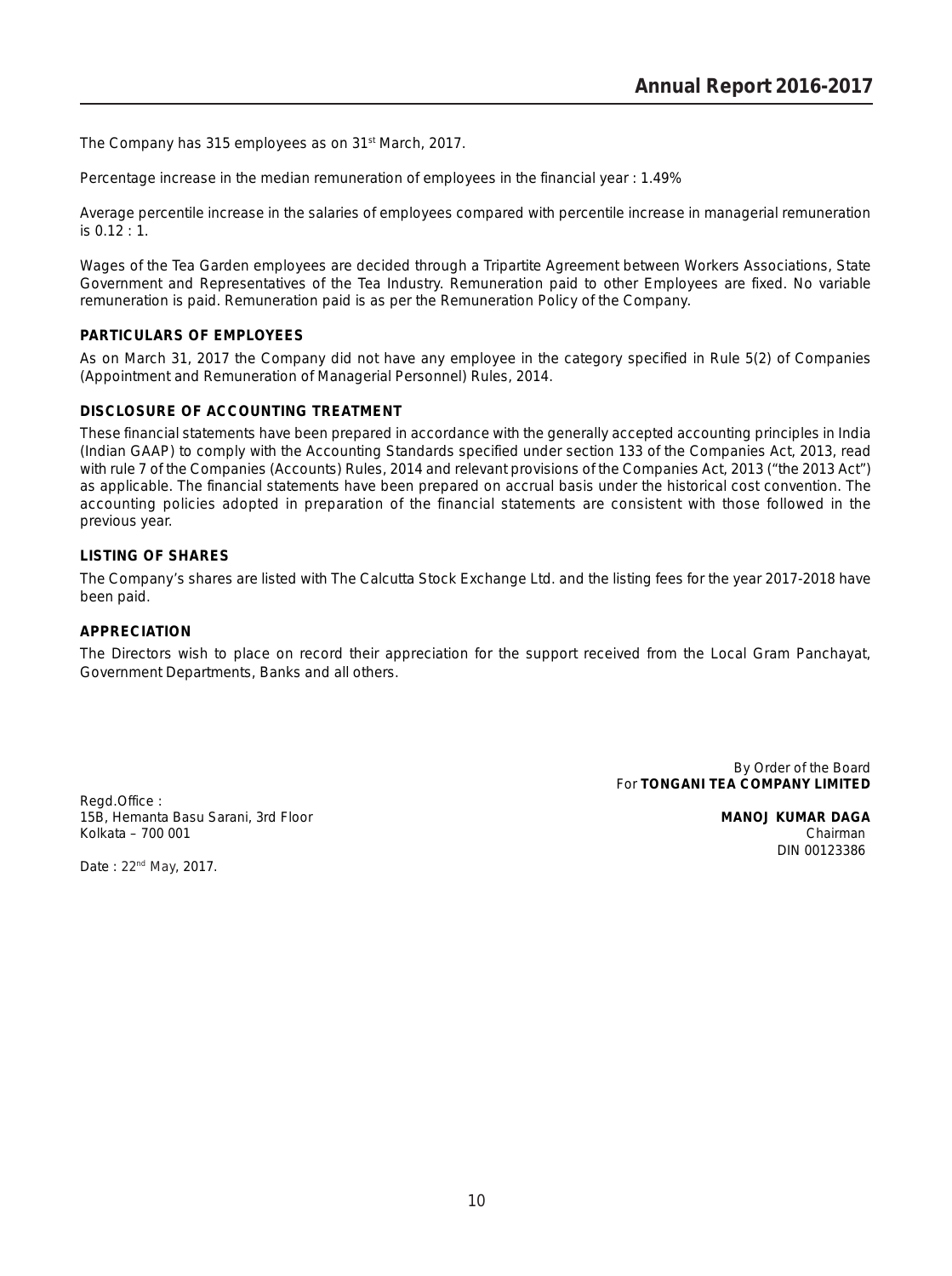The Company has 315 employees as on 31st March, 2017.

Percentage increase in the median remuneration of employees in the financial year : 1.49%

Average percentile increase in the salaries of employees compared with percentile increase in managerial remuneration is 0.12 : 1.

Wages of the Tea Garden employees are decided through a Tripartite Agreement between Workers Associations, State Government and Representatives of the Tea Industry. Remuneration paid to other Employees are fixed. No variable remuneration is paid. Remuneration paid is as per the Remuneration Policy of the Company.

**PARTICULARS OF EMPLOYEES**

As on March 31, 2017 the Company did not have any employee in the category specified in Rule 5(2) of Companies (Appointment and Remuneration of Managerial Personnel) Rules, 2014.

**DISCLOSURE OF ACCOUNTING TREATMENT**

These financial statements have been prepared in accordance with the generally accepted accounting principles in India (Indian GAAP) to comply with the Accounting Standards specified under section 133 of the Companies Act, 2013, read with rule 7 of the Companies (Accounts) Rules, 2014 and relevant provisions of the Companies Act, 2013 ("the 2013 Act") as applicable. The financial statements have been prepared on accrual basis under the historical cost convention. The accounting policies adopted in preparation of the financial statements are consistent with those followed in the previous year.

**LISTING OF SHARES**

The Company's shares are listed with The Calcutta Stock Exchange Ltd. and the listing fees for the year 2017-2018 have been paid.

**APPRECIATION**

The Directors wish to place on record their appreciation for the support received from the Local Gram Panchayat, Government Departments, Banks and all others.

By Order of the Board
For **TONGANI TEA COMPANY LIMITED**

Regd.Office :
15B, Hemanta Basu Sarani, 3rd Floor
Kolkata – 700 001

**MANOJ KUMAR DAGA**
Chairman
DIN 00123386

Date : 22nd May, 2017.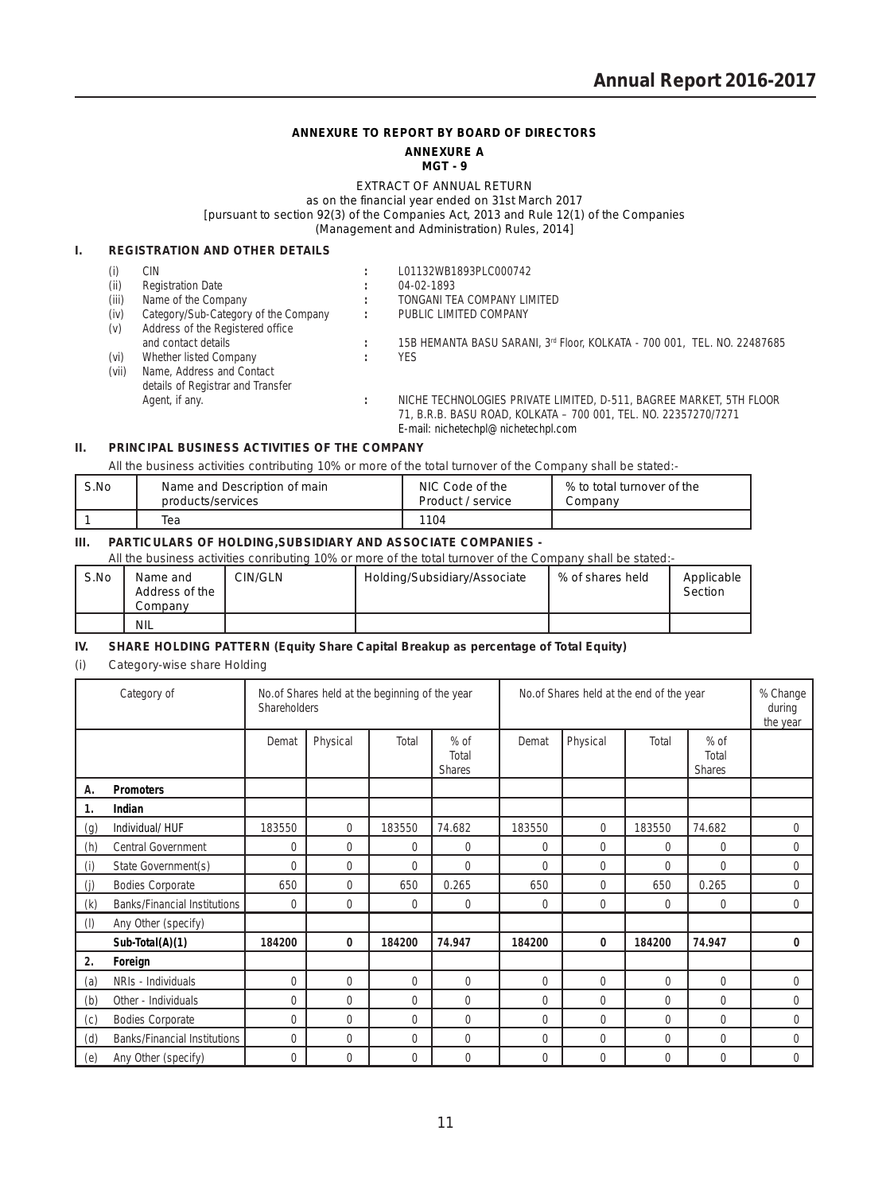**ANNEXURE TO REPORT BY BOARD OF DIRECTORS**

**ANNEXURE A**

**MGT - 9**

EXTRACT OF ANNUAL RETURN
as on the financial year ended on 31st March 2017
[pursuant to section 92(3) of the Companies Act, 2013 and Rule 12(1) of the Companies (Management and Administration) Rules, 2014]

## I. REGISTRATION AND OTHER DETAILS

| | | | |
|---|---|---|---|
| (i) | CIN | : | L01132WB1893PLC000742 |
| (ii) | Registration Date | : | 04-02-1893 |
| (iii) | Name of the Company | : | TONGANI TEA COMPANY LIMITED |
| (iv) | Category/Sub-Category of the Company | : | PUBLIC LIMITED COMPANY |
| (v) | Address of the Registered office and contact details | : | 15B HEMANTA BASU SARANI, 3rd Floor, KOLKATA - 700 001, TEL. NO. 22487685 |
| (vi) | Whether listed Company | : | YES |
| (vii) | Name, Address and Contact details of Registrar and Transfer Agent, if any. | : | NICHE TECHNOLOGIES PRIVATE LIMITED, D-511, BAGREE MARKET, 5TH FLOOR 71, B.R.B. BASU ROAD, KOLKATA – 700 001, TEL. NO. 22357270/7271 E-mail: nichetechpl@nichetechpl.com |

## II. PRINCIPAL BUSINESS ACTIVITIES OF THE COMPANY

All the business activities contributing 10% or more of the total turnover of the Company shall be stated:-

| S.No | Name and Description of main products/services | NIC Code of the Product / service | % to total turnover of the Company |
|---|---|---|---|
| 1 | Tea | 1104 | |

## III. PARTICULARS OF HOLDING,SUBSIDIARY AND ASSOCIATE COMPANIES -

All the business activities conributing 10% or more of the total turnover of the Company shall be stated:-

| S.No | Name and Address of the Company | CIN/GLN | Holding/Subsidiary/Associate | % of shares held | Applicable Section |
|---|---|---|---|---|---|
| | NIL | | | | |

## IV. SHARE HOLDING PATTERN (Equity Share Capital Breakup as percentage of Total Equity)

(i) Category-wise share Holding

| Category of Shareholders | | No.of Shares held at the beginning of the year | | | | No.of Shares held at the end of the year | | | | % Change during the year |
|---|---|---|---|---|---|---|---|---|---|---|
| | | Demat | Physical | Total | % of Total Shares | Demat | Physical | Total | % of Total Shares | |
| **A.** | **Promoters** | | | | | | | | | |
| **1.** | **Indian** | | | | | | | | | |
| (g) | Individual/ HUF | 183550 | 0 | 183550 | 74.682 | 183550 | 0 | 183550 | 74.682 | 0 |
| (h) | Central Government | 0 | 0 | 0 | 0 | 0 | 0 | 0 | 0 | 0 |
| (i) | State Government(s) | 0 | 0 | 0 | 0 | 0 | 0 | 0 | 0 | 0 |
| (j) | Bodies Corporate | 650 | 0 | 650 | 0.265 | 650 | 0 | 650 | 0.265 | 0 |
| (k) | Banks/Financial Institutions | 0 | 0 | 0 | 0 | 0 | 0 | 0 | 0 | 0 |
| (l) | Any Other (specify) | | | | | | | | | |
| | **Sub-Total(A)(1)** | **184200** | **0** | **184200** | **74.947** | **184200** | **0** | **184200** | **74.947** | **0** |
| **2.** | **Foreign** | | | | | | | | | |
| (a) | NRIs - Individuals | 0 | 0 | 0 | 0 | 0 | 0 | 0 | 0 | 0 |
| (b) | Other - Individuals | 0 | 0 | 0 | 0 | 0 | 0 | 0 | 0 | 0 |
| (c) | Bodies Corporate | 0 | 0 | 0 | 0 | 0 | 0 | 0 | 0 | 0 |
| (d) | Banks/Financial Institutions | 0 | 0 | 0 | 0 | 0 | 0 | 0 | 0 | 0 |
| (e) | Any Other (specify) | 0 | 0 | 0 | 0 | 0 | 0 | 0 | 0 | 0 |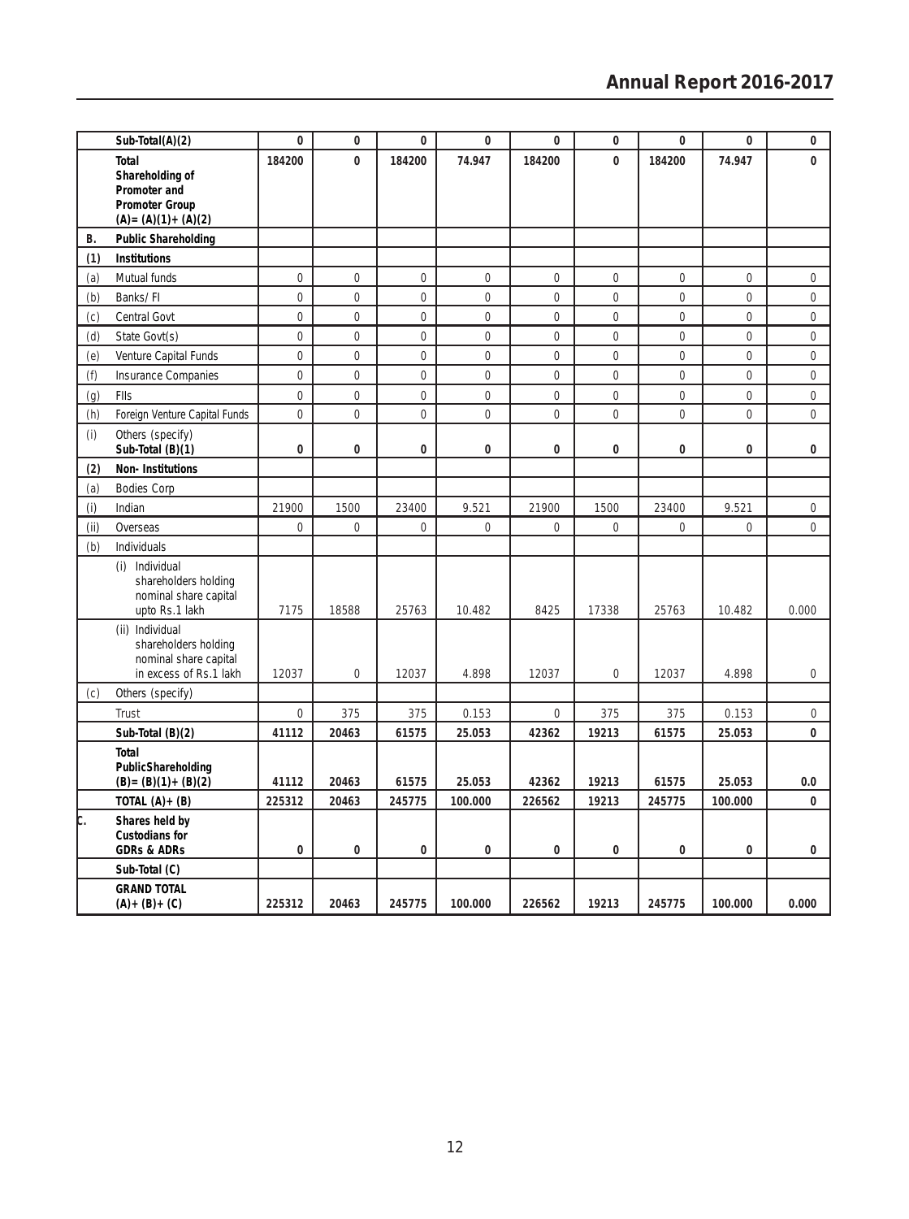| | Sub-Total(A)(2) | 0 | 0 | 0 | 0 | 0 | 0 | 0 | 0 | 0 |
|---|---|---|---|---|---|---|---|---|---|---|
| | **Total Shareholding of Promoter and Promoter Group (A)= (A)(1)+ (A)(2)** | **184200** | **0** | **184200** | **74.947** | **184200** | **0** | **184200** | **74.947** | **0** |
| **B.** | **Public Shareholding** | | | | | | | | | |
| **(1)** | **Institutions** | | | | | | | | | |
| (a) | Mutual funds | 0 | 0 | 0 | 0 | 0 | 0 | 0 | 0 | 0 |
| (b) | Banks/ FI | 0 | 0 | 0 | 0 | 0 | 0 | 0 | 0 | 0 |
| (c) | Central Govt | 0 | 0 | 0 | 0 | 0 | 0 | 0 | 0 | 0 |
| (d) | State Govt(s) | 0 | 0 | 0 | 0 | 0 | 0 | 0 | 0 | 0 |
| (e) | Venture Capital Funds | 0 | 0 | 0 | 0 | 0 | 0 | 0 | 0 | 0 |
| (f) | Insurance Companies | 0 | 0 | 0 | 0 | 0 | 0 | 0 | 0 | 0 |
| (g) | FIIs | 0 | 0 | 0 | 0 | 0 | 0 | 0 | 0 | 0 |
| (h) | Foreign Venture Capital Funds | 0 | 0 | 0 | 0 | 0 | 0 | 0 | 0 | 0 |
| (i) | Others (specify) **Sub-Total (B)(1)** | **0** | **0** | **0** | **0** | **0** | **0** | **0** | **0** | **0** |
| **(2)** | **Non- Institutions** | | | | | | | | | |
| (a) | Bodies Corp | | | | | | | | | |
| (i) | Indian | 21900 | 1500 | 23400 | 9.521 | 21900 | 1500 | 23400 | 9.521 | 0 |
| (ii) | Overseas | 0 | 0 | 0 | 0 | 0 | 0 | 0 | 0 | 0 |
| (b) | Individuals | | | | | | | | | |
| | (i) Individual shareholders holding nominal share capital upto Rs.1 lakh | 7175 | 18588 | 25763 | 10.482 | 8425 | 17338 | 25763 | 10.482 | 0.000 |
| | (ii) Individual shareholders holding nominal share capital in excess of Rs.1 lakh | 12037 | 0 | 12037 | 4.898 | 12037 | 0 | 12037 | 4.898 | 0 |
| (c) | Others (specify) | | | | | | | | | |
| | Trust | 0 | 375 | 375 | 0.153 | 0 | 375 | 375 | 0.153 | 0 |
| | **Sub-Total (B)(2)** | **41112** | **20463** | **61575** | **25.053** | **42362** | **19213** | **61575** | **25.053** | **0** |
| | **Total PublicShareholding (B)= (B)(1)+ (B)(2)** | **41112** | **20463** | **61575** | **25.053** | **42362** | **19213** | **61575** | **25.053** | **0.0** |
| | **TOTAL (A)+ (B)** | **225312** | **20463** | **245775** | **100.000** | **226562** | **19213** | **245775** | **100.000** | **0** |
| **C.** | **Shares held by Custodians for GDRs & ADRs** | **0** | **0** | **0** | **0** | **0** | **0** | **0** | **0** | **0** |
| | **Sub-Total (C)** | | | | | | | | | |
| | **GRAND TOTAL (A)+ (B)+ (C)** | **225312** | **20463** | **245775** | **100.000** | **226562** | **19213** | **245775** | **100.000** | **0.000** |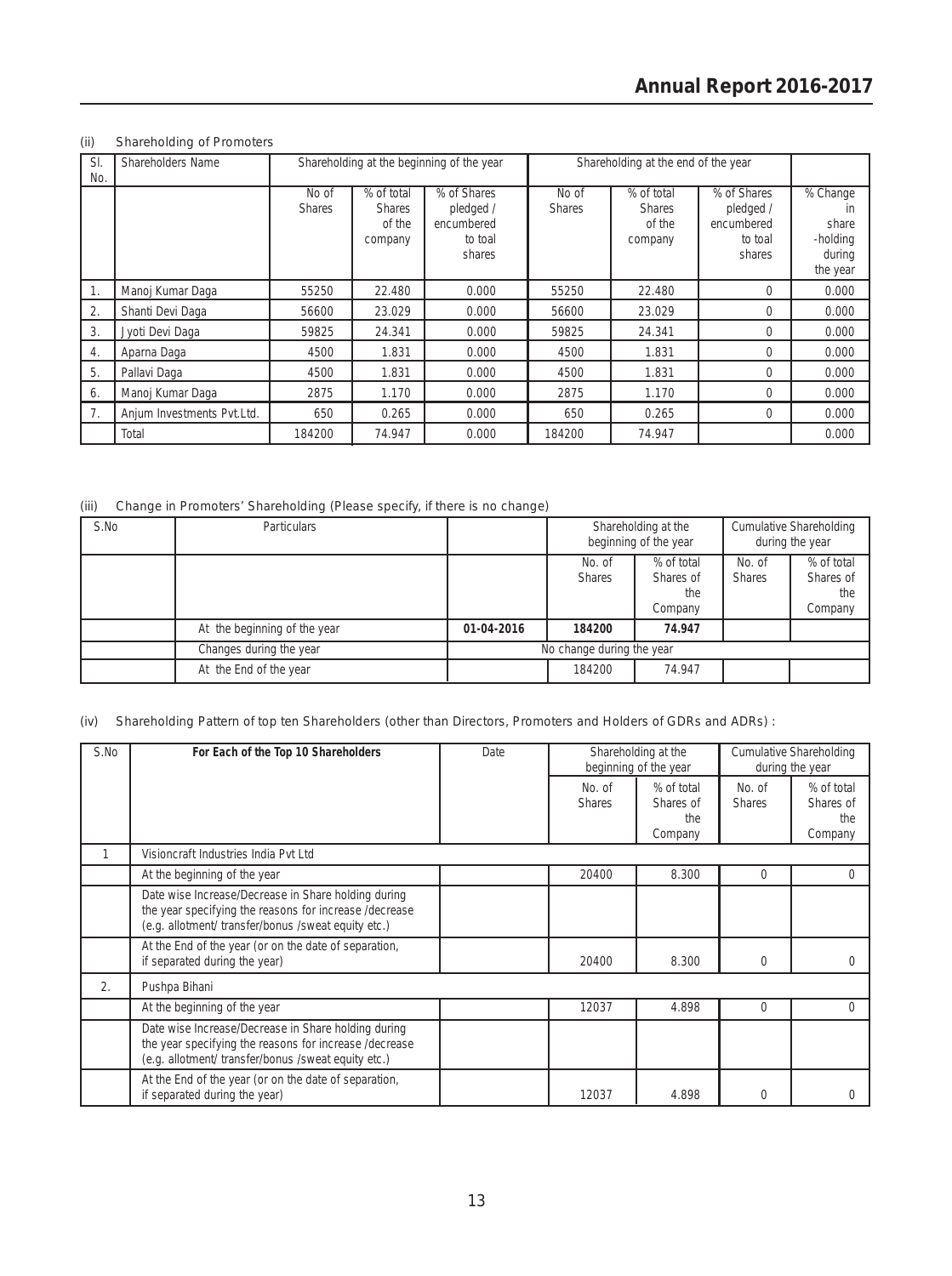(ii) Shareholding of Promoters

| Sl. No. | Shareholders Name | Shareholding at the beginning of the year | | | Shareholding at the end of the year | | | |
|---|---|---|---|---|---|---|---|---|
| | | No of Shares | % of total Shares of the company | % of Shares pledged / encumbered to toal shares | No of Shares | % of total Shares of the company | % of Shares pledged / encumbered to toal shares | % Change in share -holding during the year |
| 1. | Manoj Kumar Daga | 55250 | 22.480 | 0.000 | 55250 | 22.480 | 0 | 0.000 |
| 2. | Shanti Devi Daga | 56600 | 23.029 | 0.000 | 56600 | 23.029 | 0 | 0.000 |
| 3. | Jyoti Devi Daga | 59825 | 24.341 | 0.000 | 59825 | 24.341 | 0 | 0.000 |
| 4. | Aparna Daga | 4500 | 1.831 | 0.000 | 4500 | 1.831 | 0 | 0.000 |
| 5. | Pallavi Daga | 4500 | 1.831 | 0.000 | 4500 | 1.831 | 0 | 0.000 |
| 6. | Manoj Kumar Daga | 2875 | 1.170 | 0.000 | 2875 | 1.170 | 0 | 0.000 |
| 7. | Anjum Investments Pvt.Ltd. | 650 | 0.265 | 0.000 | 650 | 0.265 | 0 | 0.000 |
| | Total | 184200 | 74.947 | 0.000 | 184200 | 74.947 | | 0.000 |

(iii) Change in Promoters' Shareholding (Please specify, if there is no change)

| S.No | Particulars | | Shareholding at the beginning of the year | | Cumulative Shareholding during the year | |
|---|---|---|---|---|---|---|
| | | | No. of Shares | % of total Shares of the Company | No. of Shares | % of total Shares of the Company |
| | At the beginning of the year | **01-04-2016** | **184200** | **74.947** | | |
| | Changes during the year | No change during the year | | | | |
| | At the End of the year | | 184200 | 74.947 | | |

(iv) Shareholding Pattern of top ten Shareholders (other than Directors, Promoters and Holders of GDRs and ADRs) :

| S.No | **For Each of the Top 10 Shareholders** | Date | Shareholding at the beginning of the year | | Cumulative Shareholding during the year | |
|---|---|---|---|---|---|---|
| | | | No. of Shares | % of total Shares of the Company | No. of Shares | % of total Shares of the Company |
| 1 | Visioncraft Industries India Pvt Ltd | | | | | |
| | At the beginning of the year | | 20400 | 8.300 | 0 | 0 |
| | Date wise Increase/Decrease in Share holding during the year specifying the reasons for increase /decrease (e.g. allotment/ transfer/bonus /sweat equity etc.) | | | | | |
| | At the End of the year (or on the date of separation, if separated during the year) | | 20400 | 8.300 | 0 | 0 |
| 2. | Pushpa Bihani | | | | | |
| | At the beginning of the year | | 12037 | 4.898 | 0 | 0 |
| | Date wise Increase/Decrease in Share holding during the year specifying the reasons for increase /decrease (e.g. allotment/ transfer/bonus /sweat equity etc.) | | | | | |
| | At the End of the year (or on the date of separation, if separated during the year) | | 12037 | 4.898 | 0 | 0 |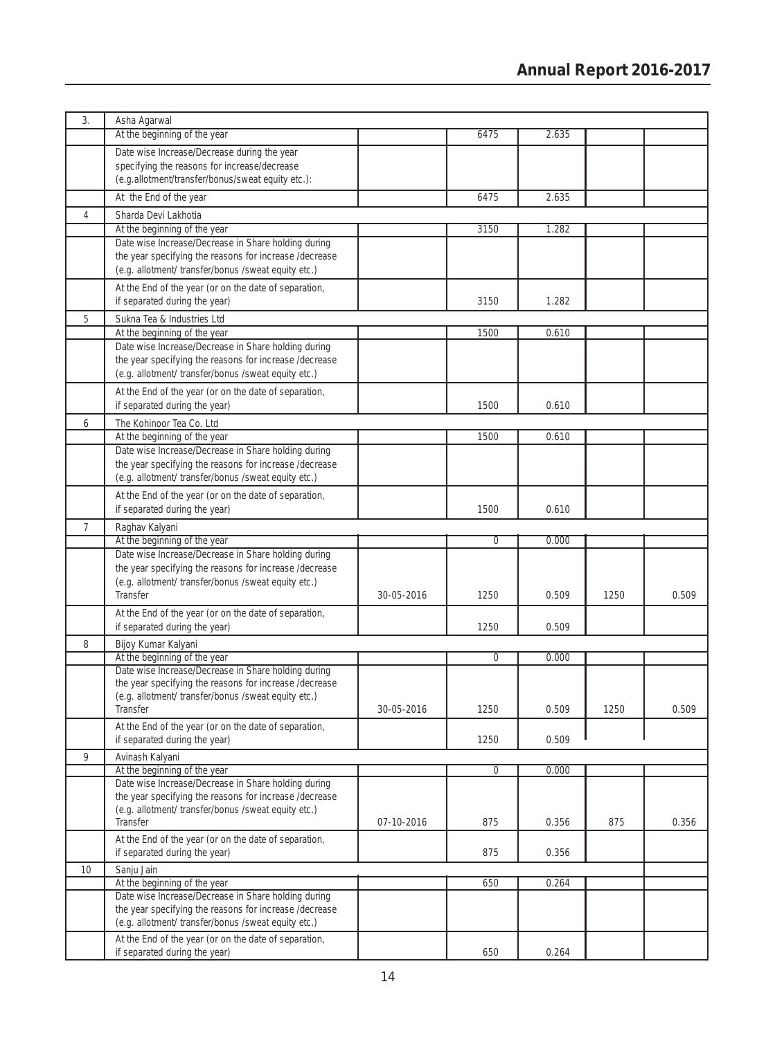| | | | | | | |
|---|---|---|---|---|---|---|
| 3. | Asha Agarwal | | | | | |
| | At the beginning of the year | | 6475 | 2.635 | | |
| | Date wise Increase/Decrease during the year specifying the reasons for increase/decrease (e.g.allotment/transfer/bonus/sweat equity etc.): | | | | | |
| | At the End of the year | | 6475 | 2.635 | | |
| 4 | Sharda Devi Lakhotia | | | | | |
| | At the beginning of the year | | 3150 | 1.282 | | |
| | Date wise Increase/Decrease in Share holding during the year specifying the reasons for increase /decrease (e.g. allotment/ transfer/bonus /sweat equity etc.) | | | | | |
| | At the End of the year (or on the date of separation, if separated during the year) | | 3150 | 1.282 | | |
| 5 | Sukna Tea & Industries Ltd | | | | | |
| | At the beginning of the year | | 1500 | 0.610 | | |
| | Date wise Increase/Decrease in Share holding during the year specifying the reasons for increase /decrease (e.g. allotment/ transfer/bonus /sweat equity etc.) | | | | | |
| | At the End of the year (or on the date of separation, if separated during the year) | | 1500 | 0.610 | | |
| 6 | The Kohinoor Tea Co. Ltd | | | | | |
| | At the beginning of the year | | 1500 | 0.610 | | |
| | Date wise Increase/Decrease in Share holding during the year specifying the reasons for increase /decrease (e.g. allotment/ transfer/bonus /sweat equity etc.) | | | | | |
| | At the End of the year (or on the date of separation, if separated during the year) | | 1500 | 0.610 | | |
| 7 | Raghav Kalyani | | | | | |
| | At the beginning of the year | | 0 | 0.000 | | |
| | Date wise Increase/Decrease in Share holding during the year specifying the reasons for increase /decrease (e.g. allotment/ transfer/bonus /sweat equity etc.) Transfer | 30-05-2016 | 1250 | 0.509 | 1250 | 0.509 |
| | At the End of the year (or on the date of separation, if separated during the year) | | 1250 | 0.509 | | |
| 8 | Bijoy Kumar Kalyani | | | | | |
| | At the beginning of the year | | 0 | 0.000 | | |
| | Date wise Increase/Decrease in Share holding during the year specifying the reasons for increase /decrease (e.g. allotment/ transfer/bonus /sweat equity etc.) Transfer | 30-05-2016 | 1250 | 0.509 | 1250 | 0.509 |
| | At the End of the year (or on the date of separation, if separated during the year) | | 1250 | 0.509 | | |
| 9 | Avinash Kalyani | | | | | |
| | At the beginning of the year | | 0 | 0.000 | | |
| | Date wise Increase/Decrease in Share holding during the year specifying the reasons for increase /decrease (e.g. allotment/ transfer/bonus /sweat equity etc.) Transfer | 07-10-2016 | 875 | 0.356 | 875 | 0.356 |
| | At the End of the year (or on the date of separation, if separated during the year) | | 875 | 0.356 | | |
| 10 | Sanju Jain | | | | | |
| | At the beginning of the year | | 650 | 0.264 | | |
| | Date wise Increase/Decrease in Share holding during the year specifying the reasons for increase /decrease (e.g. allotment/ transfer/bonus /sweat equity etc.) | | | | | |
| | At the End of the year (or on the date of separation, if separated during the year) | | 650 | 0.264 | | |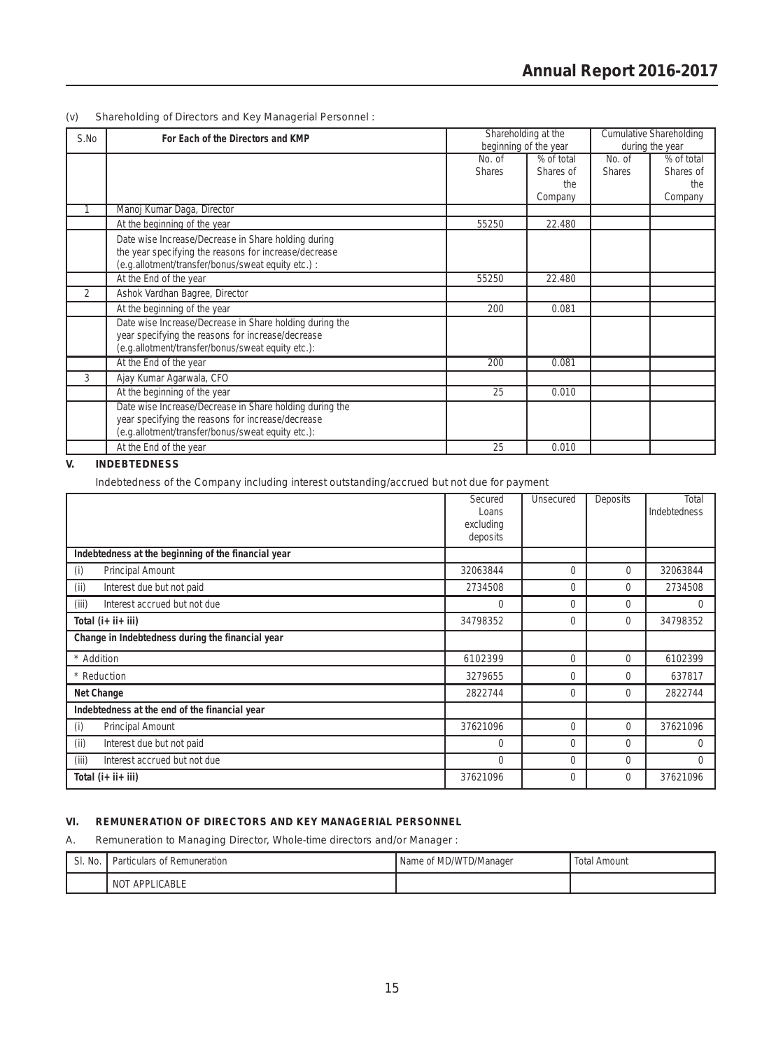(v) Shareholding of Directors and Key Managerial Personnel :

| S.No | For Each of the Directors and KMP | Shareholding at the beginning of the year | | Cumulative Shareholding during the year | |
|---|---|---|---|---|---|
| | | No. of Shares | % of total Shares of the Company | No. of Shares | % of total Shares of the Company |
| 1 | Manoj Kumar Daga, Director | | | | |
| | At the beginning of the year | 55250 | 22.480 | | |
| | Date wise Increase/Decrease in Share holding during the year specifying the reasons for increase/decrease (e.g.allotment/transfer/bonus/sweat equity etc.) : | | | | |
| | At the End of the year | 55250 | 22.480 | | |
| 2 | Ashok Vardhan Bagree, Director | | | | |
| | At the beginning of the year | 200 | 0.081 | | |
| | Date wise Increase/Decrease in Share holding during the year specifying the reasons for increase/decrease (e.g.allotment/transfer/bonus/sweat equity etc.): | | | | |
| | At the End of the year | 200 | 0.081 | | |
| 3 | Ajay Kumar Agarwala, CFO | | | | |
| | At the beginning of the year | 25 | 0.010 | | |
| | Date wise Increase/Decrease in Share holding during the year specifying the reasons for increase/decrease (e.g.allotment/transfer/bonus/sweat equity etc.): | | | | |
| | At the End of the year | 25 | 0.010 | | |

## V. INDEBTEDNESS

Indebtedness of the Company including interest outstanding/accrued but not due for payment

| | Secured Loans excluding deposits | Unsecured | Deposits | Total Indebtedness |
|---|---|---|---|---|
| **Indebtedness at the beginning of the financial year** | | | | |
| (i) Principal Amount | 32063844 | 0 | 0 | 32063844 |
| (ii) Interest due but not paid | 2734508 | 0 | 0 | 2734508 |
| (iii) Interest accrued but not due | 0 | 0 | 0 | 0 |
| **Total (i+ ii+ iii)** | 34798352 | 0 | 0 | 34798352 |
| **Change in Indebtedness during the financial year** | | | | |
| * Addition | 6102399 | 0 | 0 | 6102399 |
| * Reduction | 3279655 | 0 | 0 | 637817 |
| **Net Change** | 2822744 | 0 | 0 | 2822744 |
| **Indebtedness at the end of the financial year** | | | | |
| (i) Principal Amount | 37621096 | 0 | 0 | 37621096 |
| (ii) Interest due but not paid | 0 | 0 | 0 | 0 |
| (iii) Interest accrued but not due | 0 | 0 | 0 | 0 |
| **Total (i+ ii+ iii)** | 37621096 | 0 | 0 | 37621096 |

## VI. REMUNERATION OF DIRECTORS AND KEY MANAGERIAL PERSONNEL

A. Remuneration to Managing Director, Whole-time directors and/or Manager :

| Sl. No. | Particulars of Remuneration | Name of MD/WTD/Manager | Total Amount |
|---|---|---|---|
| | NOT APPLICABLE | | |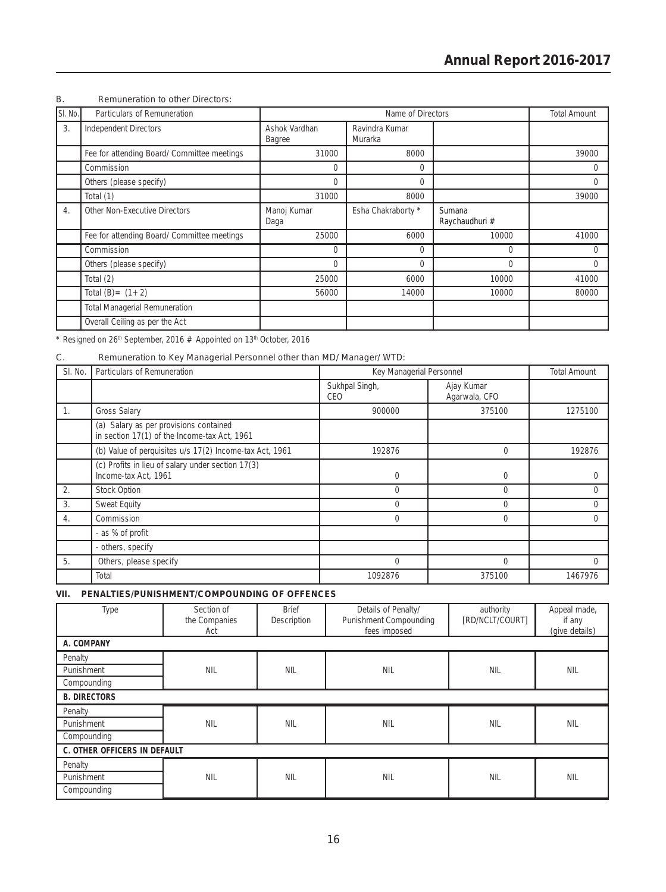B. Remuneration to other Directors:

| Sl. No. | Particulars of Remuneration | Name of Directors | | | Total Amount |
|---|---|---|---|---|---|
| 3. | Independent Directors | Ashok Vardhan Bagree | Ravindra Kumar Murarka | | |
| | Fee for attending Board/ Committee meetings | 31000 | 8000 | | 39000 |
| | Commission | 0 | 0 | | 0 |
| | Others (please specify) | 0 | 0 | | 0 |
| | Total (1) | 31000 | 8000 | | 39000 |
| 4. | Other Non-Executive Directors | Manoj Kumar Daga | Esha Chakraborty * | Sumana Raychaudhuri # | |
| | Fee for attending Board/ Committee meetings | 25000 | 6000 | 10000 | 41000 |
| | Commission | 0 | 0 | 0 | 0 |
| | Others (please specify) | 0 | 0 | 0 | 0 |
| | Total (2) | 25000 | 6000 | 10000 | 41000 |
| | Total (B)= (1+2) | 56000 | 14000 | 10000 | 80000 |
| | Total Managerial Remuneration | | | | |
| | Overall Ceiling as per the Act | | | | |

* Resigned on 26th September, 2016 # Appointed on 13th October, 2016

C. Remuneration to Key Managerial Personnel other than MD/ Manager/ WTD:

| Sl. No. | Particulars of Remuneration | Key Managerial Personnel | | Total Amount |
|---|---|---|---|---|
| | | Sukhpal Singh, CEO | Ajay Kumar Agarwala, CFO | |
| 1. | Gross Salary | 900000 | 375100 | 1275100 |
| | (a) Salary as per provisions contained in section 17(1) of the Income-tax Act, 1961 | | | |
| | (b) Value of perquisites u/s 17(2) Income-tax Act, 1961 | 192876 | 0 | 192876 |
| | (c) Profits in lieu of salary under section 17(3) Income-tax Act, 1961 | 0 | 0 | 0 |
| 2. | Stock Option | 0 | 0 | 0 |
| 3. | Sweat Equity | 0 | 0 | 0 |
| 4. | Commission | 0 | 0 | 0 |
| | - as % of profit | | | |
| | - others, specify | | | |
| 5. | Others, please specify | 0 | 0 | 0 |
| | Total | 1092876 | 375100 | 1467976 |

### VII. PENALTIES/PUNISHMENT/COMPOUNDING OF OFFENCES

| Type | Section of the Companies Act | Brief Description | Details of Penalty/ Punishment Compounding fees imposed | authority [RD/NCLT/COURT] | Appeal made, if any (give details) |
|---|---|---|---|---|---|
| **A. COMPANY** | | | | | |
| Penalty | NIL | NIL | NIL | NIL | NIL |
| Punishment | | | | | |
| Compounding | | | | | |
| **B. DIRECTORS** | | | | | |
| Penalty | NIL | NIL | NIL | NIL | NIL |
| Punishment | | | | | |
| Compounding | | | | | |
| **C. OTHER OFFICERS IN DEFAULT** | | | | | |
| Penalty | NIL | NIL | NIL | NIL | NIL |
| Punishment | | | | | |
| Compounding | | | | | |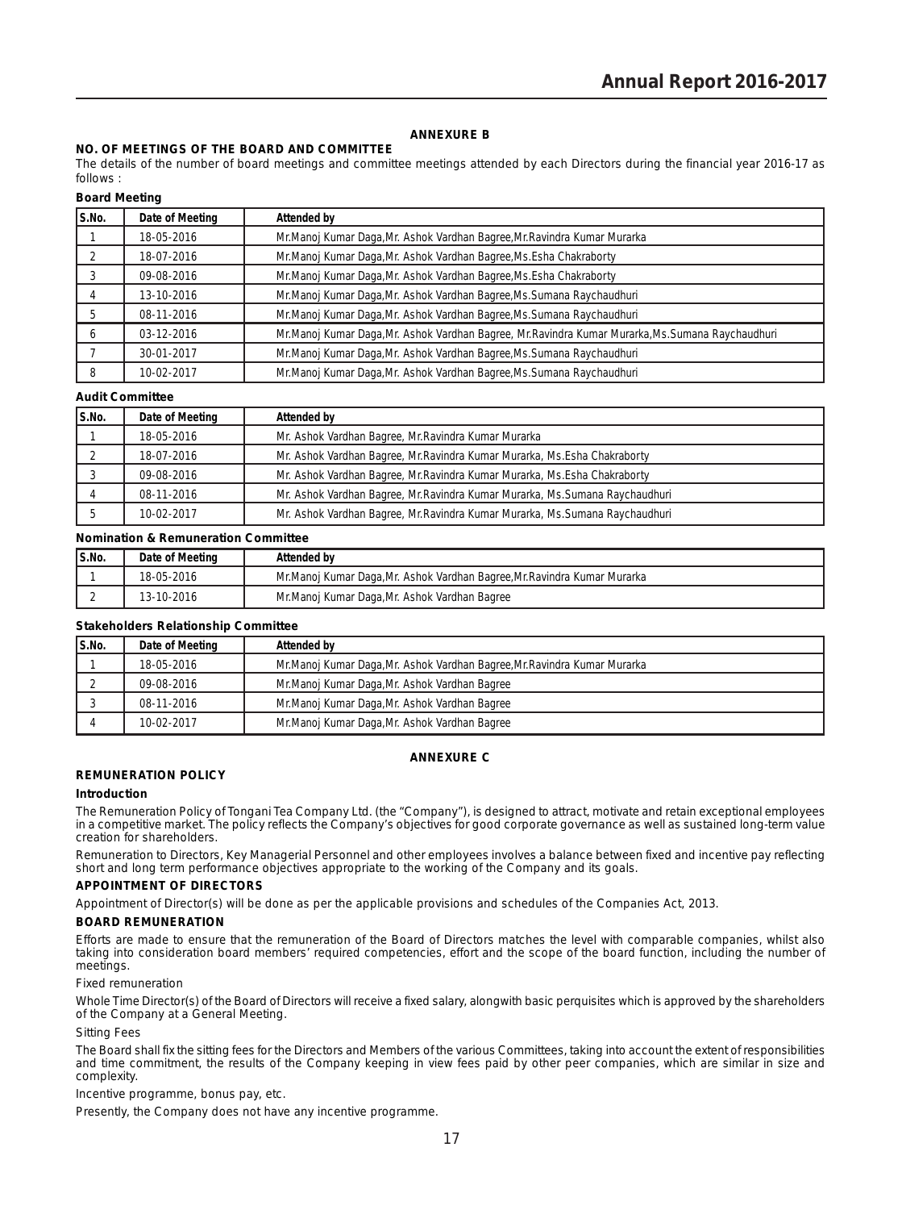## ANNEXURE B

**NO. OF MEETINGS OF THE BOARD AND COMMITTEE**

The details of the number of board meetings and committee meetings attended by each Directors during the financial year 2016-17 as follows :

**Board Meeting**

| S.No. | Date of Meeting | Attended by |
|---|---|---|
| 1 | 18-05-2016 | Mr.Manoj Kumar Daga,Mr. Ashok Vardhan Bagree,Mr.Ravindra Kumar Murarka |
| 2 | 18-07-2016 | Mr.Manoj Kumar Daga,Mr. Ashok Vardhan Bagree,Ms.Esha Chakraborty |
| 3 | 09-08-2016 | Mr.Manoj Kumar Daga,Mr. Ashok Vardhan Bagree,Ms.Esha Chakraborty |
| 4 | 13-10-2016 | Mr.Manoj Kumar Daga,Mr. Ashok Vardhan Bagree,Ms.Sumana Raychaudhuri |
| 5 | 08-11-2016 | Mr.Manoj Kumar Daga,Mr. Ashok Vardhan Bagree,Ms.Sumana Raychaudhuri |
| 6 | 03-12-2016 | Mr.Manoj Kumar Daga,Mr. Ashok Vardhan Bagree, Mr.Ravindra Kumar Murarka,Ms.Sumana Raychaudhuri |
| 7 | 30-01-2017 | Mr.Manoj Kumar Daga,Mr. Ashok Vardhan Bagree,Ms.Sumana Raychaudhuri |
| 8 | 10-02-2017 | Mr.Manoj Kumar Daga,Mr. Ashok Vardhan Bagree,Ms.Sumana Raychaudhuri |

**Audit Committee**

| S.No. | Date of Meeting | Attended by |
|---|---|---|
| 1 | 18-05-2016 | Mr. Ashok Vardhan Bagree, Mr.Ravindra Kumar Murarka |
| 2 | 18-07-2016 | Mr. Ashok Vardhan Bagree, Mr.Ravindra Kumar Murarka, Ms.Esha Chakraborty |
| 3 | 09-08-2016 | Mr. Ashok Vardhan Bagree, Mr.Ravindra Kumar Murarka, Ms.Esha Chakraborty |
| 4 | 08-11-2016 | Mr. Ashok Vardhan Bagree, Mr.Ravindra Kumar Murarka, Ms.Sumana Raychaudhuri |
| 5 | 10-02-2017 | Mr. Ashok Vardhan Bagree, Mr.Ravindra Kumar Murarka, Ms.Sumana Raychaudhuri |

**Nomination & Remuneration Committee**

| S.No. | Date of Meeting | Attended by |
|---|---|---|
| 1 | 18-05-2016 | Mr.Manoj Kumar Daga,Mr. Ashok Vardhan Bagree,Mr.Ravindra Kumar Murarka |
| 2 | 13-10-2016 | Mr.Manoj Kumar Daga,Mr. Ashok Vardhan Bagree |

**Stakeholders Relationship Committee**

| S.No. | Date of Meeting | Attended by |
|---|---|---|
| 1 | 18-05-2016 | Mr.Manoj Kumar Daga,Mr. Ashok Vardhan Bagree,Mr.Ravindra Kumar Murarka |
| 2 | 09-08-2016 | Mr.Manoj Kumar Daga,Mr. Ashok Vardhan Bagree |
| 3 | 08-11-2016 | Mr.Manoj Kumar Daga,Mr. Ashok Vardhan Bagree |
| 4 | 10-02-2017 | Mr.Manoj Kumar Daga,Mr. Ashok Vardhan Bagree |

## ANNEXURE C

**REMUNERATION POLICY**

**Introduction**

The Remuneration Policy of Tongani Tea Company Ltd. (the "Company"), is designed to attract, motivate and retain exceptional employees in a competitive market. The policy reflects the Company's objectives for good corporate governance as well as sustained long-term value creation for shareholders.

Remuneration to Directors, Key Managerial Personnel and other employees involves a balance between fixed and incentive pay reflecting short and long term performance objectives appropriate to the working of the Company and its goals.

**APPOINTMENT OF DIRECTORS**

Appointment of Director(s) will be done as per the applicable provisions and schedules of the Companies Act, 2013.

**BOARD REMUNERATION**

Efforts are made to ensure that the remuneration of the Board of Directors matches the level with comparable companies, whilst also taking into consideration board members' required competencies, effort and the scope of the board function, including the number of meetings.

Fixed remuneration

Whole Time Director(s) of the Board of Directors will receive a fixed salary, alongwith basic perquisites which is approved by the shareholders of the Company at a General Meeting.

Sitting Fees

The Board shall fix the sitting fees for the Directors and Members of the various Committees, taking into account the extent of responsibilities and time commitment, the results of the Company keeping in view fees paid by other peer companies, which are similar in size and complexity.

Incentive programme, bonus pay, etc.

Presently, the Company does not have any incentive programme.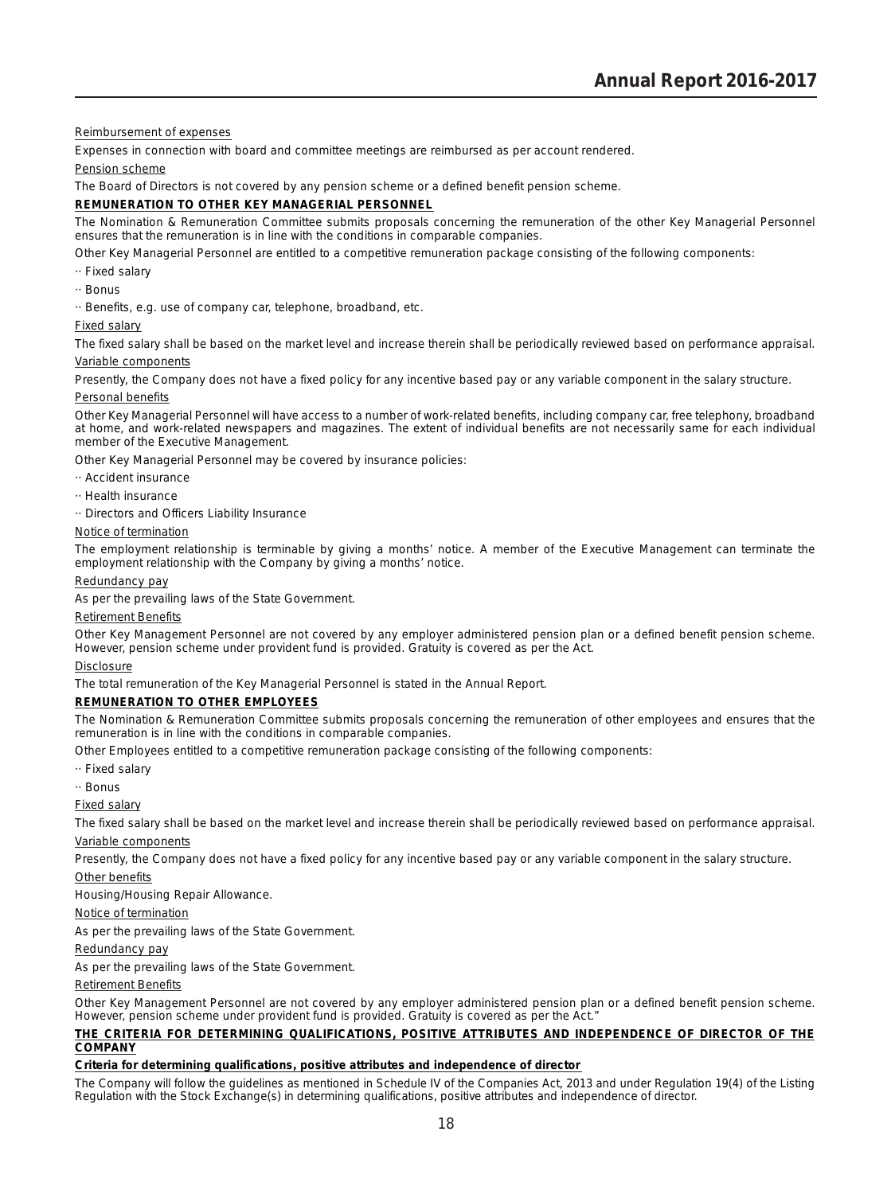Reimbursement of expenses

Expenses in connection with board and committee meetings are reimbursed as per account rendered.

Pension scheme

The Board of Directors is not covered by any pension scheme or a defined benefit pension scheme.

**REMUNERATION TO OTHER KEY MANAGERIAL PERSONNEL**

The Nomination & Remuneration Committee submits proposals concerning the remuneration of the other Key Managerial Personnel ensures that the remuneration is in line with the conditions in comparable companies.

Other Key Managerial Personnel are entitled to a competitive remuneration package consisting of the following components:

- Fixed salary
- Bonus
- Benefits, e.g. use of company car, telephone, broadband, etc.

Fixed salary

The fixed salary shall be based on the market level and increase therein shall be periodically reviewed based on performance appraisal.

Variable components

Presently, the Company does not have a fixed policy for any incentive based pay or any variable component in the salary structure.

Personal benefits

Other Key Managerial Personnel will have access to a number of work-related benefits, including company car, free telephony, broadband at home, and work-related newspapers and magazines. The extent of individual benefits are not necessarily same for each individual member of the Executive Management.

Other Key Managerial Personnel may be covered by insurance policies:

- Accident insurance
- Health insurance
- Directors and Officers Liability Insurance

Notice of termination

The employment relationship is terminable by giving a months' notice. A member of the Executive Management can terminate the employment relationship with the Company by giving a months' notice.

Redundancy pay

As per the prevailing laws of the State Government.

Retirement Benefits

Other Key Management Personnel are not covered by any employer administered pension plan or a defined benefit pension scheme. However, pension scheme under provident fund is provided. Gratuity is covered as per the Act.

Disclosure

The total remuneration of the Key Managerial Personnel is stated in the Annual Report.

**REMUNERATION TO OTHER EMPLOYEES**

The Nomination & Remuneration Committee submits proposals concerning the remuneration of other employees and ensures that the remuneration is in line with the conditions in comparable companies.

Other Employees entitled to a competitive remuneration package consisting of the following components:

- Fixed salary
- Bonus

Fixed salary

The fixed salary shall be based on the market level and increase therein shall be periodically reviewed based on performance appraisal.

Variable components

Presently, the Company does not have a fixed policy for any incentive based pay or any variable component in the salary structure.

Other benefits

Housing/Housing Repair Allowance.

Notice of termination

As per the prevailing laws of the State Government.

Redundancy pay

As per the prevailing laws of the State Government.

Retirement Benefits

Other Key Management Personnel are not covered by any employer administered pension plan or a defined benefit pension scheme. However, pension scheme under provident fund is provided. Gratuity is covered as per the Act."

**THE CRITERIA FOR DETERMINING QUALIFICATIONS, POSITIVE ATTRIBUTES AND INDEPENDENCE OF DIRECTOR OF THE COMPANY**

**Criteria for determining qualifications, positive attributes and independence of director**

The Company will follow the guidelines as mentioned in Schedule IV of the Companies Act, 2013 and under Regulation 19(4) of the Listing Regulation with the Stock Exchange(s) in determining qualifications, positive attributes and independence of director.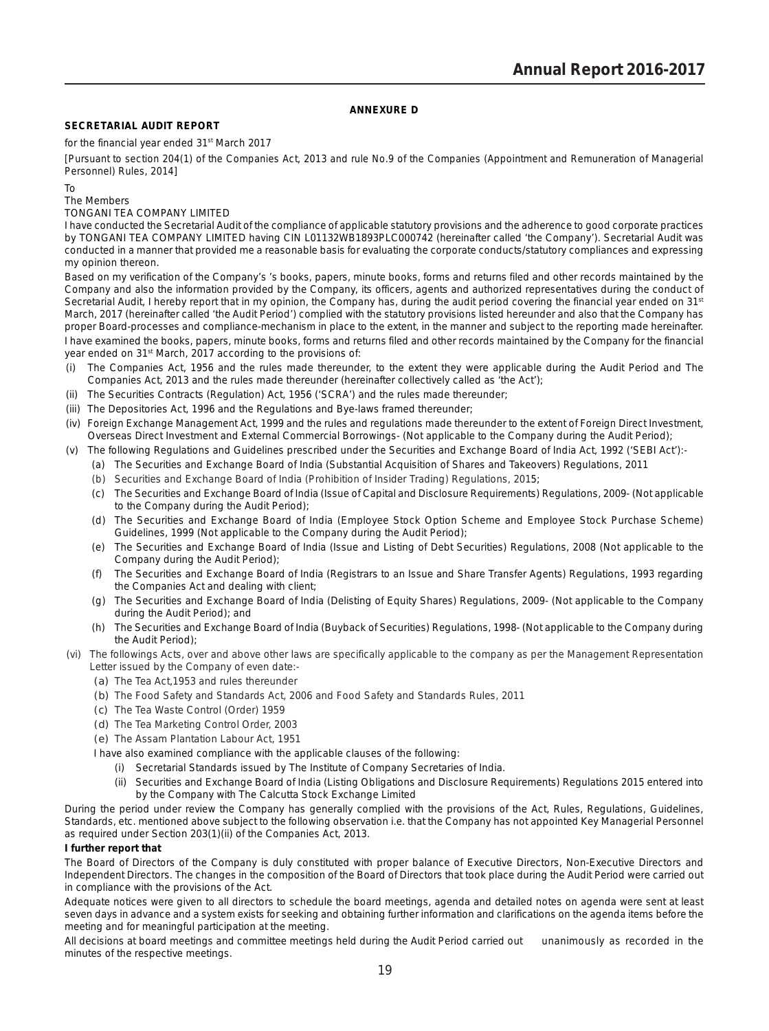## ANNEXURE D

**SECRETARIAL AUDIT REPORT**

for the financial year ended 31st March 2017

[Pursuant to section 204(1) of the Companies Act, 2013 and rule No.9 of the Companies (Appointment and Remuneration of Managerial Personnel) Rules, 2014]

To
The Members
TONGANI TEA COMPANY LIMITED

I have conducted the Secretarial Audit of the compliance of applicable statutory provisions and the adherence to good corporate practices by TONGANI TEA COMPANY LIMITED having CIN L01132WB1893PLC000742 (hereinafter called 'the Company'). Secretarial Audit was conducted in a manner that provided me a reasonable basis for evaluating the corporate conducts/statutory compliances and expressing my opinion thereon.

Based on my verification of the Company's 's books, papers, minute books, forms and returns filed and other records maintained by the Company and also the information provided by the Company, its officers, agents and authorized representatives during the conduct of Secretarial Audit, I hereby report that in my opinion, the Company has, during the audit period covering the financial year ended on 31st March, 2017 (hereinafter called 'the Audit Period') complied with the statutory provisions listed hereunder and also that the Company has proper Board-processes and compliance-mechanism in place to the extent, in the manner and subject to the reporting made hereinafter.

I have examined the books, papers, minute books, forms and returns filed and other records maintained by the Company for the financial year ended on 31st March, 2017 according to the provisions of:

(i) The Companies Act, 1956 and the rules made thereunder, to the extent they were applicable during the Audit Period and The Companies Act, 2013 and the rules made thereunder (hereinafter collectively called as 'the Act');

(ii) The Securities Contracts (Regulation) Act, 1956 ('SCRA') and the rules made thereunder;

(iii) The Depositories Act, 1996 and the Regulations and Bye-laws framed thereunder;

(iv) Foreign Exchange Management Act, 1999 and the rules and regulations made thereunder to the extent of Foreign Direct Investment, Overseas Direct Investment and External Commercial Borrowings- (Not applicable to the Company during the Audit Period);

(v) The following Regulations and Guidelines prescribed under the Securities and Exchange Board of India Act, 1992 ('SEBI Act'):-

   (a) The Securities and Exchange Board of India (Substantial Acquisition of Shares and Takeovers) Regulations, 2011

   (b) Securities and Exchange Board of India (Prohibition of Insider Trading) Regulations, 2015;

   (c) The Securities and Exchange Board of India (Issue of Capital and Disclosure Requirements) Regulations, 2009- (Not applicable to the Company during the Audit Period);

   (d) The Securities and Exchange Board of India (Employee Stock Option Scheme and Employee Stock Purchase Scheme) Guidelines, 1999 (Not applicable to the Company during the Audit Period);

   (e) The Securities and Exchange Board of India (Issue and Listing of Debt Securities) Regulations, 2008 (Not applicable to the Company during the Audit Period);

   (f) The Securities and Exchange Board of India (Registrars to an Issue and Share Transfer Agents) Regulations, 1993 regarding the Companies Act and dealing with client;

   (g) The Securities and Exchange Board of India (Delisting of Equity Shares) Regulations, 2009- (Not applicable to the Company during the Audit Period); and

   (h) The Securities and Exchange Board of India (Buyback of Securities) Regulations, 1998- (Not applicable to the Company during the Audit Period);

(vi) The followings Acts, over and above other laws are specifically applicable to the company as per the Management Representation Letter issued by the Company of even date:-

   (a) The Tea Act,1953 and rules thereunder

   (b) The Food Safety and Standards Act, 2006 and Food Safety and Standards Rules, 2011

   (c) The Tea Waste Control (Order) 1959

   (d) The Tea Marketing Control Order, 2003

   (e) The Assam Plantation Labour Act, 1951

   I have also examined compliance with the applicable clauses of the following:

      (i) Secretarial Standards issued by The Institute of Company Secretaries of India.

      (ii) Securities and Exchange Board of India (Listing Obligations and Disclosure Requirements) Regulations 2015 entered into by the Company with The Calcutta Stock Exchange Limited

During the period under review the Company has generally complied with the provisions of the Act, Rules, Regulations, Guidelines, Standards, etc. mentioned above subject to the following observation i.e. that the Company has not appointed Key Managerial Personnel as required under Section 203(1)(ii) of the Companies Act, 2013.

**I further report that**

The Board of Directors of the Company is duly constituted with proper balance of Executive Directors, Non-Executive Directors and Independent Directors. The changes in the composition of the Board of Directors that took place during the Audit Period were carried out in compliance with the provisions of the Act.

Adequate notices were given to all directors to schedule the board meetings, agenda and detailed notes on agenda were sent at least seven days in advance and a system exists for seeking and obtaining further information and clarifications on the agenda items before the meeting and for meaningful participation at the meeting.

All decisions at board meetings and committee meetings held during the Audit Period carried out unanimously as recorded in the minutes of the respective meetings.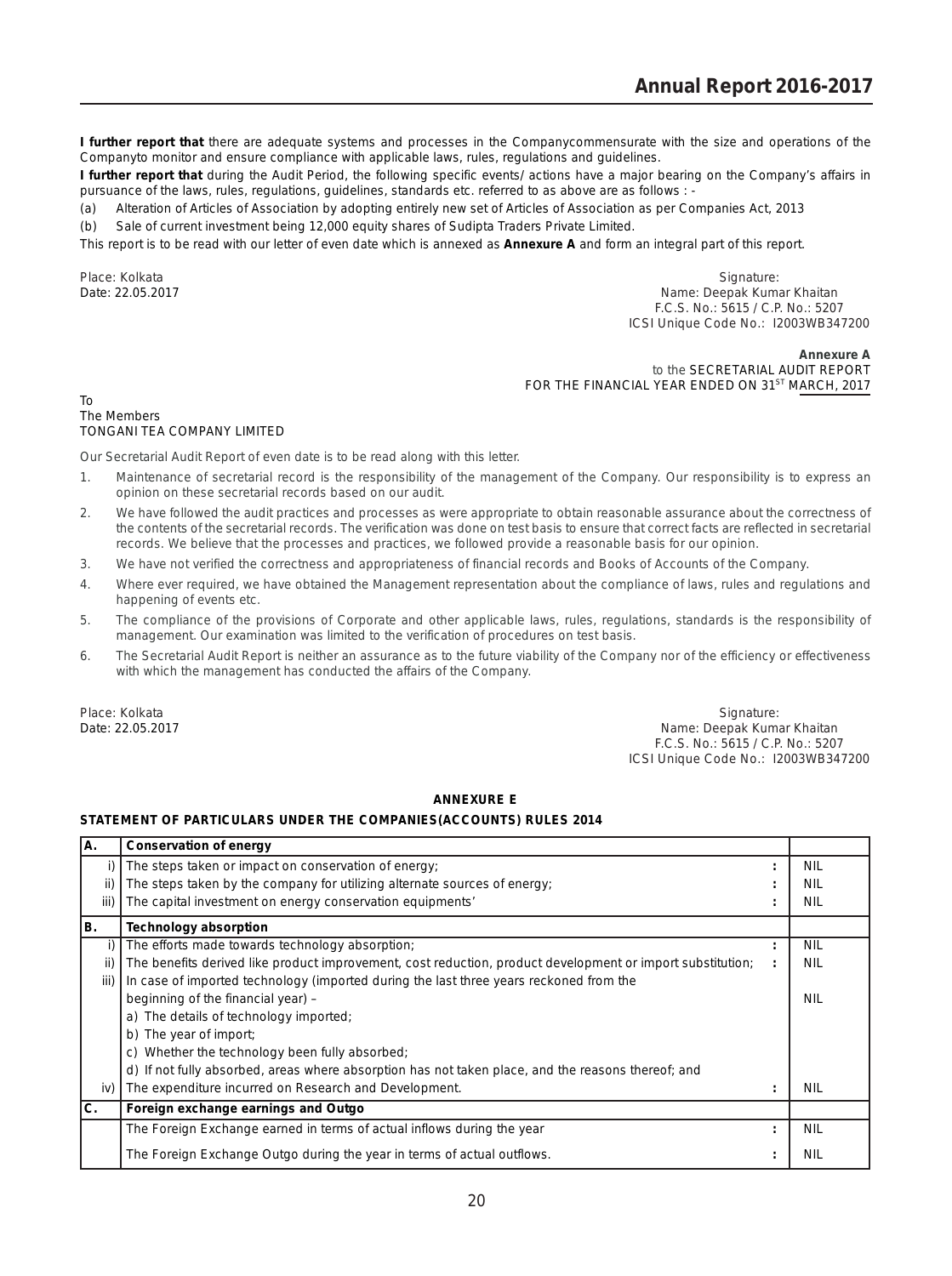**I further report that** there are adequate systems and processes in the Companycommensurate with the size and operations of the Companyto monitor and ensure compliance with applicable laws, rules, regulations and guidelines.

**I further report that** during the Audit Period, the following specific events/ actions have a major bearing on the Company's affairs in pursuance of the laws, rules, regulations, guidelines, standards etc. referred to as above are as follows : -

(a) Alteration of Articles of Association by adopting entirely new set of Articles of Association as per Companies Act, 2013

(b) Sale of current investment being 12,000 equity shares of Sudipta Traders Private Limited.

This report is to be read with our letter of even date which is annexed as **Annexure A** and form an integral part of this report.

Place: Kolkata
Date: 22.05.2017

Signature:
Name: Deepak Kumar Khaitan
F.C.S. No.: 5615 / C.P. No.: 5207
ICSI Unique Code No.: I2003WB347200

**Annexure A**
to the SECRETARIAL AUDIT REPORT
FOR THE FINANCIAL YEAR ENDED ON 31ST MARCH, 2017

To
The Members
TONGANI TEA COMPANY LIMITED

Our Secretarial Audit Report of even date is to be read along with this letter.

1. Maintenance of secretarial record is the responsibility of the management of the Company. Our responsibility is to express an opinion on these secretarial records based on our audit.
2. We have followed the audit practices and processes as were appropriate to obtain reasonable assurance about the correctness of the contents of the secretarial records. The verification was done on test basis to ensure that correct facts are reflected in secretarial records. We believe that the processes and practices, we followed provide a reasonable basis for our opinion.
3. We have not verified the correctness and appropriateness of financial records and Books of Accounts of the Company.
4. Where ever required, we have obtained the Management representation about the compliance of laws, rules and regulations and happening of events etc.
5. The compliance of the provisions of Corporate and other applicable laws, rules, regulations, standards is the responsibility of management. Our examination was limited to the verification of procedures on test basis.
6. The Secretarial Audit Report is neither an assurance as to the future viability of the Company nor of the efficiency or effectiveness with which the management has conducted the affairs of the Company.

Place: Kolkata
Date: 22.05.2017

Signature:
Name: Deepak Kumar Khaitan
F.C.S. No.: 5615 / C.P. No.: 5207
ICSI Unique Code No.: I2003WB347200

## ANNEXURE E

### STATEMENT OF PARTICULARS UNDER THE COMPANIES(ACCOUNTS) RULES 2014

| | | | |
|---|---|---|---|
| **A.** | **Conservation of energy** | | |
| i) | The steps taken or impact on conservation of energy; | : | NIL |
| ii) | The steps taken by the company for utilizing alternate sources of energy; | : | NIL |
| iii) | The capital investment on energy conservation equipments' | : | NIL |
| **B.** | **Technology absorption** | | |
| i) | The efforts made towards technology absorption; | : | NIL |
| ii) | The benefits derived like product improvement, cost reduction, product development or import substitution; | : | NIL |
| iii) | In case of imported technology (imported during the last three years reckoned from the beginning of the financial year) – a) The details of technology imported; b) The year of import; c) Whether the technology been fully absorbed; d) If not fully absorbed, areas where absorption has not taken place, and the reasons thereof; and | | NIL |
| iv) | The expenditure incurred on Research and Development. | : | NIL |
| **C.** | **Foreign exchange earnings and Outgo** | | |
| | The Foreign Exchange earned in terms of actual inflows during the year | : | NIL |
| | The Foreign Exchange Outgo during the year in terms of actual outflows. | : | NIL |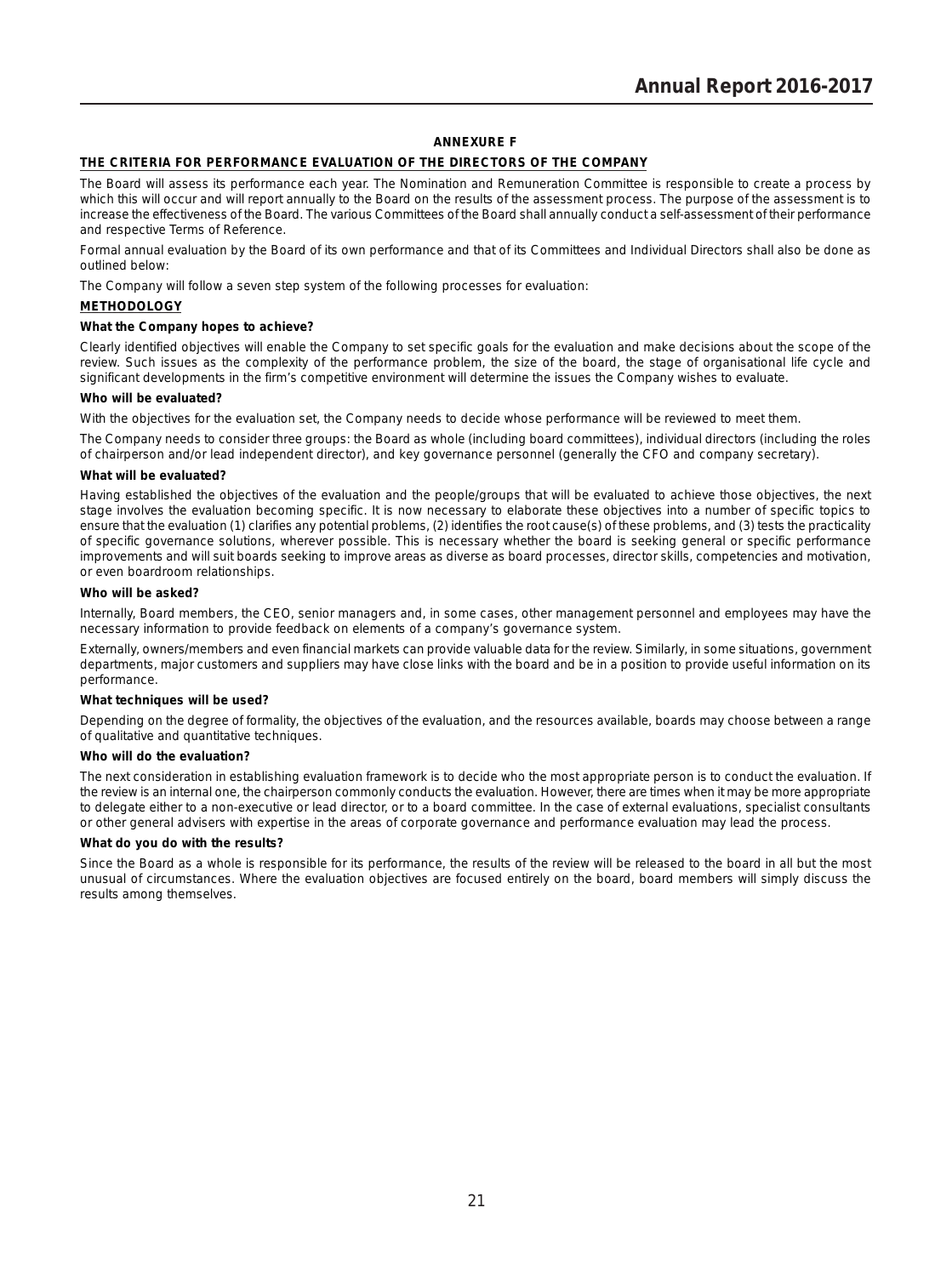## ANNEXURE F

### THE CRITERIA FOR PERFORMANCE EVALUATION OF THE DIRECTORS OF THE COMPANY

The Board will assess its performance each year. The Nomination and Remuneration Committee is responsible to create a process by which this will occur and will report annually to the Board on the results of the assessment process. The purpose of the assessment is to increase the effectiveness of the Board. The various Committees of the Board shall annually conduct a self-assessment of their performance and respective Terms of Reference.

Formal annual evaluation by the Board of its own performance and that of its Committees and Individual Directors shall also be done as outlined below:

The Company will follow a seven step system of the following processes for evaluation:

#### METHODOLOGY

**What the Company hopes to achieve?**

Clearly identified objectives will enable the Company to set specific goals for the evaluation and make decisions about the scope of the review. Such issues as the complexity of the performance problem, the size of the board, the stage of organisational life cycle and significant developments in the firm's competitive environment will determine the issues the Company wishes to evaluate.

**Who will be evaluated?**

With the objectives for the evaluation set, the Company needs to decide whose performance will be reviewed to meet them.

The Company needs to consider three groups: the Board as whole (including board committees), individual directors (including the roles of chairperson and/or lead independent director), and key governance personnel (generally the CFO and company secretary).

**What will be evaluated?**

Having established the objectives of the evaluation and the people/groups that will be evaluated to achieve those objectives, the next stage involves the evaluation becoming specific. It is now necessary to elaborate these objectives into a number of specific topics to ensure that the evaluation (1) clarifies any potential problems, (2) identifies the root cause(s) of these problems, and (3) tests the practicality of specific governance solutions, wherever possible. This is necessary whether the board is seeking general or specific performance improvements and will suit boards seeking to improve areas as diverse as board processes, director skills, competencies and motivation, or even boardroom relationships.

**Who will be asked?**

Internally, Board members, the CEO, senior managers and, in some cases, other management personnel and employees may have the necessary information to provide feedback on elements of a company's governance system.

Externally, owners/members and even financial markets can provide valuable data for the review. Similarly, in some situations, government departments, major customers and suppliers may have close links with the board and be in a position to provide useful information on its performance.

**What techniques will be used?**

Depending on the degree of formality, the objectives of the evaluation, and the resources available, boards may choose between a range of qualitative and quantitative techniques.

**Who will do the evaluation?**

The next consideration in establishing evaluation framework is to decide who the most appropriate person is to conduct the evaluation. If the review is an internal one, the chairperson commonly conducts the evaluation. However, there are times when it may be more appropriate to delegate either to a non-executive or lead director, or to a board committee. In the case of external evaluations, specialist consultants or other general advisers with expertise in the areas of corporate governance and performance evaluation may lead the process.

**What do you do with the results?**

Since the Board as a whole is responsible for its performance, the results of the review will be released to the board in all but the most unusual of circumstances. Where the evaluation objectives are focused entirely on the board, board members will simply discuss the results among themselves.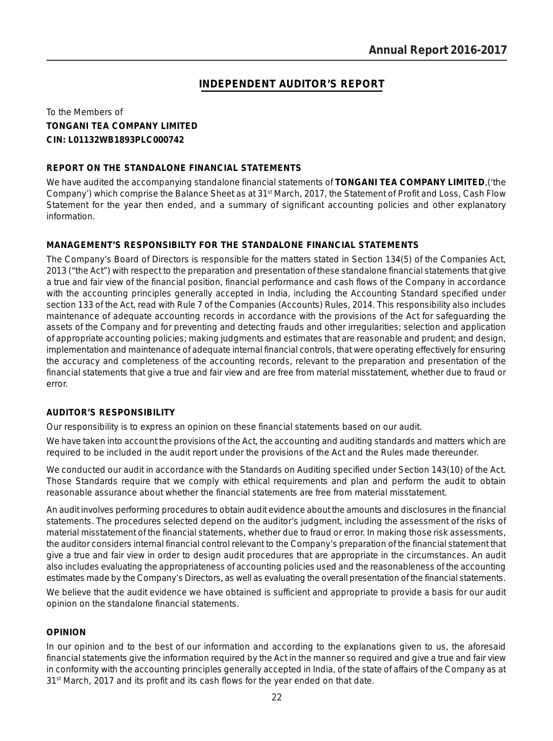# INDEPENDENT AUDITOR'S REPORT

To the Members of
**TONGANI TEA COMPANY LIMITED**
**CIN: L01132WB1893PLC000742**

## REPORT ON THE STANDALONE FINANCIAL STATEMENTS

We have audited the accompanying standalone financial statements of **TONGANI TEA COMPANY LIMITED**,('the Company') which comprise the Balance Sheet as at 31st March, 2017, the Statement of Profit and Loss, Cash Flow Statement for the year then ended, and a summary of significant accounting policies and other explanatory information.

## MANAGEMENT'S RESPONSIBILTY FOR THE STANDALONE FINANCIAL STATEMENTS

The Company's Board of Directors is responsible for the matters stated in Section 134(5) of the Companies Act, 2013 ("the Act") with respect to the preparation and presentation of these standalone financial statements that give a true and fair view of the financial position, financial performance and cash flows of the Company in accordance with the accounting principles generally accepted in India, including the Accounting Standard specified under section 133 of the Act, read with Rule 7 of the Companies (Accounts) Rules, 2014. This responsibility also includes maintenance of adequate accounting records in accordance with the provisions of the Act for safeguarding the assets of the Company and for preventing and detecting frauds and other irregularities; selection and application of appropriate accounting policies; making judgments and estimates that are reasonable and prudent; and design, implementation and maintenance of adequate internal financial controls, that were operating effectively for ensuring the accuracy and completeness of the accounting records, relevant to the preparation and presentation of the financial statements that give a true and fair view and are free from material misstatement, whether due to fraud or error.

## AUDITOR'S RESPONSIBILITY

Our responsibility is to express an opinion on these financial statements based on our audit.

We have taken into account the provisions of the Act, the accounting and auditing standards and matters which are required to be included in the audit report under the provisions of the Act and the Rules made thereunder.

We conducted our audit in accordance with the Standards on Auditing specified under Section 143(10) of the Act. Those Standards require that we comply with ethical requirements and plan and perform the audit to obtain reasonable assurance about whether the financial statements are free from material misstatement.

An audit involves performing procedures to obtain audit evidence about the amounts and disclosures in the financial statements. The procedures selected depend on the auditor's judgment, including the assessment of the risks of material misstatement of the financial statements, whether due to fraud or error. In making those risk assessments, the auditor considers internal financial control relevant to the Company's preparation of the financial statement that give a true and fair view in order to design audit procedures that are appropriate in the circumstances. An audit also includes evaluating the appropriateness of accounting policies used and the reasonableness of the accounting estimates made by the Company's Directors, as well as evaluating the overall presentation of the financial statements.

We believe that the audit evidence we have obtained is sufficient and appropriate to provide a basis for our audit opinion on the standalone financial statements.

## OPINION

In our opinion and to the best of our information and according to the explanations given to us, the aforesaid financial statements give the information required by the Act in the manner so required and give a true and fair view in conformity with the accounting principles generally accepted in India, of the state of affairs of the Company as at 31st March, 2017 and its profit and its cash flows for the year ended on that date.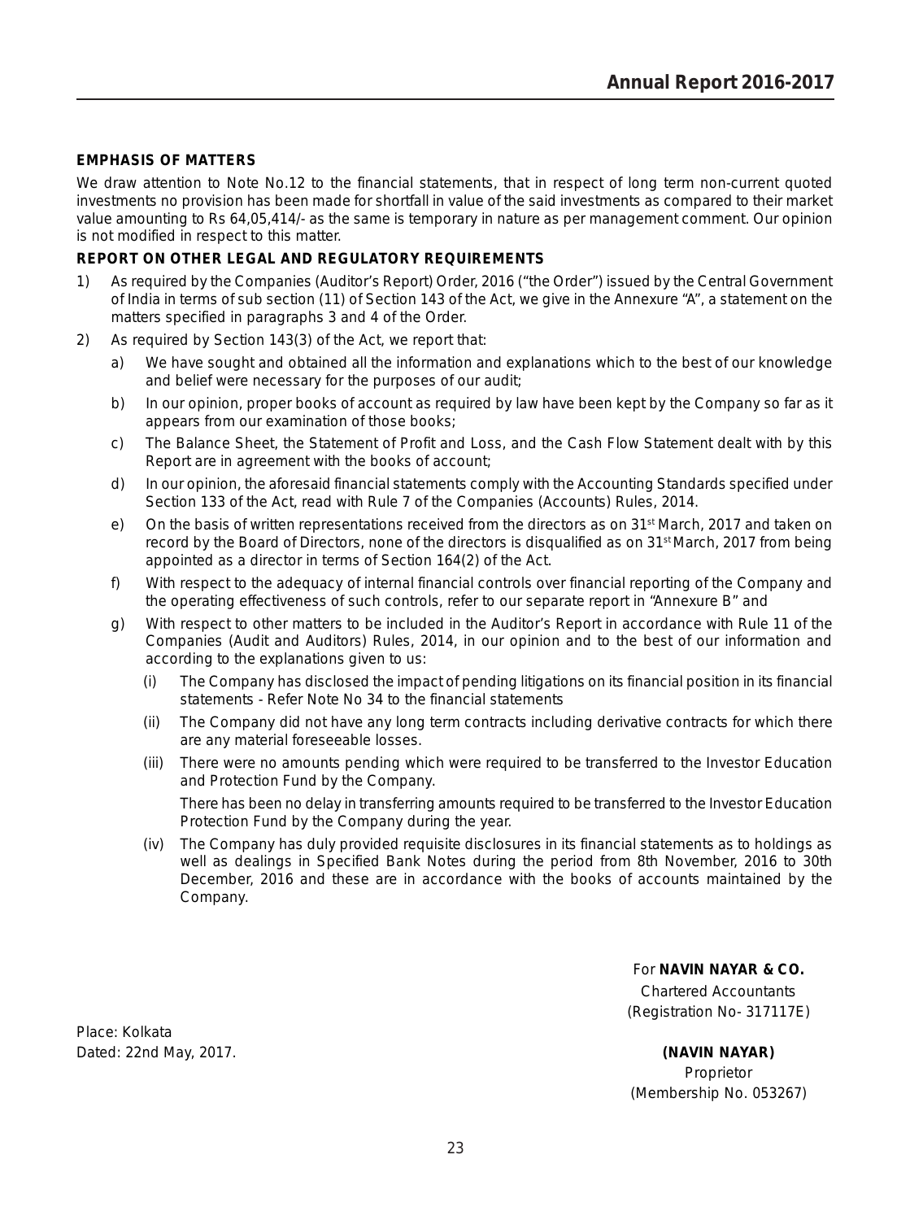## EMPHASIS OF MATTERS

We draw attention to Note No.12 to the financial statements, that in respect of long term non-current quoted investments no provision has been made for shortfall in value of the said investments as compared to their market value amounting to Rs 64,05,414/- as the same is temporary in nature as per management comment. Our opinion is not modified in respect to this matter.

## REPORT ON OTHER LEGAL AND REGULATORY REQUIREMENTS

1) As required by the Companies (Auditor's Report) Order, 2016 ("the Order") issued by the Central Government of India in terms of sub section (11) of Section 143 of the Act, we give in the Annexure "A", a statement on the matters specified in paragraphs 3 and 4 of the Order.

2) As required by Section 143(3) of the Act, we report that:

   a) We have sought and obtained all the information and explanations which to the best of our knowledge and belief were necessary for the purposes of our audit;

   b) In our opinion, proper books of account as required by law have been kept by the Company so far as it appears from our examination of those books;

   c) The Balance Sheet, the Statement of Profit and Loss, and the Cash Flow Statement dealt with by this Report are in agreement with the books of account;

   d) In our opinion, the aforesaid financial statements comply with the Accounting Standards specified under Section 133 of the Act, read with Rule 7 of the Companies (Accounts) Rules, 2014.

   e) On the basis of written representations received from the directors as on 31st March, 2017 and taken on record by the Board of Directors, none of the directors is disqualified as on 31st March, 2017 from being appointed as a director in terms of Section 164(2) of the Act.

   f) With respect to the adequacy of internal financial controls over financial reporting of the Company and the operating effectiveness of such controls, refer to our separate report in "Annexure B" and

   g) With respect to other matters to be included in the Auditor's Report in accordance with Rule 11 of the Companies (Audit and Auditors) Rules, 2014, in our opinion and to the best of our information and according to the explanations given to us:

      (i) The Company has disclosed the impact of pending litigations on its financial position in its financial statements - Refer Note No 34 to the financial statements

      (ii) The Company did not have any long term contracts including derivative contracts for which there are any material foreseeable losses.

      (iii) There were no amounts pending which were required to be transferred to the Investor Education and Protection Fund by the Company.

      There has been no delay in transferring amounts required to be transferred to the Investor Education Protection Fund by the Company during the year.

      (iv) The Company has duly provided requisite disclosures in its financial statements as to holdings as well as dealings in Specified Bank Notes during the period from 8th November, 2016 to 30th December, 2016 and these are in accordance with the books of accounts maintained by the Company.

For **NAVIN NAYAR & CO.**
Chartered Accountants
(Registration No- 317117E)

Place: Kolkata
Dated: 22nd May, 2017.

**(NAVIN NAYAR)**
Proprietor
(Membership No. 053267)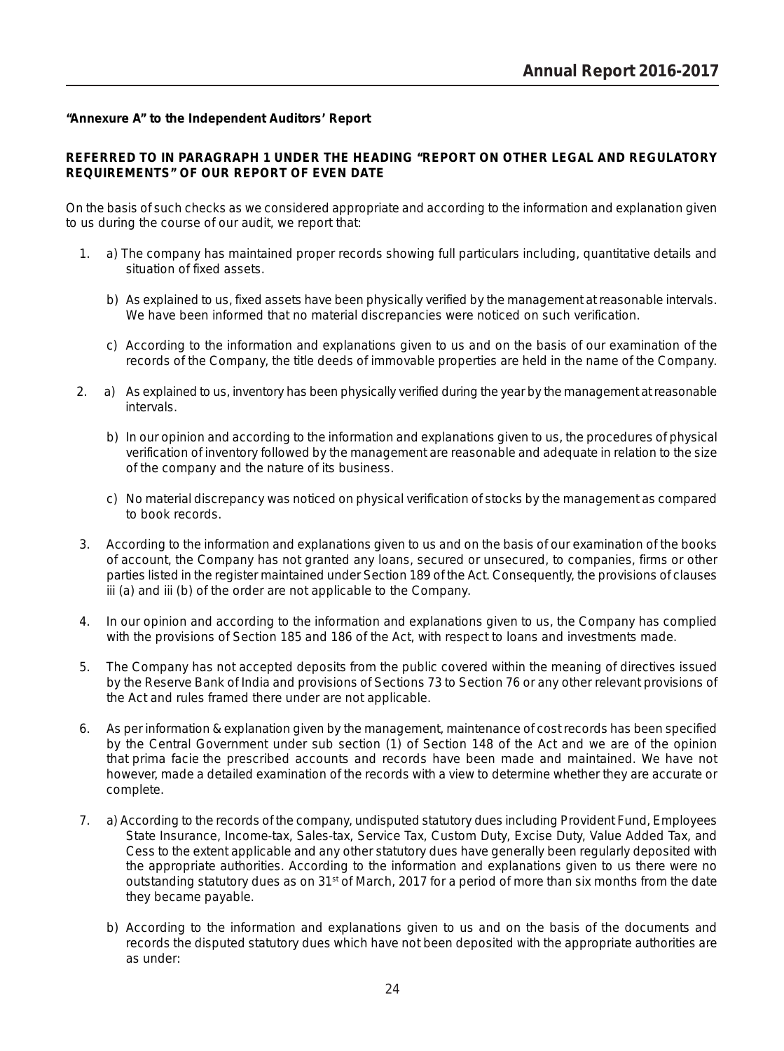**"Annexure A" to the Independent Auditors' Report**

**REFERRED TO IN PARAGRAPH 1 UNDER THE HEADING "REPORT ON OTHER LEGAL AND REGULATORY REQUIREMENTS" OF OUR REPORT OF EVEN DATE**

On the basis of such checks as we considered appropriate and according to the information and explanation given to us during the course of our audit, we report that:

1. a) The company has maintained proper records showing full particulars including, quantitative details and situation of fixed assets.

   b) As explained to us, fixed assets have been physically verified by the management at reasonable intervals. We have been informed that no material discrepancies were noticed on such verification.

   c) According to the information and explanations given to us and on the basis of our examination of the records of the Company, the title deeds of immovable properties are held in the name of the Company.

2. a) As explained to us, inventory has been physically verified during the year by the management at reasonable intervals.

   b) In our opinion and according to the information and explanations given to us, the procedures of physical verification of inventory followed by the management are reasonable and adequate in relation to the size of the company and the nature of its business.

   c) No material discrepancy was noticed on physical verification of stocks by the management as compared to book records.

3. According to the information and explanations given to us and on the basis of our examination of the books of account, the Company has not granted any loans, secured or unsecured, to companies, firms or other parties listed in the register maintained under Section 189 of the Act. Consequently, the provisions of clauses iii (a) and iii (b) of the order are not applicable to the Company.

4. In our opinion and according to the information and explanations given to us, the Company has complied with the provisions of Section 185 and 186 of the Act, with respect to loans and investments made.

5. The Company has not accepted deposits from the public covered within the meaning of directives issued by the Reserve Bank of India and provisions of Sections 73 to Section 76 or any other relevant provisions of the Act and rules framed there under are not applicable.

6. As per information & explanation given by the management, maintenance of cost records has been specified by the Central Government under sub section (1) of Section 148 of the Act and we are of the opinion that prima facie the prescribed accounts and records have been made and maintained. We have not however, made a detailed examination of the records with a view to determine whether they are accurate or complete.

7. a) According to the records of the company, undisputed statutory dues including Provident Fund, Employees State Insurance, Income-tax, Sales-tax, Service Tax, Custom Duty, Excise Duty, Value Added Tax, and Cess to the extent applicable and any other statutory dues have generally been regularly deposited with the appropriate authorities. According to the information and explanations given to us there were no outstanding statutory dues as on 31st of March, 2017 for a period of more than six months from the date they became payable.

   b) According to the information and explanations given to us and on the basis of the documents and records the disputed statutory dues which have not been deposited with the appropriate authorities are as under: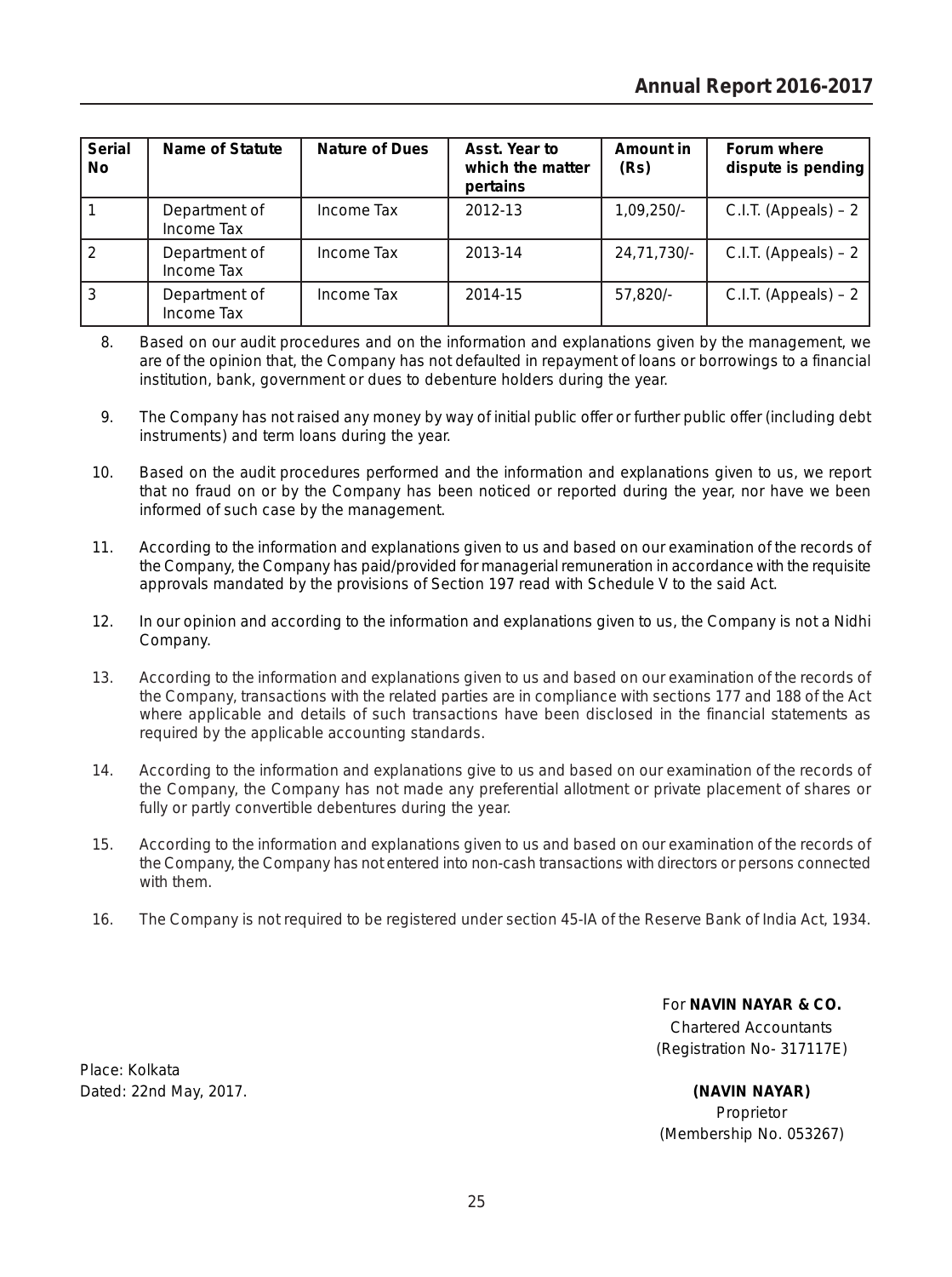| Serial No | Name of Statute | Nature of Dues | Asst. Year to which the matter pertains | Amount in (Rs) | Forum where dispute is pending |
|---|---|---|---|---|---|
| 1 | Department of Income Tax | Income Tax | 2012-13 | 1,09,250/- | C.I.T. (Appeals) – 2 |
| 2 | Department of Income Tax | Income Tax | 2013-14 | 24,71,730/- | C.I.T. (Appeals) – 2 |
| 3 | Department of Income Tax | Income Tax | 2014-15 | 57,820/- | C.I.T. (Appeals) – 2 |

8. Based on our audit procedures and on the information and explanations given by the management, we are of the opinion that, the Company has not defaulted in repayment of loans or borrowings to a financial institution, bank, government or dues to debenture holders during the year.

9. The Company has not raised any money by way of initial public offer or further public offer (including debt instruments) and term loans during the year.

10. Based on the audit procedures performed and the information and explanations given to us, we report that no fraud on or by the Company has been noticed or reported during the year, nor have we been informed of such case by the management.

11. According to the information and explanations given to us and based on our examination of the records of the Company, the Company has paid/provided for managerial remuneration in accordance with the requisite approvals mandated by the provisions of Section 197 read with Schedule V to the said Act.

12. In our opinion and according to the information and explanations given to us, the Company is not a Nidhi Company.

13. According to the information and explanations given to us and based on our examination of the records of the Company, transactions with the related parties are in compliance with sections 177 and 188 of the Act where applicable and details of such transactions have been disclosed in the financial statements as required by the applicable accounting standards.

14. According to the information and explanations give to us and based on our examination of the records of the Company, the Company has not made any preferential allotment or private placement of shares or fully or partly convertible debentures during the year.

15. According to the information and explanations given to us and based on our examination of the records of the Company, the Company has not entered into non-cash transactions with directors or persons connected with them.

16. The Company is not required to be registered under section 45-IA of the Reserve Bank of India Act, 1934.

For **NAVIN NAYAR & CO.**
Chartered Accountants
(Registration No- 317117E)

Place: Kolkata
Dated: 22nd May, 2017.

**(NAVIN NAYAR)**
Proprietor
(Membership No. 053267)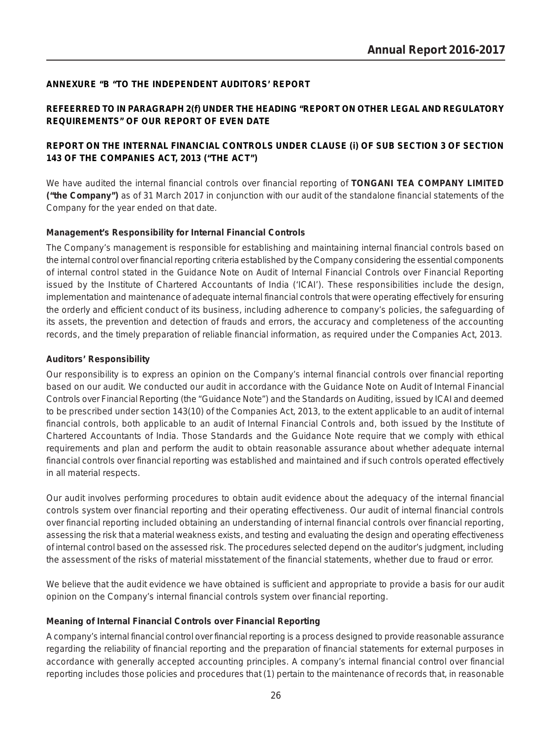## ANNEXURE "B "TO THE INDEPENDENT AUDITORS' REPORT

## REFEERRED TO IN PARAGRAPH 2(f) UNDER THE HEADING "REPORT ON OTHER LEGAL AND REGULATORY REQUIREMENTS" OF OUR REPORT OF EVEN DATE

## REPORT ON THE INTERNAL FINANCIAL CONTROLS UNDER CLAUSE (i) OF SUB SECTION 3 OF SECTION 143 OF THE COMPANIES ACT, 2013 ("THE ACT")

We have audited the internal financial controls over financial reporting of **TONGANI TEA COMPANY LIMITED ("the Company")** as of 31 March 2017 in conjunction with our audit of the standalone financial statements of the Company for the year ended on that date.

### Management's Responsibility for Internal Financial Controls

The Company's management is responsible for establishing and maintaining internal financial controls based on the internal control over financial reporting criteria established by the Company considering the essential components of internal control stated in the Guidance Note on Audit of Internal Financial Controls over Financial Reporting issued by the Institute of Chartered Accountants of India ('ICAI'). These responsibilities include the design, implementation and maintenance of adequate internal financial controls that were operating effectively for ensuring the orderly and efficient conduct of its business, including adherence to company's policies, the safeguarding of its assets, the prevention and detection of frauds and errors, the accuracy and completeness of the accounting records, and the timely preparation of reliable financial information, as required under the Companies Act, 2013.

### Auditors' Responsibility

Our responsibility is to express an opinion on the Company's internal financial controls over financial reporting based on our audit. We conducted our audit in accordance with the Guidance Note on Audit of Internal Financial Controls over Financial Reporting (the "Guidance Note") and the Standards on Auditing, issued by ICAI and deemed to be prescribed under section 143(10) of the Companies Act, 2013, to the extent applicable to an audit of internal financial controls, both applicable to an audit of Internal Financial Controls and, both issued by the Institute of Chartered Accountants of India. Those Standards and the Guidance Note require that we comply with ethical requirements and plan and perform the audit to obtain reasonable assurance about whether adequate internal financial controls over financial reporting was established and maintained and if such controls operated effectively in all material respects.

Our audit involves performing procedures to obtain audit evidence about the adequacy of the internal financial controls system over financial reporting and their operating effectiveness. Our audit of internal financial controls over financial reporting included obtaining an understanding of internal financial controls over financial reporting, assessing the risk that a material weakness exists, and testing and evaluating the design and operating effectiveness of internal control based on the assessed risk. The procedures selected depend on the auditor's judgment, including the assessment of the risks of material misstatement of the financial statements, whether due to fraud or error.

We believe that the audit evidence we have obtained is sufficient and appropriate to provide a basis for our audit opinion on the Company's internal financial controls system over financial reporting.

### Meaning of Internal Financial Controls over Financial Reporting

A company's internal financial control over financial reporting is a process designed to provide reasonable assurance regarding the reliability of financial reporting and the preparation of financial statements for external purposes in accordance with generally accepted accounting principles. A company's internal financial control over financial reporting includes those policies and procedures that (1) pertain to the maintenance of records that, in reasonable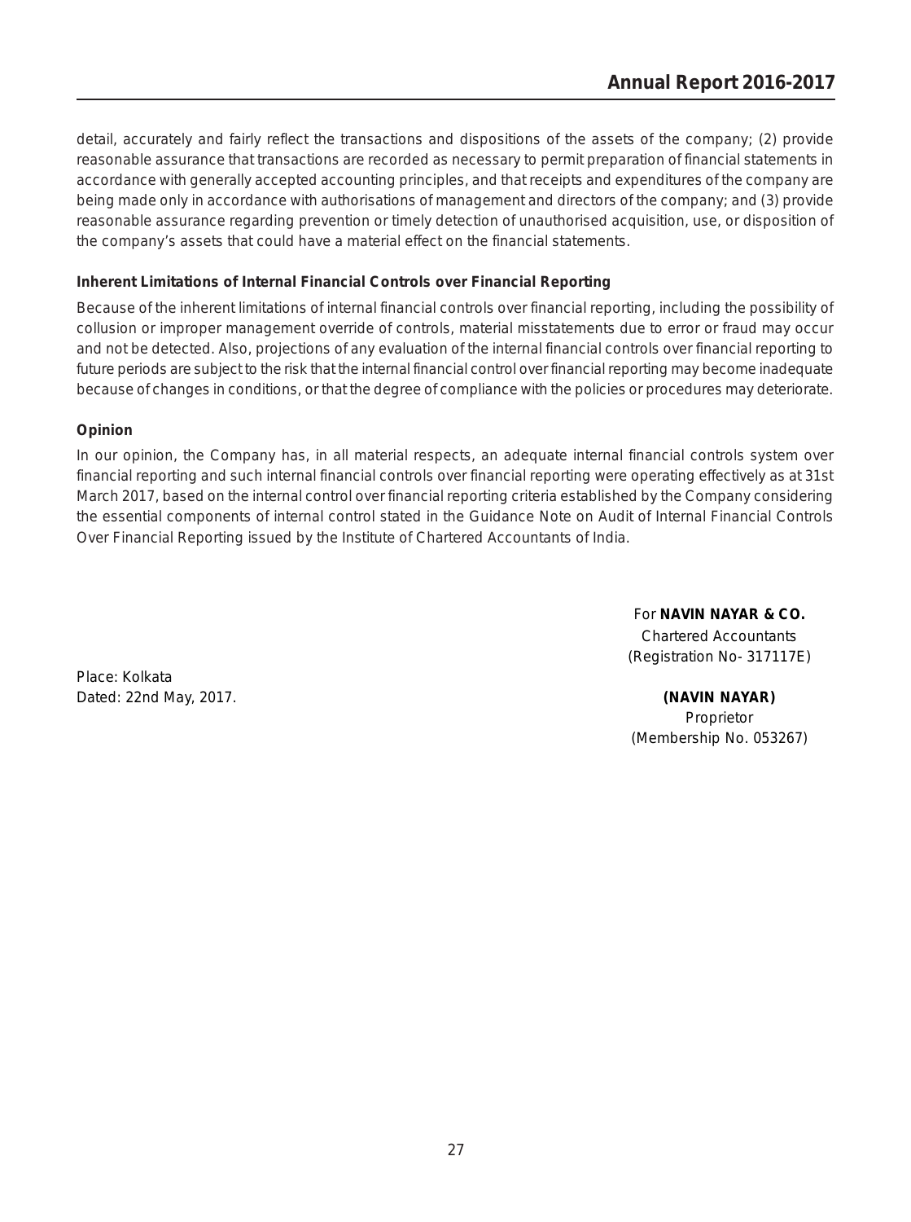detail, accurately and fairly reflect the transactions and dispositions of the assets of the company; (2) provide reasonable assurance that transactions are recorded as necessary to permit preparation of financial statements in accordance with generally accepted accounting principles, and that receipts and expenditures of the company are being made only in accordance with authorisations of management and directors of the company; and (3) provide reasonable assurance regarding prevention or timely detection of unauthorised acquisition, use, or disposition of the company's assets that could have a material effect on the financial statements.

**Inherent Limitations of Internal Financial Controls over Financial Reporting**

Because of the inherent limitations of internal financial controls over financial reporting, including the possibility of collusion or improper management override of controls, material misstatements due to error or fraud may occur and not be detected. Also, projections of any evaluation of the internal financial controls over financial reporting to future periods are subject to the risk that the internal financial control over financial reporting may become inadequate because of changes in conditions, or that the degree of compliance with the policies or procedures may deteriorate.

**Opinion**

In our opinion, the Company has, in all material respects, an adequate internal financial controls system over financial reporting and such internal financial controls over financial reporting were operating effectively as at 31st March 2017, based on the internal control over financial reporting criteria established by the Company considering the essential components of internal control stated in the Guidance Note on Audit of Internal Financial Controls Over Financial Reporting issued by the Institute of Chartered Accountants of India.

For **NAVIN NAYAR & CO.**
Chartered Accountants
(Registration No- 317117E)

Place: Kolkata
Dated: 22nd May, 2017.

**(NAVIN NAYAR)**
Proprietor
(Membership No. 053267)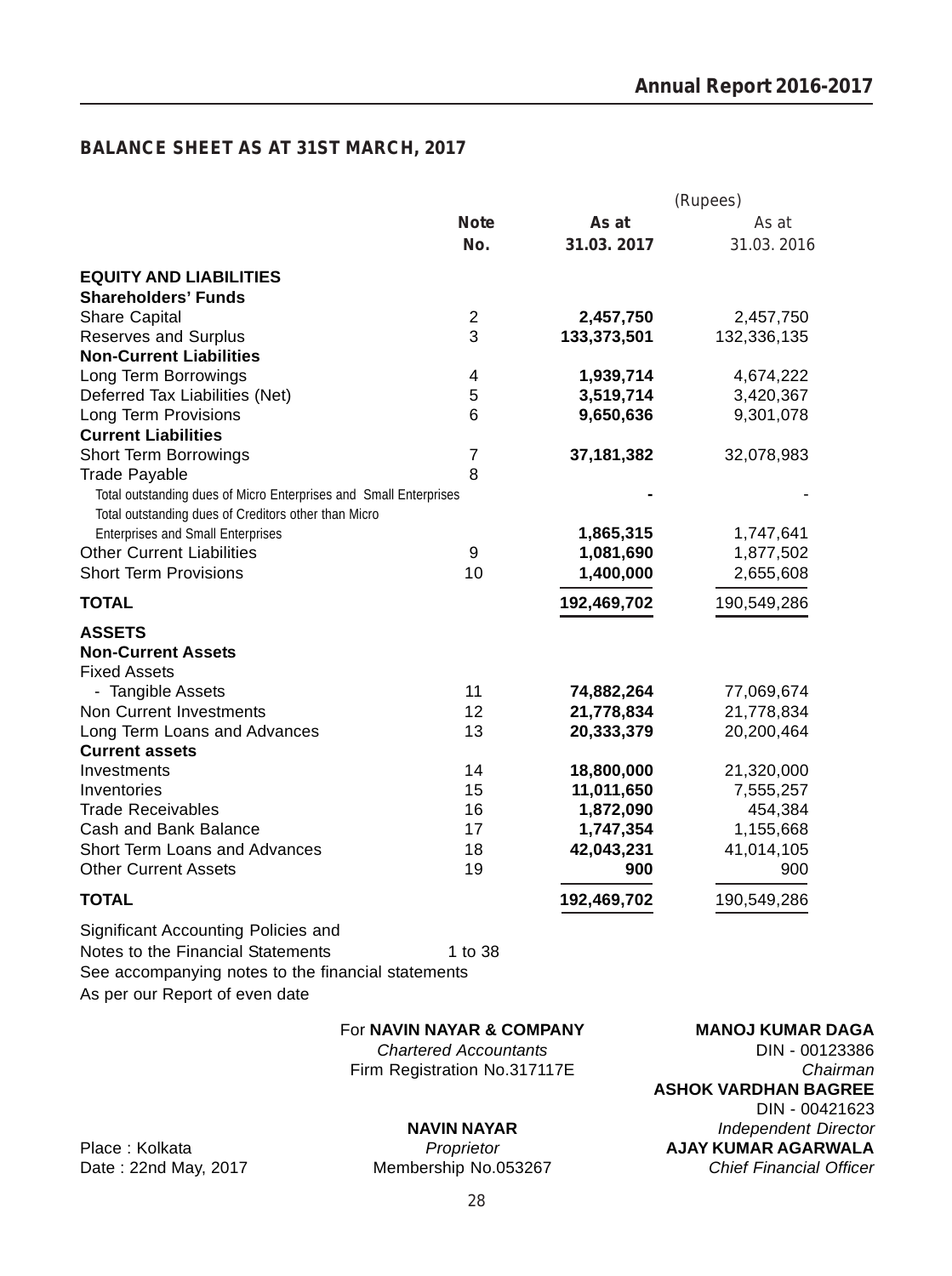## BALANCE SHEET AS AT 31ST MARCH, 2017

| | Note No. | As at 31.03. 2017 | As at 31.03. 2016 |
|---|---|---|---|
| | | (Rupees) | |
| **EQUITY AND LIABILITIES** | | | |
| **Shareholders' Funds** | | | |
| Share Capital | 2 | **2,457,750** | 2,457,750 |
| Reserves and Surplus | 3 | **133,373,501** | 132,336,135 |
| **Non-Current Liabilities** | | | |
| Long Term Borrowings | 4 | **1,939,714** | 4,674,222 |
| Deferred Tax Liabilities (Net) | 5 | **3,519,714** | 3,420,367 |
| Long Term Provisions | 6 | **9,650,636** | 9,301,078 |
| **Current Liabilities** | | | |
| Short Term Borrowings | 7 | **37,181,382** | 32,078,983 |
| Trade Payable | 8 | | |
| Total outstanding dues of Micro Enterprises and Small Enterprises | | **-** | - |
| Total outstanding dues of Creditors other than Micro Enterprises and Small Enterprises | | **1,865,315** | 1,747,641 |
| Other Current Liabilities | 9 | **1,081,690** | 1,877,502 |
| Short Term Provisions | 10 | **1,400,000** | 2,655,608 |
| **TOTAL** | | **192,469,702** | 190,549,286 |
| **ASSETS** | | | |
| **Non-Current Assets** | | | |
| Fixed Assets | | | |
| - Tangible Assets | 11 | **74,882,264** | 77,069,674 |
| Non Current Investments | 12 | **21,778,834** | 21,778,834 |
| Long Term Loans and Advances | 13 | **20,333,379** | 20,200,464 |
| **Current assets** | | | |
| Investments | 14 | **18,800,000** | 21,320,000 |
| Inventories | 15 | **11,011,650** | 7,555,257 |
| Trade Receivables | 16 | **1,872,090** | 454,384 |
| Cash and Bank Balance | 17 | **1,747,354** | 1,155,668 |
| Short Term Loans and Advances | 18 | **42,043,231** | 41,014,105 |
| Other Current Assets | 19 | **900** | 900 |
| **TOTAL** | | **192,469,702** | 190,549,286 |

Significant Accounting Policies and
Notes to the Financial Statements 1 to 38

See accompanying notes to the financial statements

As per our Report of even date

For **NAVIN NAYAR & COMPANY**
*Chartered Accountants*
Firm Registration No.317117E

**NAVIN NAYAR**
*Proprietor*
Membership No.053267

**MANOJ KUMAR DAGA**
DIN - 00123386
*Chairman*

**ASHOK VARDHAN BAGREE**
DIN - 00421623
*Independent Director*

**AJAY KUMAR AGARWALA**
*Chief Financial Officer*

Place : Kolkata
Date : 22nd May, 2017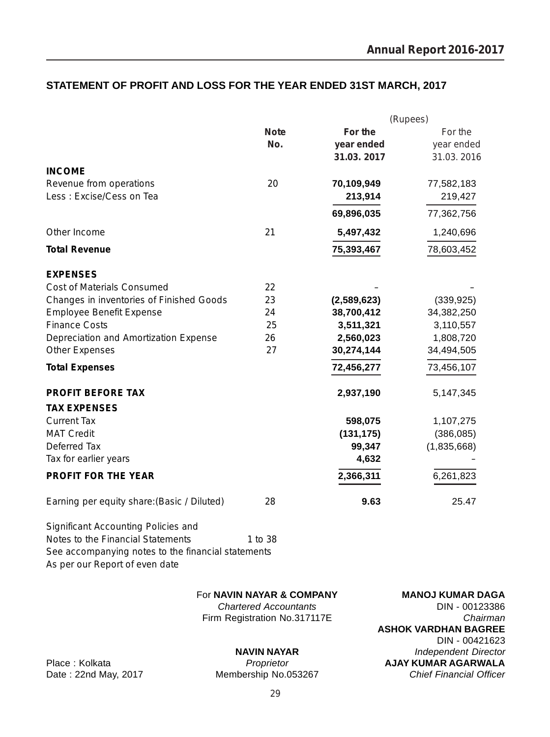## STATEMENT OF PROFIT AND LOSS FOR THE YEAR ENDED 31ST MARCH, 2017

(Rupees)

| | Note No. | For the year ended 31.03. 2017 | For the year ended 31.03. 2016 |
|---|---|---|---|
| **INCOME** | | | |
| Revenue from operations | 20 | **70,109,949** | 77,582,183 |
| Less : Excise/Cess on Tea | | **213,914** | 219,427 |
| | | **69,896,035** | 77,362,756 |
| Other Income | 21 | **5,497,432** | 1,240,696 |
| **Total Revenue** | | **75,393,467** | 78,603,452 |
| **EXPENSES** | | | |
| Cost of Materials Consumed | 22 | – | – |
| Changes in inventories of Finished Goods | 23 | **(2,589,623)** | (339,925) |
| Employee Benefit Expense | 24 | **38,700,412** | 34,382,250 |
| Finance Costs | 25 | **3,511,321** | 3,110,557 |
| Depreciation and Amortization Expense | 26 | **2,560,023** | 1,808,720 |
| Other Expenses | 27 | **30,274,144** | 34,494,505 |
| **Total Expenses** | | **72,456,277** | 73,456,107 |
| **PROFIT BEFORE TAX** | | **2,937,190** | 5,147,345 |
| **TAX EXPENSES** | | | |
| Current Tax | | **598,075** | 1,107,275 |
| MAT Credit | | **(131,175)** | (386,085) |
| Deferred Tax | | **99,347** | (1,835,668) |
| Tax for earlier years | | **4,632** | – |
| **PROFIT FOR THE YEAR** | | **2,366,311** | 6,261,823 |
| Earning per equity share:(Basic / Diluted) | 28 | **9.63** | 25.47 |

Significant Accounting Policies and Notes to the Financial Statements 1 to 38

See accompanying notes to the financial statements

As per our Report of even date

For **NAVIN NAYAR & COMPANY**
*Chartered Accountants*
Firm Registration No.317117E

**NAVIN NAYAR**
*Proprietor*
Membership No.053267

**MANOJ KUMAR DAGA**
DIN - 00123386
*Chairman*

**ASHOK VARDHAN BAGREE**
DIN - 00421623
*Independent Director*

**AJAY KUMAR AGARWALA**
*Chief Financial Officer*

Place : Kolkata
Date : 22nd May, 2017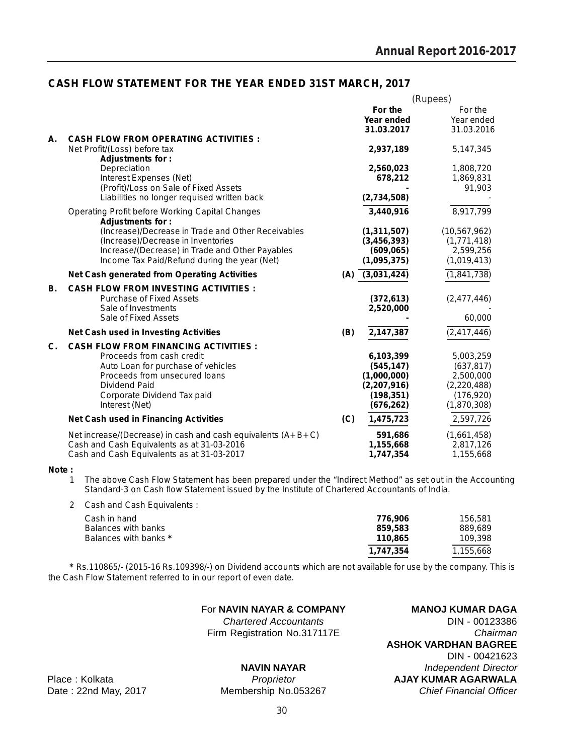## CASH FLOW STATEMENT FOR THE YEAR ENDED 31ST MARCH, 2017

(Rupees)

| | | | For the Year ended 31.03.2017 | For the Year ended 31.03.2016 |
|---|---|---|---|---|
| **A.** | **CASH FLOW FROM OPERATING ACTIVITIES :** | | | |
| | Net Profit/(Loss) before tax | | **2,937,189** | 5,147,345 |
| | **Adjustments for :** | | | |
| | Depreciation | | **2,560,023** | 1,808,720 |
| | Interest Expenses (Net) | | **678,212** | 1,869,831 |
| | (Profit)/Loss on Sale of Fixed Assets | | **-** | 91,903 |
| | Liabilities no longer requised written back | | **(2,734,508)** | - |
| | Operating Profit before Working Capital Changes | | **3,440,916** | 8,917,799 |
| | **Adjustments for :** | | | |
| | (Increase)/Decrease in Trade and Other Receivables | | **(1,311,507)** | (10,567,962) |
| | (Increase)/Decrease in Inventories | | **(3,456,393)** | (1,771,418) |
| | Increase/(Decrease) in Trade and Other Payables | | **(609,065)** | 2,599,256 |
| | Income Tax Paid/Refund during the year (Net) | | **(1,095,375)** | (1,019,413) |
| | **Net Cash generated from Operating Activities** | **(A)** | **(3,031,424)** | (1,841,738) |
| **B.** | **CASH FLOW FROM INVESTING ACTIVITIES :** | | | |
| | Purchase of Fixed Assets | | **(372,613)** | (2,477,446) |
| | Sale of Investments | | **2,520,000** | - |
| | Sale of Fixed Assets | | **-** | 60,000 |
| | **Net Cash used in Investing Activities** | **(B)** | **2,147,387** | (2,417,446) |
| **C.** | **CASH FLOW FROM FINANCING ACTIVITIES :** | | | |
| | Proceeds from cash credit | | **6,103,399** | 5,003,259 |
| | Auto Loan for purchase of vehicles | | **(545,147)** | (637,817) |
| | Proceeds from unsecured loans | | **(1,000,000)** | 2,500,000 |
| | Dividend Paid | | **(2,207,916)** | (2,220,488) |
| | Corporate Dividend Tax paid | | **(198,351)** | (176,920) |
| | Interest (Net) | | **(676,262)** | (1,870,308) |
| | **Net Cash used in Financing Activities** | **(C)** | **1,475,723** | 2,597,726 |
| | Net increase/(Decrease) in cash and cash equivalents (A+B+C) | | **591,686** | (1,661,458) |
| | Cash and Cash Equivalents as at 31-03-2016 | | **1,155,668** | 2,817,126 |
| | Cash and Cash Equivalents as at 31-03-2017 | | **1,747,354** | 1,155,668 |

**Note :**

1. The above Cash Flow Statement has been prepared under the "Indirect Method" as set out in the Accounting Standard-3 on Cash flow Statement issued by the Institute of Chartered Accountants of India.

2. Cash and Cash Equivalents :

| | 31.03.2017 | 31.03.2016 |
|---|---|---|
| Cash in hand | **776,906** | 156,581 |
| Balances with banks | **859,583** | 889,689 |
| Balances with banks * | **110,865** | 109,398 |
| | **1,747,354** | 1,155,668 |

\* Rs.110865/- (2015-16 Rs.109398/-) on Dividend accounts which are not available for use by the company. This is the Cash Flow Statement referred to in our report of even date.

For **NAVIN NAYAR & COMPANY**
*Chartered Accountants*
Firm Registration No.317117E

**NAVIN NAYAR**
*Proprietor*
Membership No.053267

**MANOJ KUMAR DAGA**
DIN - 00123386
*Chairman*

**ASHOK VARDHAN BAGREE**
DIN - 00421623
*Independent Director*

**AJAY KUMAR AGARWALA**
*Chief Financial Officer*

Place : Kolkata
Date : 22nd May, 2017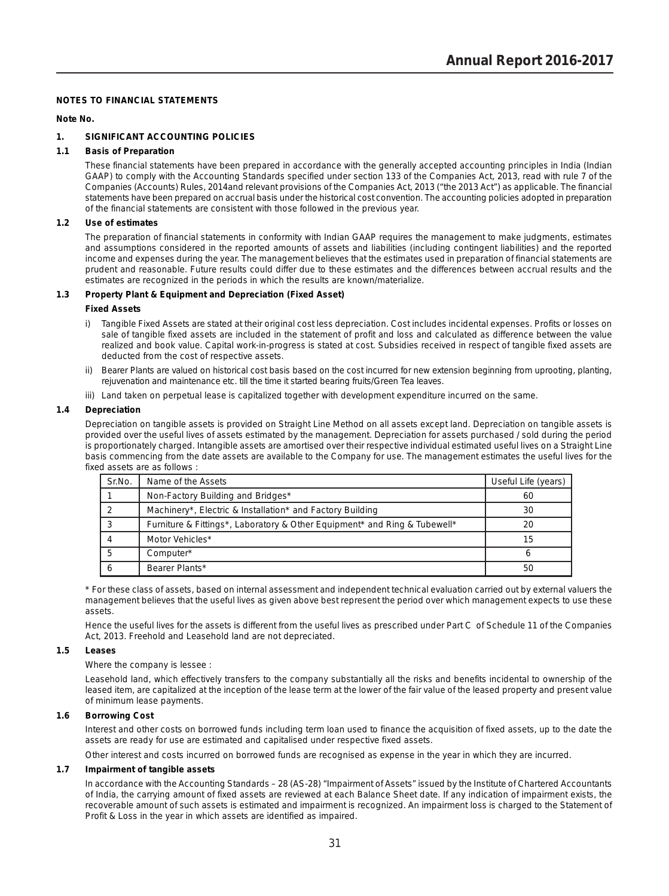## NOTES TO FINANCIAL STATEMENTS

**Note No.**

### 1. SIGNIFICANT ACCOUNTING POLICIES

#### 1.1 Basis of Preparation

These financial statements have been prepared in accordance with the generally accepted accounting principles in India (Indian GAAP) to comply with the Accounting Standards specified under section 133 of the Companies Act, 2013, read with rule 7 of the Companies (Accounts) Rules, 2014and relevant provisions of the Companies Act, 2013 ("the 2013 Act") as applicable. The financial statements have been prepared on accrual basis under the historical cost convention. The accounting policies adopted in preparation of the financial statements are consistent with those followed in the previous year.

#### 1.2 Use of estimates

The preparation of financial statements in conformity with Indian GAAP requires the management to make judgments, estimates and assumptions considered in the reported amounts of assets and liabilities (including contingent liabilities) and the reported income and expenses during the year. The management believes that the estimates used in preparation of financial statements are prudent and reasonable. Future results could differ due to these estimates and the differences between accrual results and the estimates are recognized in the periods in which the results are known/materialize.

#### 1.3 Property Plant & Equipment and Depreciation (Fixed Asset)

**Fixed Assets**

i) Tangible Fixed Assets are stated at their original cost less depreciation. Cost includes incidental expenses. Profits or losses on sale of tangible fixed assets are included in the statement of profit and loss and calculated as difference between the value realized and book value. Capital work-in-progress is stated at cost. Subsidies received in respect of tangible fixed assets are deducted from the cost of respective assets.

ii) Bearer Plants are valued on historical cost basis based on the cost incurred for new extension beginning from uprooting, planting, rejuvenation and maintenance etc. till the time it started bearing fruits/Green Tea leaves.

iii) Land taken on perpetual lease is capitalized together with development expenditure incurred on the same.

#### 1.4 Depreciation

Depreciation on tangible assets is provided on Straight Line Method on all assets except land. Depreciation on tangible assets is provided over the useful lives of assets estimated by the management. Depreciation for assets purchased / sold during the period is proportionately charged. Intangible assets are amortised over their respective individual estimated useful lives on a Straight Line basis commencing from the date assets are available to the Company for use. The management estimates the useful lives for the fixed assets are as follows :

| Sr.No. | Name of the Assets | Useful Life (years) |
|---|---|---|
| 1 | Non-Factory Building and Bridges* | 60 |
| 2 | Machinery*, Electric & Installation* and Factory Building | 30 |
| 3 | Furniture & Fittings*, Laboratory & Other Equipment* and Ring & Tubewell* | 20 |
| 4 | Motor Vehicles* | 15 |
| 5 | Computer* | 6 |
| 6 | Bearer Plants* | 50 |

* For these class of assets, based on internal assessment and independent technical evaluation carried out by external valuers the management believes that the useful lives as given above best represent the period over which management expects to use these assets.

Hence the useful lives for the assets is different from the useful lives as prescribed under Part C of Schedule 11 of the Companies Act, 2013. Freehold and Leasehold land are not depreciated.

#### 1.5 Leases

Where the company is lessee :

Leasehold land, which effectively transfers to the company substantially all the risks and benefits incidental to ownership of the leased item, are capitalized at the inception of the lease term at the lower of the fair value of the leased property and present value of minimum lease payments.

#### 1.6 Borrowing Cost

Interest and other costs on borrowed funds including term loan used to finance the acquisition of fixed assets, up to the date the assets are ready for use are estimated and capitalised under respective fixed assets.

Other interest and costs incurred on borrowed funds are recognised as expense in the year in which they are incurred.

#### 1.7 Impairment of tangible assets

In accordance with the Accounting Standards – 28 (AS-28) "Impairment of Assets" issued by the Institute of Chartered Accountants of India, the carrying amount of fixed assets are reviewed at each Balance Sheet date. If any indication of impairment exists, the recoverable amount of such assets is estimated and impairment is recognized. An impairment loss is charged to the Statement of Profit & Loss in the year in which assets are identified as impaired.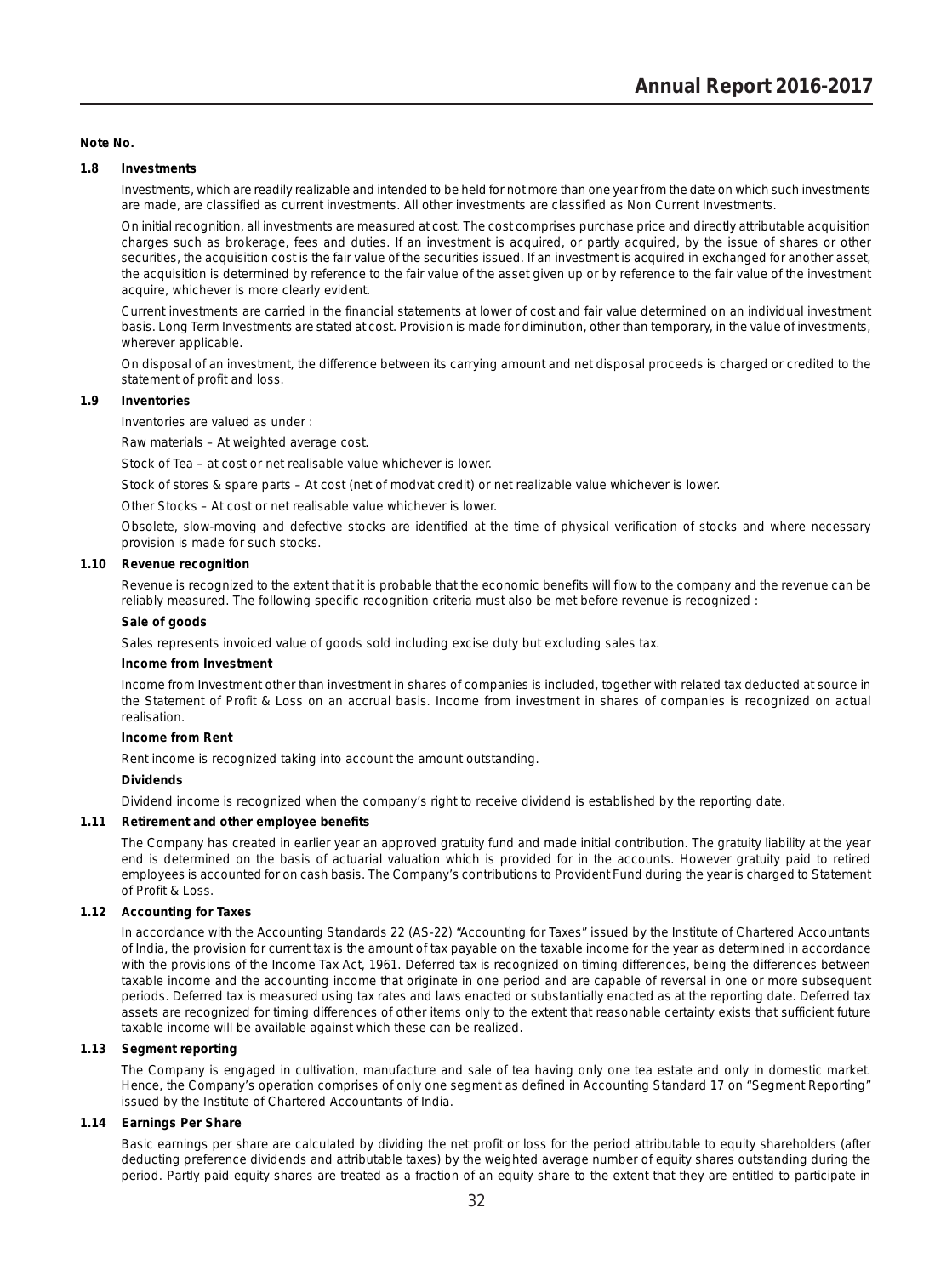**Note No.**

### 1.8 Investments

Investments, which are readily realizable and intended to be held for not more than one year from the date on which such investments are made, are classified as current investments. All other investments are classified as Non Current Investments.

On initial recognition, all investments are measured at cost. The cost comprises purchase price and directly attributable acquisition charges such as brokerage, fees and duties. If an investment is acquired, or partly acquired, by the issue of shares or other securities, the acquisition cost is the fair value of the securities issued. If an investment is acquired in exchanged for another asset, the acquisition is determined by reference to the fair value of the asset given up or by reference to the fair value of the investment acquire, whichever is more clearly evident.

Current investments are carried in the financial statements at lower of cost and fair value determined on an individual investment basis. Long Term Investments are stated at cost. Provision is made for diminution, other than temporary, in the value of investments, wherever applicable.

On disposal of an investment, the difference between its carrying amount and net disposal proceeds is charged or credited to the statement of profit and loss.

### 1.9 Inventories

Inventories are valued as under :

Raw materials – At weighted average cost.

Stock of Tea – at cost or net realisable value whichever is lower.

Stock of stores & spare parts – At cost (net of modvat credit) or net realizable value whichever is lower.

Other Stocks – At cost or net realisable value whichever is lower.

Obsolete, slow-moving and defective stocks are identified at the time of physical verification of stocks and where necessary provision is made for such stocks.

### 1.10 Revenue recognition

Revenue is recognized to the extent that it is probable that the economic benefits will flow to the company and the revenue can be reliably measured. The following specific recognition criteria must also be met before revenue is recognized :

**Sale of goods**

Sales represents invoiced value of goods sold including excise duty but excluding sales tax.

**Income from Investment**

Income from Investment other than investment in shares of companies is included, together with related tax deducted at source in the Statement of Profit & Loss on an accrual basis. Income from investment in shares of companies is recognized on actual realisation.

**Income from Rent**

Rent income is recognized taking into account the amount outstanding.

**Dividends**

Dividend income is recognized when the company's right to receive dividend is established by the reporting date.

### 1.11 Retirement and other employee benefits

The Company has created in earlier year an approved gratuity fund and made initial contribution. The gratuity liability at the year end is determined on the basis of actuarial valuation which is provided for in the accounts. However gratuity paid to retired employees is accounted for on cash basis. The Company's contributions to Provident Fund during the year is charged to Statement of Profit & Loss.

### 1.12 Accounting for Taxes

In accordance with the Accounting Standards 22 (AS-22) "Accounting for Taxes" issued by the Institute of Chartered Accountants of India, the provision for current tax is the amount of tax payable on the taxable income for the year as determined in accordance with the provisions of the Income Tax Act, 1961. Deferred tax is recognized on timing differences, being the differences between taxable income and the accounting income that originate in one period and are capable of reversal in one or more subsequent periods. Deferred tax is measured using tax rates and laws enacted or substantially enacted as at the reporting date. Deferred tax assets are recognized for timing differences of other items only to the extent that reasonable certainty exists that sufficient future taxable income will be available against which these can be realized.

### 1.13 Segment reporting

The Company is engaged in cultivation, manufacture and sale of tea having only one tea estate and only in domestic market. Hence, the Company's operation comprises of only one segment as defined in Accounting Standard 17 on "Segment Reporting" issued by the Institute of Chartered Accountants of India.

### 1.14 Earnings Per Share

Basic earnings per share are calculated by dividing the net profit or loss for the period attributable to equity shareholders (after deducting preference dividends and attributable taxes) by the weighted average number of equity shares outstanding during the period. Partly paid equity shares are treated as a fraction of an equity share to the extent that they are entitled to participate in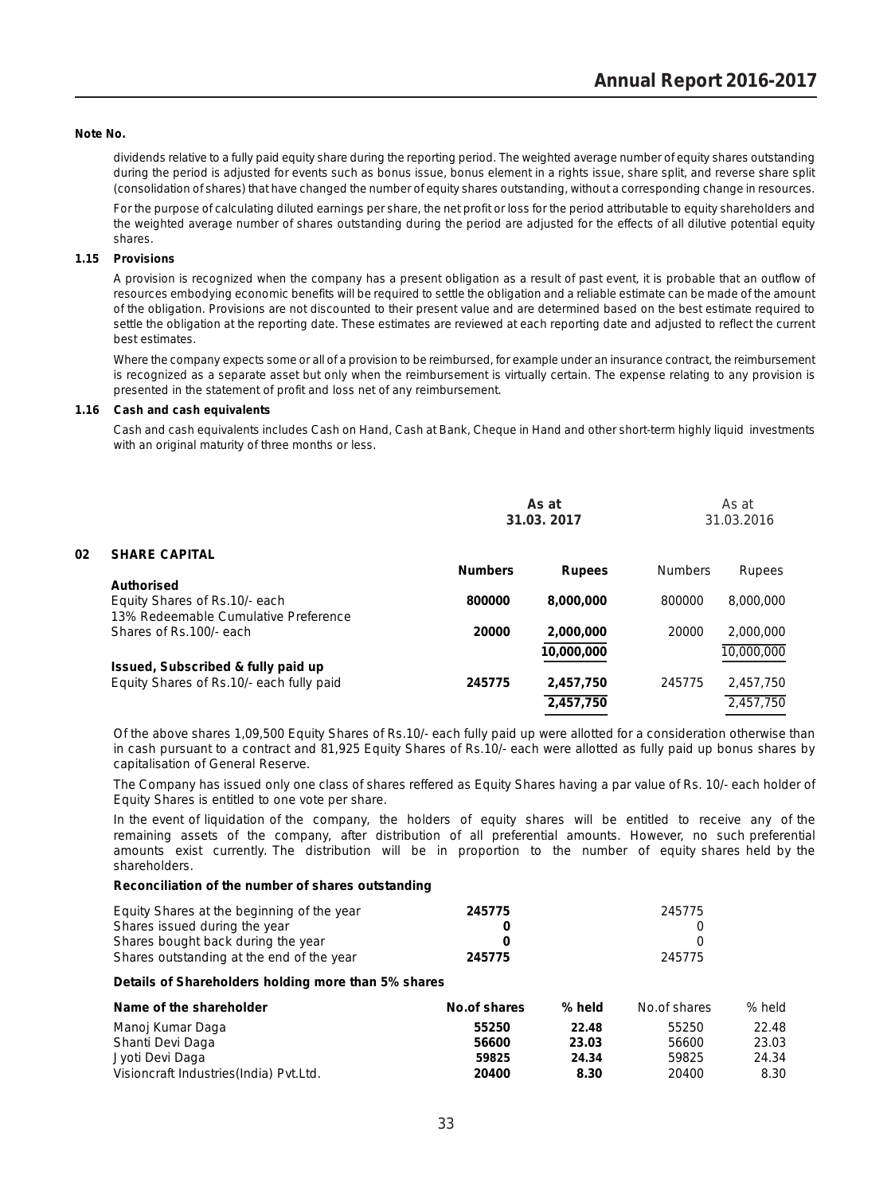**Note No.**

dividends relative to a fully paid equity share during the reporting period. The weighted average number of equity shares outstanding during the period is adjusted for events such as bonus issue, bonus element in a rights issue, share split, and reverse share split (consolidation of shares) that have changed the number of equity shares outstanding, without a corresponding change in resources.

For the purpose of calculating diluted earnings per share, the net profit or loss for the period attributable to equity shareholders and the weighted average number of shares outstanding during the period are adjusted for the effects of all dilutive potential equity shares.

**1.15 Provisions**

A provision is recognized when the company has a present obligation as a result of past event, it is probable that an outflow of resources embodying economic benefits will be required to settle the obligation and a reliable estimate can be made of the amount of the obligation. Provisions are not discounted to their present value and are determined based on the best estimate required to settle the obligation at the reporting date. These estimates are reviewed at each reporting date and adjusted to reflect the current best estimates.

Where the company expects some or all of a provision to be reimbursed, for example under an insurance contract, the reimbursement is recognized as a separate asset but only when the reimbursement is virtually certain. The expense relating to any provision is presented in the statement of profit and loss net of any reimbursement.

**1.16 Cash and cash equivalents**

Cash and cash equivalents includes Cash on Hand, Cash at Bank, Cheque in Hand and other short-term highly liquid investments with an original maturity of three months or less.

**02 SHARE CAPITAL**

| | As at 31.03. 2017 | | As at 31.03.2016 | |
|---|---|---|---|---|
| | **Numbers** | **Rupees** | Numbers | Rupees |
| **Authorised** | | | | |
| Equity Shares of Rs.10/- each | **800000** | **8,000,000** | 800000 | 8,000,000 |
| 13% Redeemable Cumulative Preference Shares of Rs.100/- each | **20000** | **2,000,000** | 20000 | 2,000,000 |
| | | **10,000,000** | | 10,000,000 |
| **Issued, Subscribed & fully paid up** | | | | |
| Equity Shares of Rs.10/- each fully paid | **245775** | **2,457,750** | 245775 | 2,457,750 |
| | | **2,457,750** | | 2,457,750 |

Of the above shares 1,09,500 Equity Shares of Rs.10/- each fully paid up were allotted for a consideration otherwise than in cash pursuant to a contract and 81,925 Equity Shares of Rs.10/- each were allotted as fully paid up bonus shares by capitalisation of General Reserve.

The Company has issued only one class of shares reffered as Equity Shares having a par value of Rs. 10/- each holder of Equity Shares is entitled to one vote per share.

In the event of liquidation of the company, the holders of equity shares will be entitled to receive any of the remaining assets of the company, after distribution of all preferential amounts. However, no such preferential amounts exist currently. The distribution will be in proportion to the number of equity shares held by the shareholders.

**Reconciliation of the number of shares outstanding**

| | 31.03.2017 | 31.03.2016 |
|---|---|---|
| Equity Shares at the beginning of the year | **245775** | 245775 |
| Shares issued during the year | **0** | 0 |
| Shares bought back during the year | **0** | 0 |
| Shares outstanding at the end of the year | **245775** | 245775 |

**Details of Shareholders holding more than 5% shares**

| Name of the shareholder | No.of shares | % held | No.of shares | % held |
|---|---|---|---|---|
| Manoj Kumar Daga | **55250** | **22.48** | 55250 | 22.48 |
| Shanti Devi Daga | **56600** | **23.03** | 56600 | 23.03 |
| Jyoti Devi Daga | **59825** | **24.34** | 59825 | 24.34 |
| Visioncraft Industries(India) Pvt.Ltd. | **20400** | **8.30** | 20400 | 8.30 |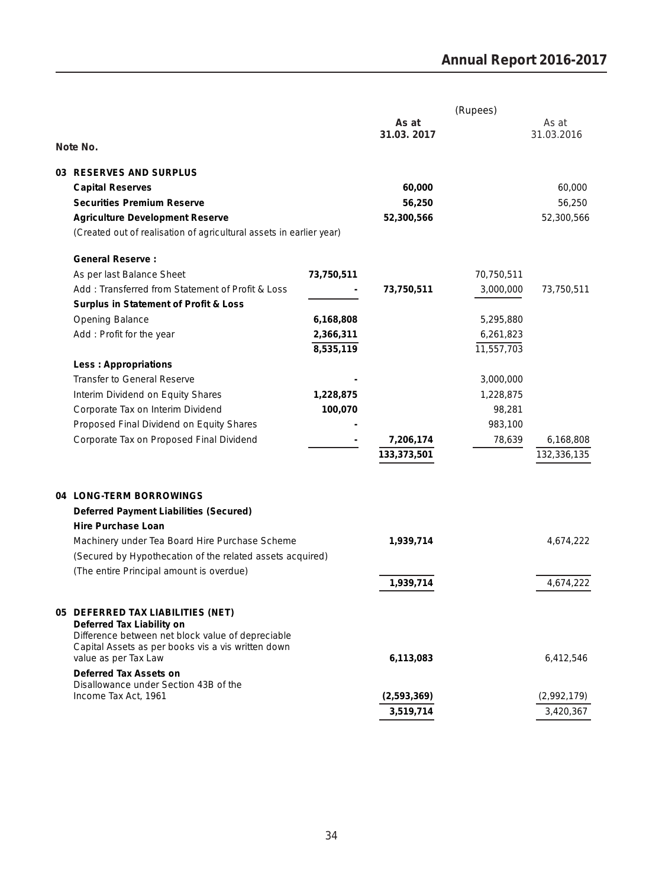| Note No. | | | As at 31.03. 2017 | (Rupees) | As at 31.03.2016 |
|---|---|---|---|---|---|
| **03** | **RESERVES AND SURPLUS** | | | | |
| | **Capital Reserves** | | **60,000** | | 60,000 |
| | **Securities Premium Reserve** | | **56,250** | | 56,250 |
| | **Agriculture Development Reserve** | | **52,300,566** | | 52,300,566 |
| | (Created out of realisation of agricultural assets in earlier year) | | | | |
| | **General Reserve :** | | | | |
| | As per last Balance Sheet | **73,750,511** | | 70,750,511 | |
| | Add : Transferred from Statement of Profit & Loss | **-** | **73,750,511** | 3,000,000 | 73,750,511 |
| | **Surplus in Statement of Profit & Loss** | | | | |
| | Opening Balance | **6,168,808** | | 5,295,880 | |
| | Add : Profit for the year | **2,366,311** | | 6,261,823 | |
| | | **8,535,119** | | 11,557,703 | |
| | **Less : Appropriations** | | | | |
| | Transfer to General Reserve | **-** | | 3,000,000 | |
| | Interim Dividend on Equity Shares | **1,228,875** | | 1,228,875 | |
| | Corporate Tax on Interim Dividend | **100,070** | | 98,281 | |
| | Proposed Final Dividend on Equity Shares | **-** | | 983,100 | |
| | Corporate Tax on Proposed Final Dividend | **-** | **7,206,174** | 78,639 | 6,168,808 |
| | | | **133,373,501** | | 132,336,135 |
| **04** | **LONG-TERM BORROWINGS** | | | | |
| | **Deferred Payment Liabilities (Secured)** | | | | |
| | **Hire Purchase Loan** | | | | |
| | Machinery under Tea Board Hire Purchase Scheme | | **1,939,714** | | 4,674,222 |
| | (Secured by Hypothecation of the related assets acquired) | | | | |
| | (The entire Principal amount is overdue) | | | | |
| | | | **1,939,714** | | 4,674,222 |
| **05** | **DEFERRED TAX LIABILITIES (NET)** | | | | |
| | **Deferred Tax Liability on** | | | | |
| | Difference between net block value of depreciable Capital Assets as per books vis a vis written down value as per Tax Law | | **6,113,083** | | 6,412,546 |
| | **Deferred Tax Assets on** | | | | |
| | Disallowance under Section 43B of the Income Tax Act, 1961 | | **(2,593,369)** | | (2,992,179) |
| | | | **3,519,714** | | 3,420,367 |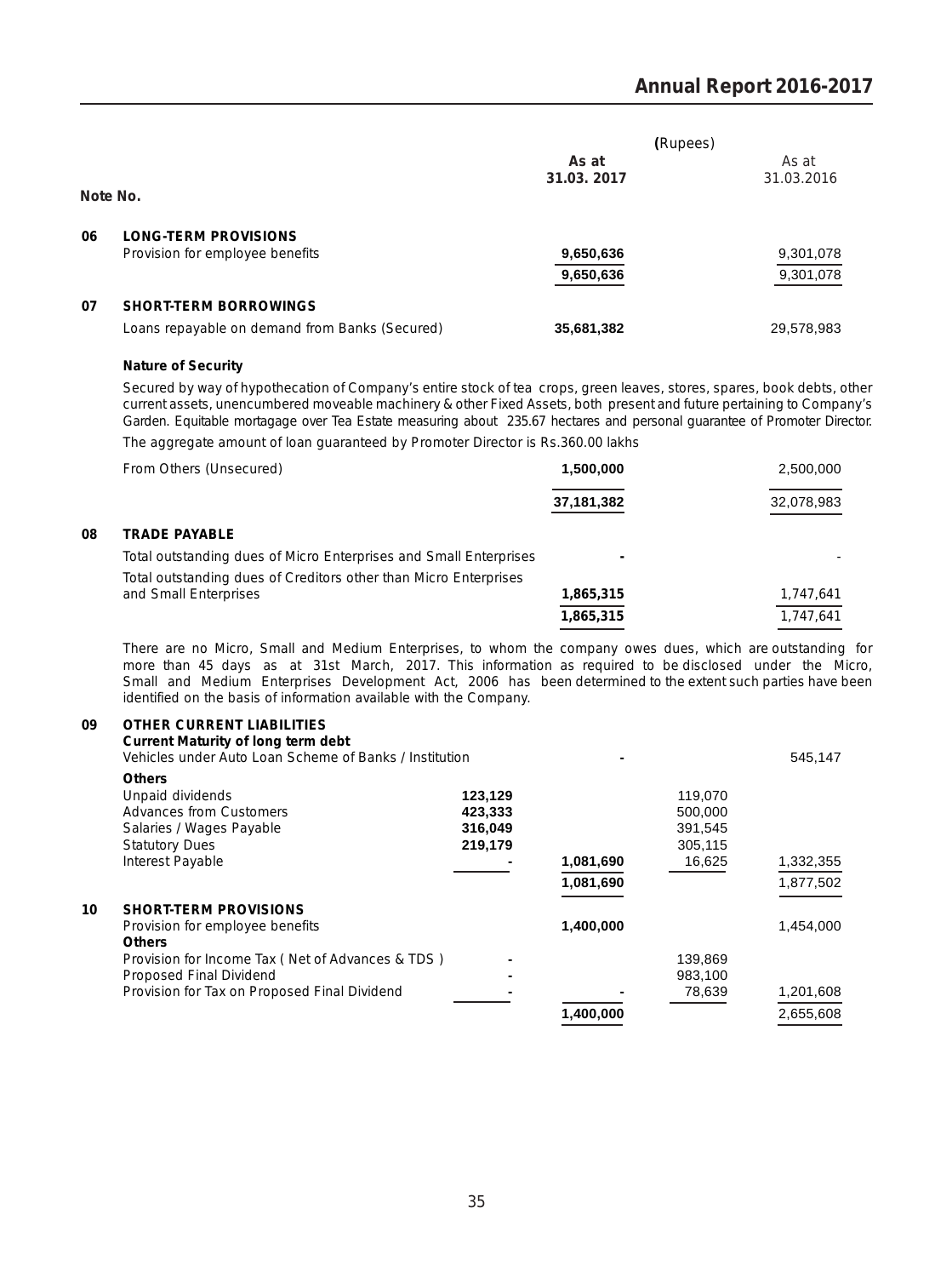| Note No. | | | As at 31.03. 2017 | | As at 31.03.2016 |
|---|---|---|---|---|---|
| | | | **(Rupees)** | | |
| **06** | **LONG-TERM PROVISIONS** | | | | |
| | Provision for employee benefits | | **9,650,636** | | 9,301,078 |
| | | | **9,650,636** | | 9,301,078 |
| **07** | **SHORT-TERM BORROWINGS** | | | | |
| | Loans repayable on demand from Banks (Secured) | | **35,681,382** | | 29,578,983 |

**Nature of Security**

Secured by way of hypothecation of Company's entire stock of tea crops, green leaves, stores, spares, book debts, other current assets, unencumbered moveable machinery & other Fixed Assets, both present and future pertaining to Company's Garden. Equitable mortagage over Tea Estate measuring about 235.67 hectares and personal guarantee of Promoter Director.

The aggregate amount of loan guaranteed by Promoter Director is Rs.360.00 lakhs

| | | | As at 31.03. 2017 | | As at 31.03.2016 |
|---|---|---|---|---|---|
| | From Others (Unsecured) | | **1,500,000** | | 2,500,000 |
| | | | **37,181,382** | | 32,078,983 |
| **08** | **TRADE PAYABLE** | | | | |
| | Total outstanding dues of Micro Enterprises and Small Enterprises | | **-** | | - |
| | Total outstanding dues of Creditors other than Micro Enterprises and Small Enterprises | | **1,865,315** | | 1,747,641 |
| | | | **1,865,315** | | 1,747,641 |

There are no Micro, Small and Medium Enterprises, to whom the company owes dues, which are outstanding for more than 45 days as at 31st March, 2017. This information as required to be disclosed under the Micro, Small and Medium Enterprises Development Act, 2006 has been determined to the extent such parties have been identified on the basis of information available with the Company.

| | | | As at 31.03. 2017 | | As at 31.03.2016 |
|---|---|---|---|---|---|
| **09** | **OTHER CURRENT LIABILITIES** | | | | |
| | **Current Maturity of long term debt** | | | | |
| | Vehicles under Auto Loan Scheme of Banks / Institution | | **-** | | 545,147 |
| | **Others** | | | | |
| | Unpaid dividends | **123,129** | | 119,070 | |
| | Advances from Customers | **423,333** | | 500,000 | |
| | Salaries / Wages Payable | **316,049** | | 391,545 | |
| | Statutory Dues | **219,179** | | 305,115 | |
| | Interest Payable | **-** | **1,081,690** | 16,625 | 1,332,355 |
| | | | **1,081,690** | | 1,877,502 |
| **10** | **SHORT-TERM PROVISIONS** | | | | |
| | Provision for employee benefits | | **1,400,000** | | 1,454,000 |
| | **Others** | | | | |
| | Provision for Income Tax ( Net of Advances & TDS ) | **-** | | 139,869 | |
| | Proposed Final Dividend | **-** | | 983,100 | |
| | Provision for Tax on Proposed Final Dividend | **-** | **-** | 78,639 | 1,201,608 |
| | | | **1,400,000** | | 2,655,608 |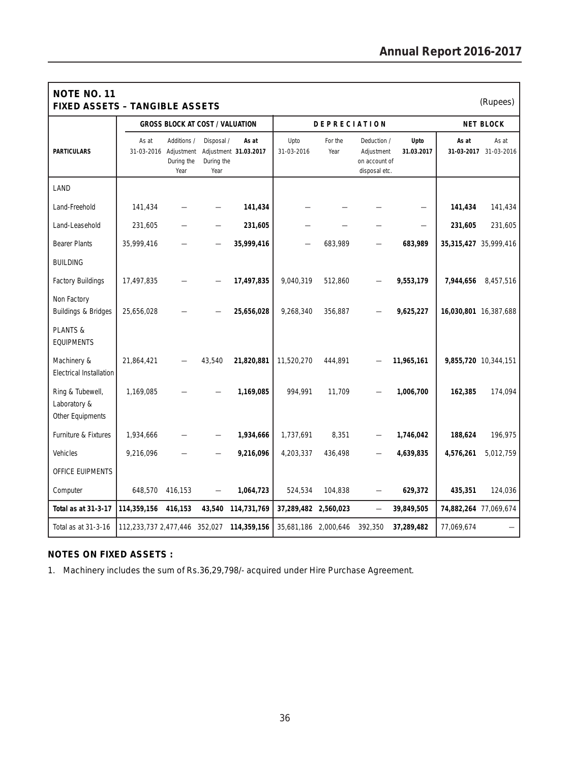## NOTE NO. 11
## FIXED ASSETS – TANGIBLE ASSETS

(Rupees)

| PARTICULARS | GROSS BLOCK AT COST / VALUATION | | | | DEPRECIATION | | | | NET BLOCK | |
|---|---|---|---|---|---|---|---|---|---|---|
| | As at 31-03-2016 | Additions / Adjustment During the Year | Disposal / Adjustment During the Year | **As at 31.03.2017** | Upto 31-03-2016 | For the Year | Deduction / Adjustment on account of disposal etc. | **Upto 31.03.2017** | **As at 31-03-2017** | As at 31-03-2016 |
| LAND | | | | | | | | | | |
| Land-Freehold | 141,434 | — | — | **141,434** | — | — | — | — | **141,434** | 141,434 |
| Land-Leasehold | 231,605 | — | — | **231,605** | — | — | — | — | **231,605** | 231,605 |
| Bearer Plants | 35,999,416 | — | — | **35,999,416** | — | 683,989 | — | **683,989** | **35,315,427** | 35,999,416 |
| BUILDING | | | | | | | | | | |
| Factory Buildings | 17,497,835 | — | — | **17,497,835** | 9,040,319 | 512,860 | — | **9,553,179** | **7,944,656** | 8,457,516 |
| Non Factory Buildings & Bridges | 25,656,028 | — | — | **25,656,028** | 9,268,340 | 356,887 | — | **9,625,227** | **16,030,801** | 16,387,688 |
| PLANTS & EQUIPMENTS | | | | | | | | | | |
| Machinery & Electrical Installation | 21,864,421 | — | 43,540 | **21,820,881** | 11,520,270 | 444,891 | — | **11,965,161** | **9,855,720** | 10,344,151 |
| Ring & Tubewell, Laboratory & Other Equipments | 1,169,085 | — | — | **1,169,085** | 994,991 | 11,709 | — | **1,006,700** | **162,385** | 174,094 |
| Furniture & Fixtures | 1,934,666 | — | — | **1,934,666** | 1,737,691 | 8,351 | — | **1,746,042** | **188,624** | 196,975 |
| Vehicles | 9,216,096 | — | — | **9,216,096** | 4,203,337 | 436,498 | — | **4,639,835** | **4,576,261** | 5,012,759 |
| OFFICE EUIPMENTS | | | | | | | | | | |
| Computer | 648,570 | 416,153 | — | **1,064,723** | 524,534 | 104,838 | — | **629,372** | **435,351** | 124,036 |
| **Total as at 31-3-17** | **114,359,156** | **416,153** | **43,540** | **114,731,769** | **37,289,482** | **2,560,023** | — | **39,849,505** | **74,882,264** | **77,069,674** |
| Total as at 31-3-16 | 112,233,737 | 2,477,446 | 352,027 | 114,359,156 | 35,681,186 | 2,000,646 | 392,350 | 37,289,482 | 77,069,674 | — |

**NOTES ON FIXED ASSETS :**

1. Machinery includes the sum of Rs.36,29,798/- acquired under Hire Purchase Agreement.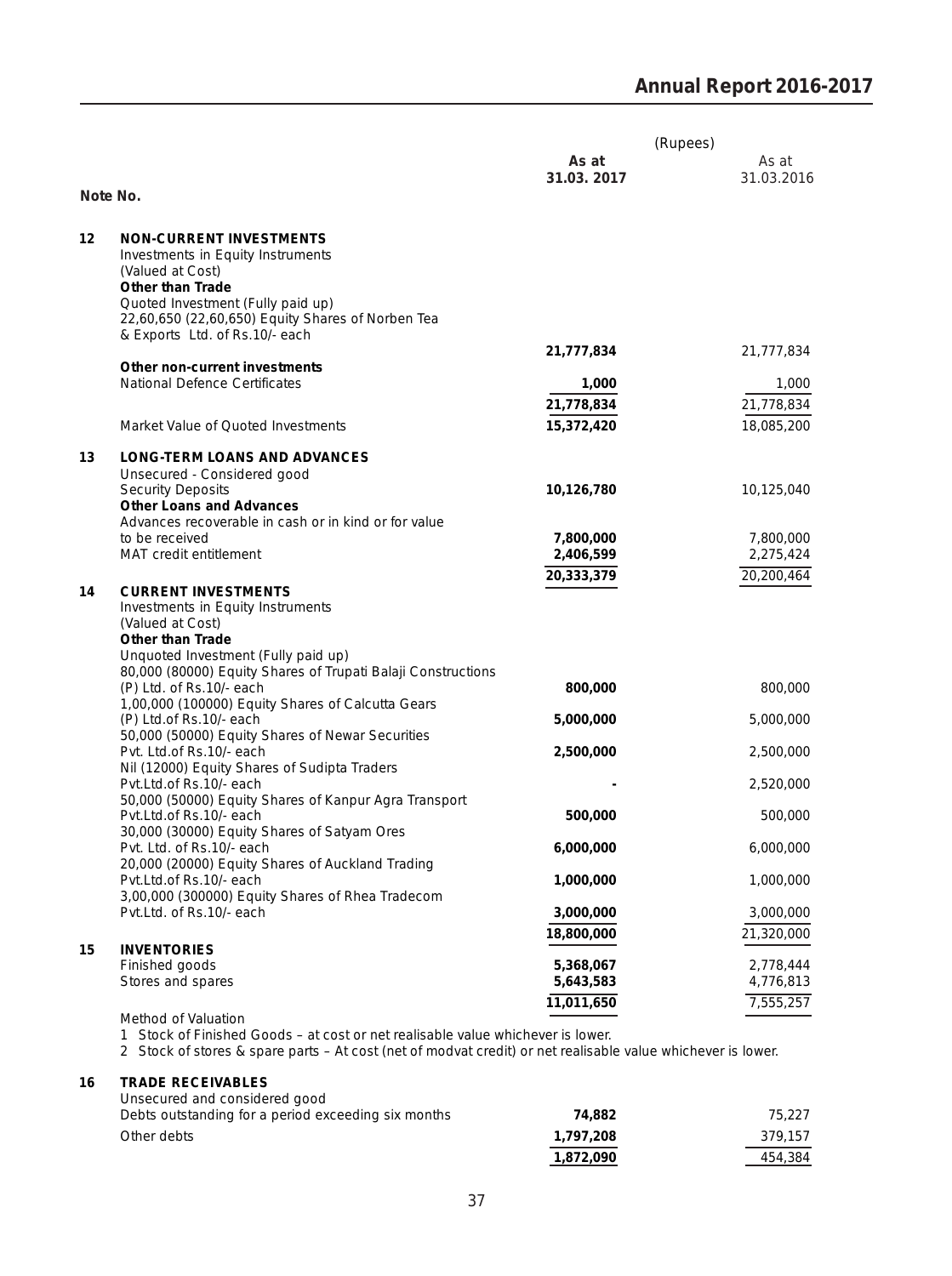| Note No. | | As at 31.03. 2017 | As at 31.03.2016 |
|---|---|---|---|
| | | (Rupees) | |
| **12** | **NON-CURRENT INVESTMENTS** | | |
| | Investments in Equity Instruments | | |
| | (Valued at Cost) | | |
| | **Other than Trade** | | |
| | Quoted Investment (Fully paid up) | | |
| | 22,60,650 (22,60,650) Equity Shares of Norben Tea & Exports Ltd. of Rs.10/- each | **21,777,834** | 21,777,834 |
| | **Other non-current investments** | | |
| | National Defence Certificates | **1,000** | 1,000 |
| | | **21,778,834** | 21,778,834 |
| | Market Value of Quoted Investments | **15,372,420** | 18,085,200 |
| **13** | **LONG-TERM LOANS AND ADVANCES** | | |
| | Unsecured - Considered good | | |
| | Security Deposits | **10,126,780** | 10,125,040 |
| | **Other Loans and Advances** | | |
| | Advances recoverable in cash or in kind or for value to be received | **7,800,000** | 7,800,000 |
| | MAT credit entitlement | **2,406,599** | 2,275,424 |
| | | **20,333,379** | 20,200,464 |
| **14** | **CURRENT INVESTMENTS** | | |
| | Investments in Equity Instruments | | |
| | (Valued at Cost) | | |
| | **Other than Trade** | | |
| | Unquoted Investment (Fully paid up) | | |
| | 80,000 (80000) Equity Shares of Trupati Balaji Constructions (P) Ltd. of Rs.10/- each | **800,000** | 800,000 |
| | 1,00,000 (100000) Equity Shares of Calcutta Gears (P) Ltd.of Rs.10/- each | **5,000,000** | 5,000,000 |
| | 50,000 (50000) Equity Shares of Newar Securities Pvt. Ltd.of Rs.10/- each | **2,500,000** | 2,500,000 |
| | Nil (12000) Equity Shares of Sudipta Traders Pvt.Ltd.of Rs.10/- each | **-** | 2,520,000 |
| | 50,000 (50000) Equity Shares of Kanpur Agra Transport Pvt.Ltd.of Rs.10/- each | **500,000** | 500,000 |
| | 30,000 (30000) Equity Shares of Satyam Ores Pvt. Ltd. of Rs.10/- each | **6,000,000** | 6,000,000 |
| | 20,000 (20000) Equity Shares of Auckland Trading Pvt.Ltd.of Rs.10/- each | **1,000,000** | 1,000,000 |
| | 3,00,000 (300000) Equity Shares of Rhea Tradecom Pvt.Ltd. of Rs.10/- each | **3,000,000** | 3,000,000 |
| | | **18,800,000** | 21,320,000 |
| **15** | **INVENTORIES** | | |
| | Finished goods | **5,368,067** | 2,778,444 |
| | Stores and spares | **5,643,583** | 4,776,813 |
| | | **11,011,650** | 7,555,257 |

Method of Valuation

1 Stock of Finished Goods – at cost or net realisable value whichever is lower.

2 Stock of stores & spare parts – At cost (net of modvat credit) or net realisable value whichever is lower.

| Note No. | | As at 31.03. 2017 | As at 31.03.2016 |
|---|---|---|---|
| **16** | **TRADE RECEIVABLES** | | |
| | Unsecured and considered good | | |
| | Debts outstanding for a period exceeding six months | **74,882** | 75,227 |
| | Other debts | **1,797,208** | 379,157 |
| | | **1,872,090** | 454,384 |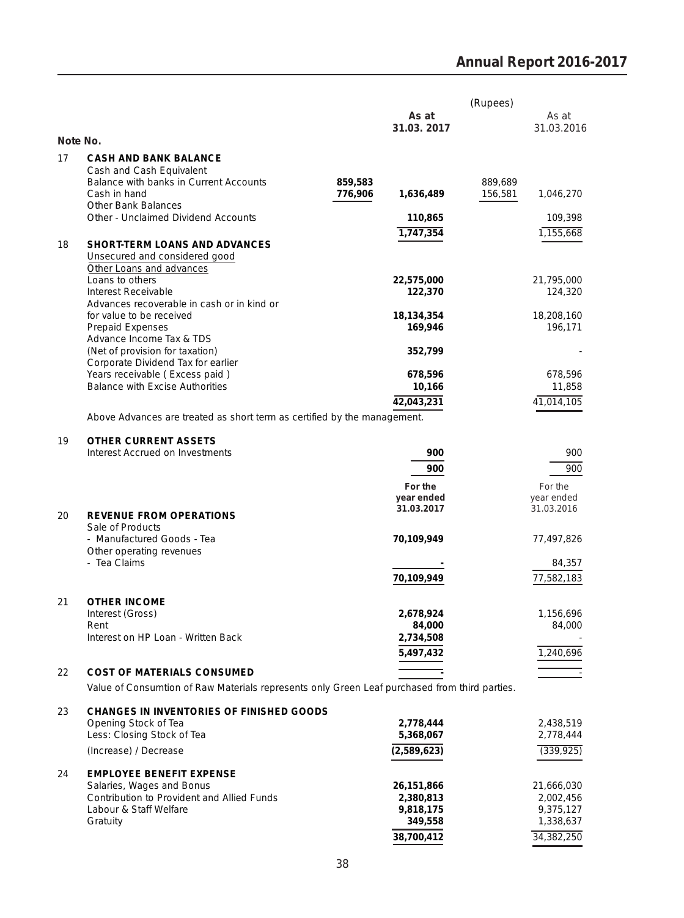| Note No. | | | As at 31.03. 2017 | (Rupees) | As at 31.03.2016 |
|---|---|---|---|---|---|
| 17 | **CASH AND BANK BALANCE** | | | | |
| | Cash and Cash Equivalent | | | | |
| | Balance with banks in Current Accounts | 859,583 | | 889,689 | |
| | Cash in hand | 776,906 | 1,636,489 | 156,581 | 1,046,270 |
| | Other Bank Balances | | | | |
| | Other - Unclaimed Dividend Accounts | | 110,865 | | 109,398 |
| | | | 1,747,354 | | 1,155,668 |
| 18 | **SHORT-TERM LOANS AND ADVANCES** | | | | |
| | Unsecured and considered good | | | | |
| | Other Loans and advances | | | | |
| | Loans to others | | 22,575,000 | | 21,795,000 |
| | Interest Receivable | | 122,370 | | 124,320 |
| | Advances recoverable in cash or in kind or for value to be received | | 18,134,354 | | 18,208,160 |
| | Prepaid Expenses | | 169,946 | | 196,171 |
| | Advance Income Tax & TDS (Net of provision for taxation) | | 352,799 | | - |
| | Corporate Dividend Tax for earlier Years receivable ( Excess paid ) | | 678,596 | | 678,596 |
| | Balance with Excise Authorities | | 10,166 | | 11,858 |
| | | | 42,043,231 | | 41,014,105 |

Above Advances are treated as short term as certified by the management.

| Note No. | | As at 31.03. 2017 | As at 31.03.2016 |
|---|---|---|---|
| 19 | **OTHER CURRENT ASSETS** | | |
| | Interest Accrued on Investments | 900 | 900 |
| | | 900 | 900 |

| Note No. | | For the year ended 31.03.2017 | For the year ended 31.03.2016 |
|---|---|---|---|
| 20 | **REVENUE FROM OPERATIONS** | | |
| | Sale of Products | | |
| | - Manufactured Goods - Tea | 70,109,949 | 77,497,826 |
| | Other operating revenues | | |
| | - Tea Claims | - | 84,357 |
| | | 70,109,949 | 77,582,183 |
| 21 | **OTHER INCOME** | | |
| | Interest (Gross) | 2,678,924 | 1,156,696 |
| | Rent | 84,000 | 84,000 |
| | Interest on HP Loan - Written Back | 2,734,508 | - |
| | | 5,497,432 | 1,240,696 |
| 22 | **COST OF MATERIALS CONSUMED** | - | - |

Value of Consumtion of Raw Materials represents only Green Leaf purchased from third parties.

| Note No. | | For the year ended 31.03.2017 | For the year ended 31.03.2016 |
|---|---|---|---|
| 23 | **CHANGES IN INVENTORIES OF FINISHED GOODS** | | |
| | Opening Stock of Tea | 2,778,444 | 2,438,519 |
| | Less: Closing Stock of Tea | 5,368,067 | 2,778,444 |
| | (Increase) / Decrease | (2,589,623) | (339,925) |
| 24 | **EMPLOYEE BENEFIT EXPENSE** | | |
| | Salaries, Wages and Bonus | 26,151,866 | 21,666,030 |
| | Contribution to Provident and Allied Funds | 2,380,813 | 2,002,456 |
| | Labour & Staff Welfare | 9,818,175 | 9,375,127 |
| | Gratuity | 349,558 | 1,338,637 |
| | | 38,700,412 | 34,382,250 |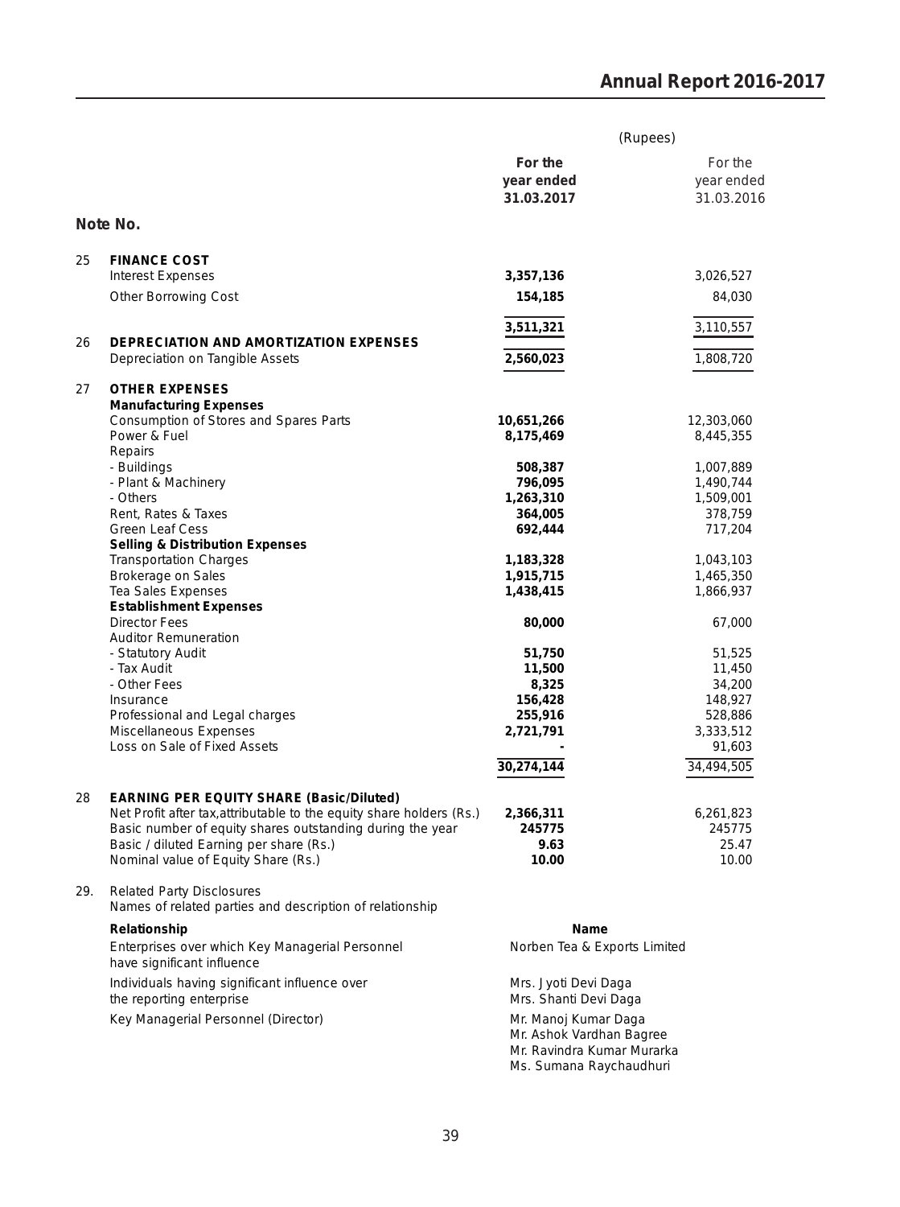| Note No. | | For the year ended 31.03.2017 | For the year ended 31.03.2016 |
|---|---|---|---|
| | | (Rupees) | |
| 25 | **FINANCE COST** | | |
| | Interest Expenses | **3,357,136** | 3,026,527 |
| | Other Borrowing Cost | **154,185** | 84,030 |
| | | **3,511,321** | 3,110,557 |
| 26 | **DEPRECIATION AND AMORTIZATION EXPENSES** | | |
| | Depreciation on Tangible Assets | **2,560,023** | 1,808,720 |
| 27 | **OTHER EXPENSES** | | |
| | **Manufacturing Expenses** | | |
| | Consumption of Stores and Spares Parts | **10,651,266** | 12,303,060 |
| | Power & Fuel | **8,175,469** | 8,445,355 |
| | Repairs | | |
| | - Buildings | **508,387** | 1,007,889 |
| | - Plant & Machinery | **796,095** | 1,490,744 |
| | - Others | **1,263,310** | 1,509,001 |
| | Rent, Rates & Taxes | **364,005** | 378,759 |
| | Green Leaf Cess | **692,444** | 717,204 |
| | **Selling & Distribution Expenses** | | |
| | Transportation Charges | **1,183,328** | 1,043,103 |
| | Brokerage on Sales | **1,915,715** | 1,465,350 |
| | Tea Sales Expenses | **1,438,415** | 1,866,937 |
| | **Establishment Expenses** | | |
| | Director Fees | **80,000** | 67,000 |
| | Auditor Remuneration | | |
| | - Statutory Audit | **51,750** | 51,525 |
| | - Tax Audit | **11,500** | 11,450 |
| | - Other Fees | **8,325** | 34,200 |
| | Insurance | **156,428** | 148,927 |
| | Professional and Legal charges | **255,916** | 528,886 |
| | Miscellaneous Expenses | **2,721,791** | 3,333,512 |
| | Loss on Sale of Fixed Assets | **-** | 91,603 |
| | | **30,274,144** | 34,494,505 |
| 28 | **EARNING PER EQUITY SHARE (Basic/Diluted)** | | |
| | Net Profit after tax,attributable to the equity share holders (Rs.) | **2,366,311** | 6,261,823 |
| | Basic number of equity shares outstanding during the year | **245775** | 245775 |
| | Basic / diluted Earning per share (Rs.) | **9.63** | 25.47 |
| | Nominal value of Equity Share (Rs.) | **10.00** | 10.00 |

29. Related Party Disclosures

Names of related parties and description of relationship

| **Relationship** | **Name** |
|---|---|
| Enterprises over which Key Managerial Personnel have significant influence | Norben Tea & Exports Limited |
| Individuals having significant influence over the reporting enterprise | Mrs. Jyoti Devi Daga<br>Mrs. Shanti Devi Daga |
| Key Managerial Personnel (Director) | Mr. Manoj Kumar Daga<br>Mr. Ashok Vardhan Bagree<br>Mr. Ravindra Kumar Murarka<br>Ms. Sumana Raychaudhuri |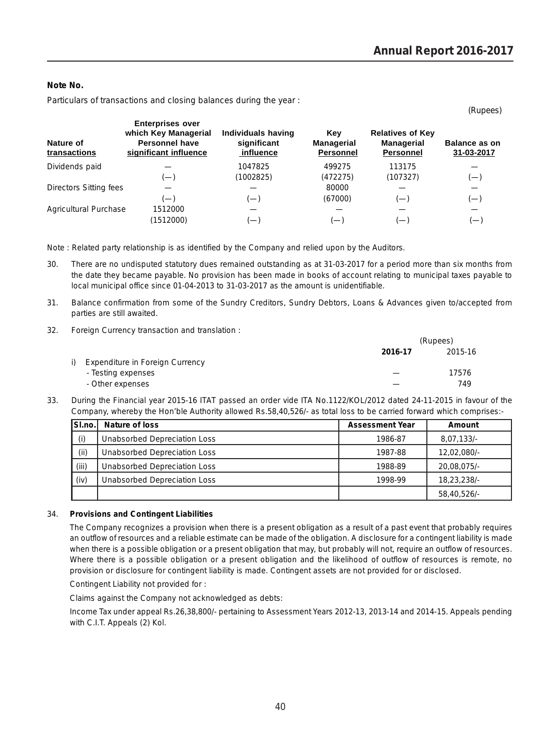**Note No.**

Particulars of transactions and closing balances during the year :

(Rupees)

| Nature of transactions | Enterprises over which Key Managerial Personnel have significant influence | Individuals having significant influence | Key Managerial Personnel | Relatives of Key Managerial Personnel | Balance as on 31-03-2017 |
|---|---|---|---|---|---|
| Dividends paid | — | 1047825 | 499275 | 113175 | — |
| | (—) | (1002825) | (472275) | (107327) | (—) |
| Directors Sitting fees | — | — | 80000 | — | — |
| | (—) | (—) | (67000) | (—) | (—) |
| Agricultural Purchase | 1512000 | — | — | — | — |
| | (1512000) | (—) | (—) | (—) | (—) |

Note : Related party relationship is as identified by the Company and relied upon by the Auditors.

30. There are no undisputed statutory dues remained outstanding as at 31-03-2017 for a period more than six months from the date they became payable. No provision has been made in books of account relating to municipal taxes payable to local municipal office since 01-04-2013 to 31-03-2017 as the amount is unidentifiable.

31. Balance confirmation from some of the Sundry Creditors, Sundry Debtors, Loans & Advances given to/accepted from parties are still awaited.

32. Foreign Currency transaction and translation :

(Rupees)

| | 2016-17 | 2015-16 |
|---|---|---|
| i) Expenditure in Foreign Currency | | |
| - Testing expenses | — | 17576 |
| - Other expenses | — | 749 |

33. During the Financial year 2015-16 ITAT passed an order vide ITA No.1122/KOL/2012 dated 24-11-2015 in favour of the Company, whereby the Hon'ble Authority allowed Rs.58,40,526/- as total loss to be carried forward which comprises:-

| Sl.no. | Nature of loss | Assessment Year | Amount |
|---|---|---|---|
| (i) | Unabsorbed Depreciation Loss | 1986-87 | 8,07,133/- |
| (ii) | Unabsorbed Depreciation Loss | 1987-88 | 12,02,080/- |
| (iii) | Unabsorbed Depreciation Loss | 1988-89 | 20,08,075/- |
| (iv) | Unabsorbed Depreciation Loss | 1998-99 | 18,23,238/- |
| | | | 58,40,526/- |

34. **Provisions and Contingent Liabilities**

The Company recognizes a provision when there is a present obligation as a result of a past event that probably requires an outflow of resources and a reliable estimate can be made of the obligation. A disclosure for a contingent liability is made when there is a possible obligation or a present obligation that may, but probably will not, require an outflow of resources. Where there is a possible obligation or a present obligation and the likelihood of outflow of resources is remote, no provision or disclosure for contingent liability is made. Contingent assets are not provided for or disclosed.

Contingent Liability not provided for :

Claims against the Company not acknowledged as debts:

Income Tax under appeal Rs.26,38,800/- pertaining to Assessment Years 2012-13, 2013-14 and 2014-15. Appeals pending with C.I.T. Appeals (2) Kol.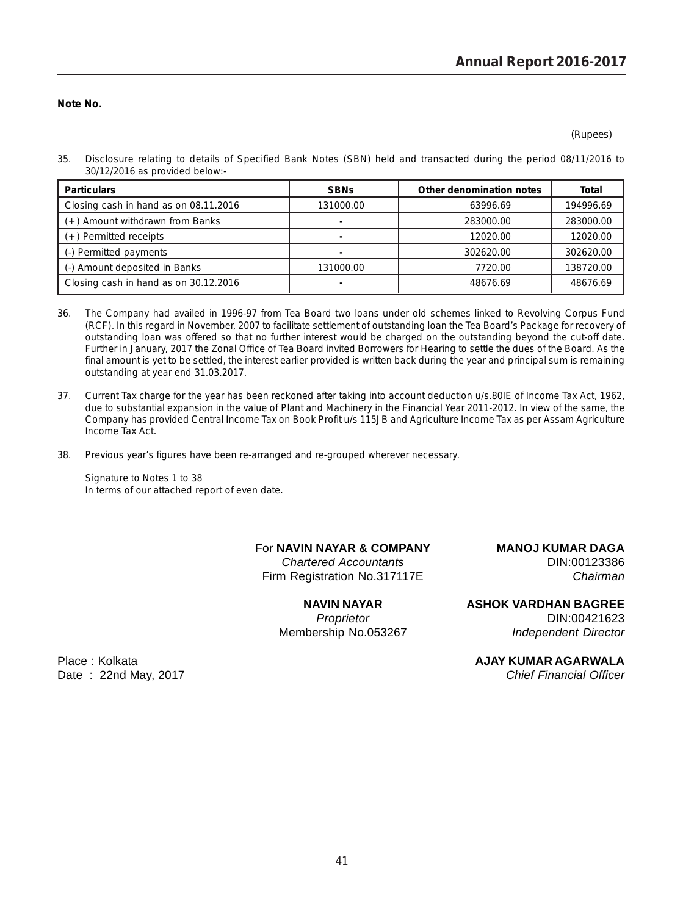**Note No.**

(Rupees)

35. Disclosure relating to details of Specified Bank Notes (SBN) held and transacted during the period 08/11/2016 to 30/12/2016 as provided below:-

| Particulars | SBNs | Other denomination notes | Total |
|---|---|---|---|
| Closing cash in hand as on 08.11.2016 | 131000.00 | 63996.69 | 194996.69 |
| (+) Amount withdrawn from Banks | - | 283000.00 | 283000.00 |
| (+) Permitted receipts | - | 12020.00 | 12020.00 |
| (-) Permitted payments | - | 302620.00 | 302620.00 |
| (-) Amount deposited in Banks | 131000.00 | 7720.00 | 138720.00 |
| Closing cash in hand as on 30.12.2016 | - | 48676.69 | 48676.69 |

36. The Company had availed in 1996-97 from Tea Board two loans under old schemes linked to Revolving Corpus Fund (RCF). In this regard in November, 2007 to facilitate settlement of outstanding loan the Tea Board's Package for recovery of outstanding loan was offered so that no further interest would be charged on the outstanding beyond the cut-off date. Further in January, 2017 the Zonal Office of Tea Board invited Borrowers for Hearing to settle the dues of the Board. As the final amount is yet to be settled, the interest earlier provided is written back during the year and principal sum is remaining outstanding at year end 31.03.2017.

37. Current Tax charge for the year has been reckoned after taking into account deduction u/s.80IE of Income Tax Act, 1962, due to substantial expansion in the value of Plant and Machinery in the Financial Year 2011-2012. In view of the same, the Company has provided Central Income Tax on Book Profit u/s 115JB and Agriculture Income Tax as per Assam Agriculture Income Tax Act.

38. Previous year's figures have been re-arranged and re-grouped wherever necessary.

Signature to Notes 1 to 38
In terms of our attached report of even date.

For **NAVIN NAYAR & COMPANY**
*Chartered Accountants*
Firm Registration No.317117E

**NAVIN NAYAR**
*Proprietor*
Membership No.053267

**MANOJ KUMAR DAGA**
DIN:00123386
*Chairman*

**ASHOK VARDHAN BAGREE**
DIN:00421623
*Independent Director*

**AJAY KUMAR AGARWALA**
*Chief Financial Officer*

Place : Kolkata
Date : 22nd May, 2017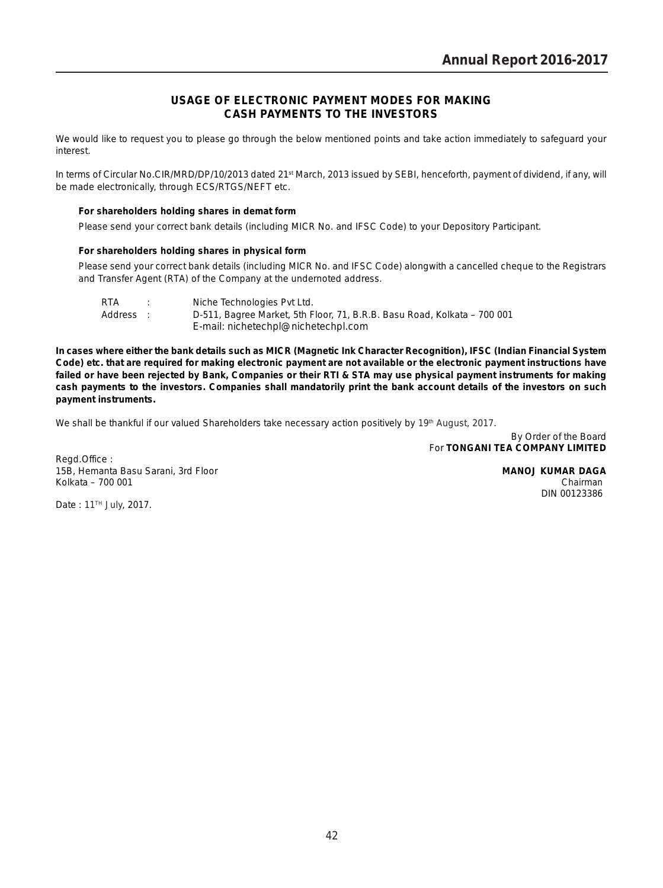## USAGE OF ELECTRONIC PAYMENT MODES FOR MAKING CASH PAYMENTS TO THE INVESTORS

We would like to request you to please go through the below mentioned points and take action immediately to safeguard your interest.

In terms of Circular No.CIR/MRD/DP/10/2013 dated 21st March, 2013 issued by SEBI, henceforth, payment of dividend, if any, will be made electronically, through ECS/RTGS/NEFT etc.

**For shareholders holding shares in demat form**

Please send your correct bank details (including MICR No. and IFSC Code) to your Depository Participant.

**For shareholders holding shares in physical form**

Please send your correct bank details (including MICR No. and IFSC Code) alongwith a cancelled cheque to the Registrars and Transfer Agent (RTA) of the Company at the undernoted address.

RTA : Niche Technologies Pvt Ltd.
Address : D-511, Bagree Market, 5th Floor, 71, B.R.B. Basu Road, Kolkata – 700 001
E-mail: nichetechpl@nichetechpl.com

**In cases where either the bank details such as MICR (Magnetic Ink Character Recognition), IFSC (Indian Financial System Code) etc. that are required for making electronic payment are not available or the electronic payment instructions have failed or have been rejected by Bank, Companies or their RTI & STA may use physical payment instruments for making cash payments to the investors. Companies shall mandatorily print the bank account details of the investors on such payment instruments.**

We shall be thankful if our valued Shareholders take necessary action positively by 19th August, 2017.

By Order of the Board
For **TONGANI TEA COMPANY LIMITED**

Regd.Office :
15B, Hemanta Basu Sarani, 3rd Floor
Kolkata – 700 001

**MANOJ KUMAR DAGA**
Chairman
DIN 00123386

Date : 11TH July, 2017.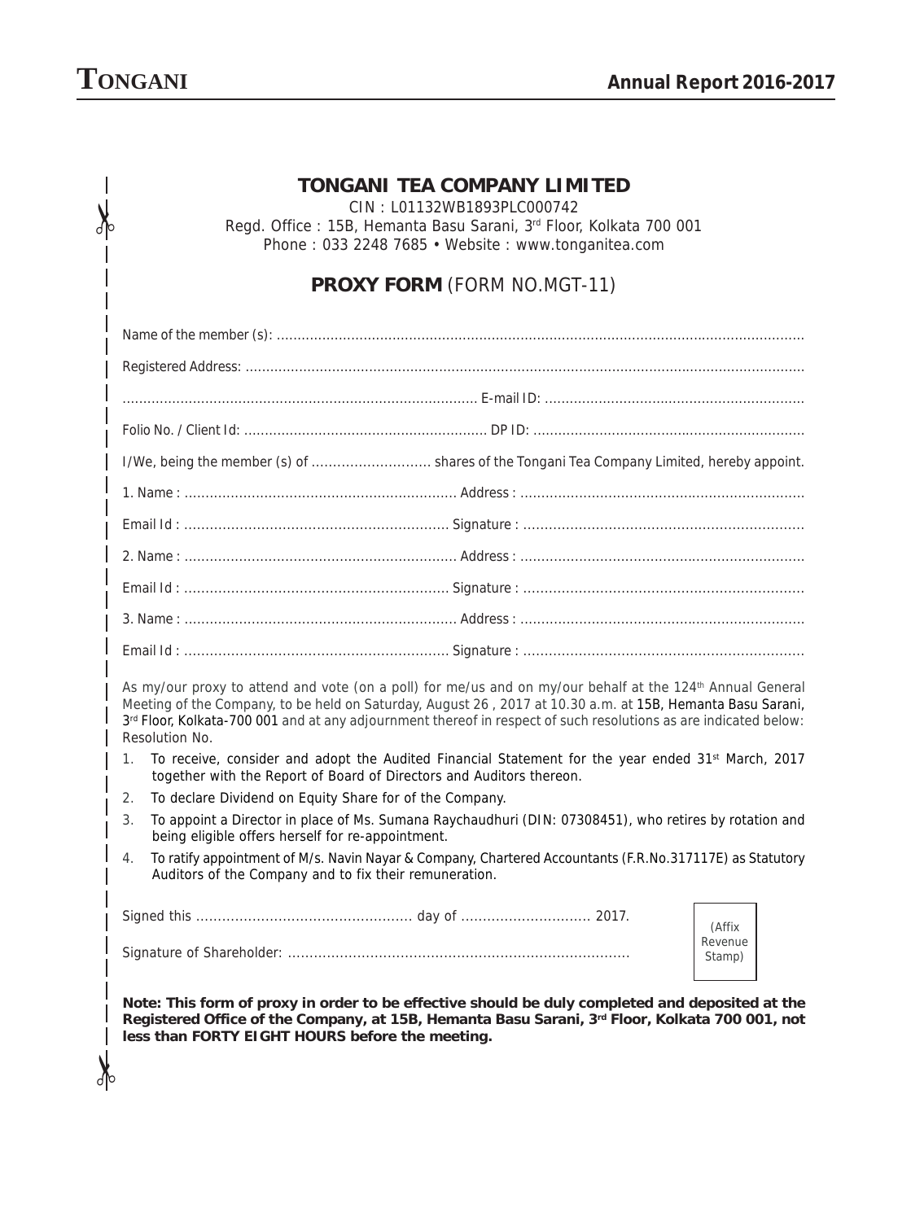# TONGANI TEA COMPANY LIMITED

CIN : L01132WB1893PLC000742

Regd. Office : 15B, Hemanta Basu Sarani, 3rd Floor, Kolkata 700 001

Phone : 033 2248 7685 • Website : www.tonganitea.com

## PROXY FORM (FORM NO.MGT-11)

Name of the member (s): ..................................................................................................................................

Registered Address: ........................................................................................................................................

.................................................................................... E-mail ID: .............................................................

Folio No. / Client Id: .......................................................... DP ID: .................................................................

I/We, being the member (s) of ............................ shares of the Tongani Tea Company Limited, hereby appoint.

1. Name : ................................................................ Address : ...................................................................

Email Id : ............................................................. Signature : .................................................................

2. Name : ................................................................ Address : ...................................................................

Email Id : ............................................................. Signature : .................................................................

3. Name : ................................................................ Address : ...................................................................

Email Id : ............................................................. Signature : .................................................................

As my/our proxy to attend and vote (on a poll) for me/us and on my/our behalf at the 124th Annual General Meeting of the Company, to be held on Saturday, August 26 , 2017 at 10.30 a.m. at 15B, Hemanta Basu Sarani, 3rd Floor, Kolkata-700 001 and at any adjournment thereof in respect of such resolutions as are indicated below:

Resolution No.

1. To receive, consider and adopt the Audited Financial Statement for the year ended 31st March, 2017 together with the Report of Board of Directors and Auditors thereon.
2. To declare Dividend on Equity Share for of the Company.
3. To appoint a Director in place of Ms. Sumana Raychaudhuri (DIN: 07308451), who retires by rotation and being eligible offers herself for re-appointment.
4. To ratify appointment of M/s. Navin Nayar & Company, Chartered Accountants (F.R.No.317117E) as Statutory Auditors of the Company and to fix their remuneration.

Signed this ................................................. day of ............................. 2017.

Signature of Shareholder: ..............................................................................

(Affix Revenue Stamp)

**Note: This form of proxy in order to be effective should be duly completed and deposited at the Registered Office of the Company, at 15B, Hemanta Basu Sarani, 3rd Floor, Kolkata 700 001, not less than FORTY EIGHT HOURS before the meeting.**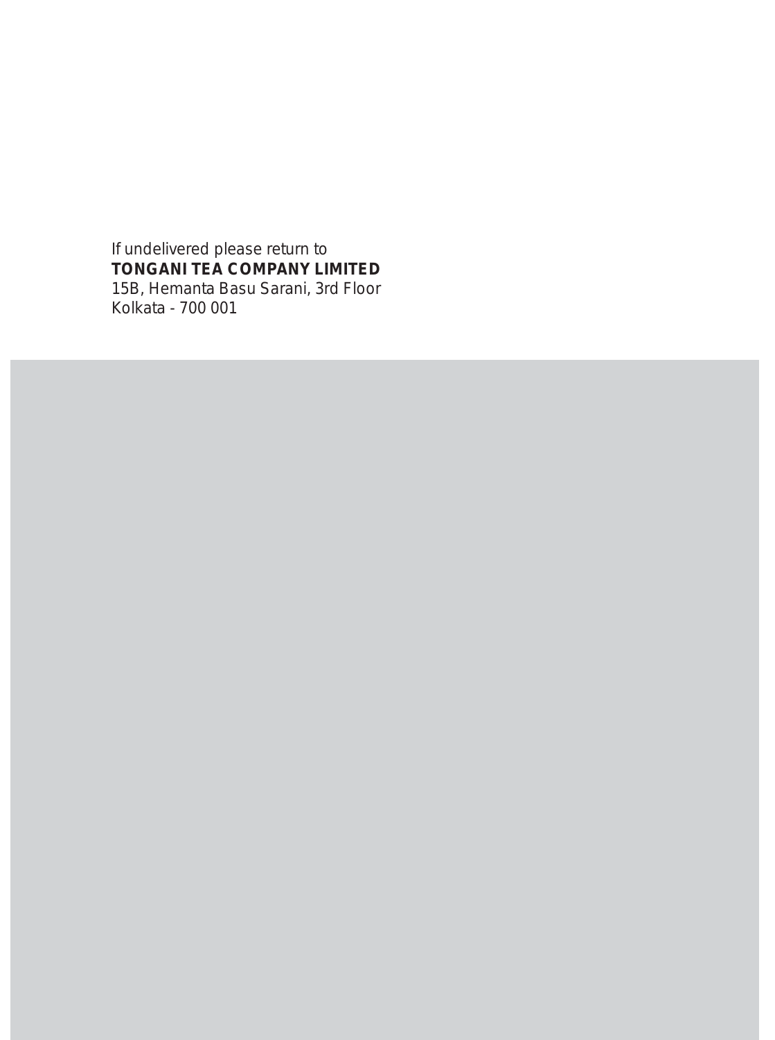If undelivered please return to

**TONGANI TEA COMPANY LIMITED**

15B, Hemanta Basu Sarani, 3rd Floor

Kolkata - 700 001